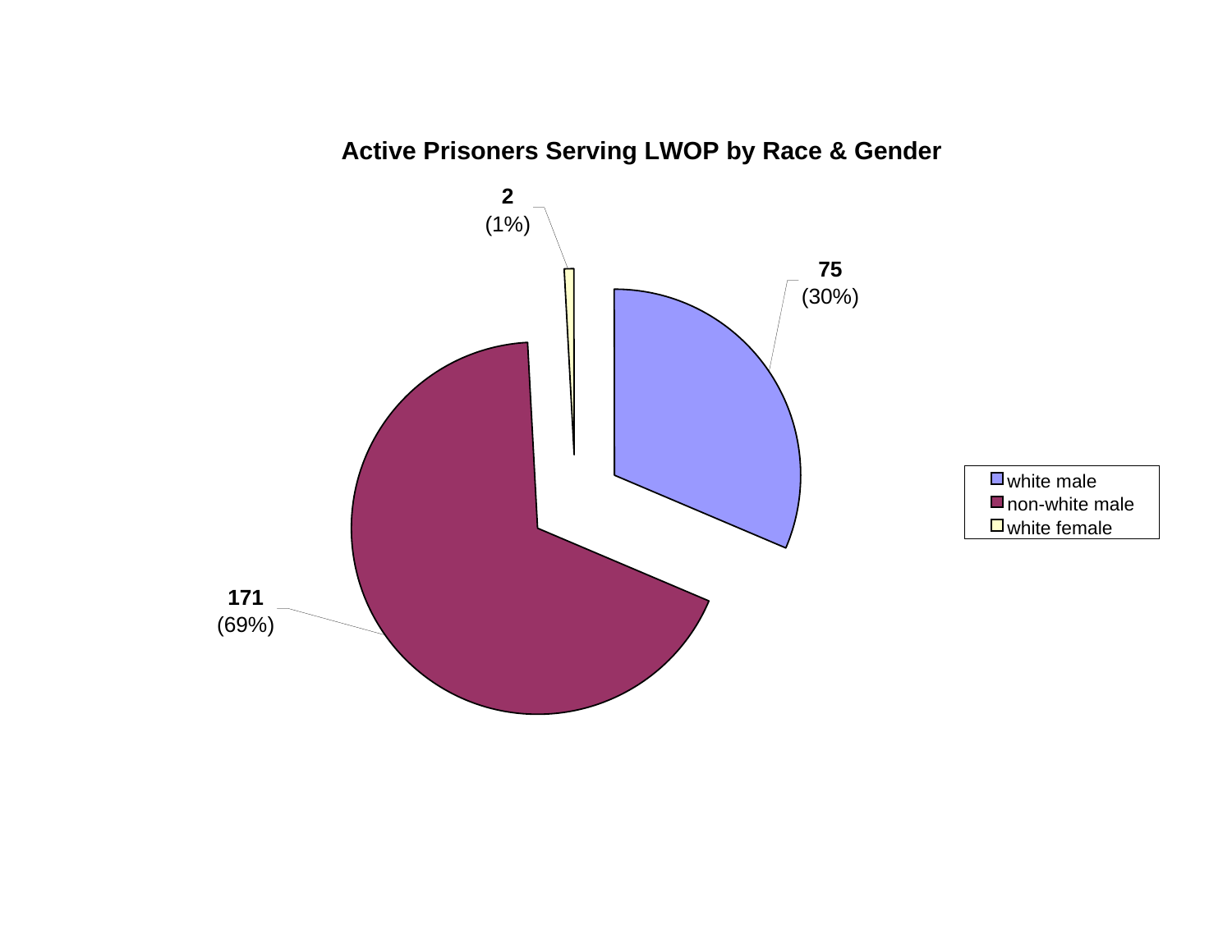## Active Prisoners Serving LWOP by Race & Gender

| Category | Count | Percent |
| --- | --- | --- |
| white male | 75 | 30% |
| non-white male | 171 | 69% |
| white female | 2 | 1% |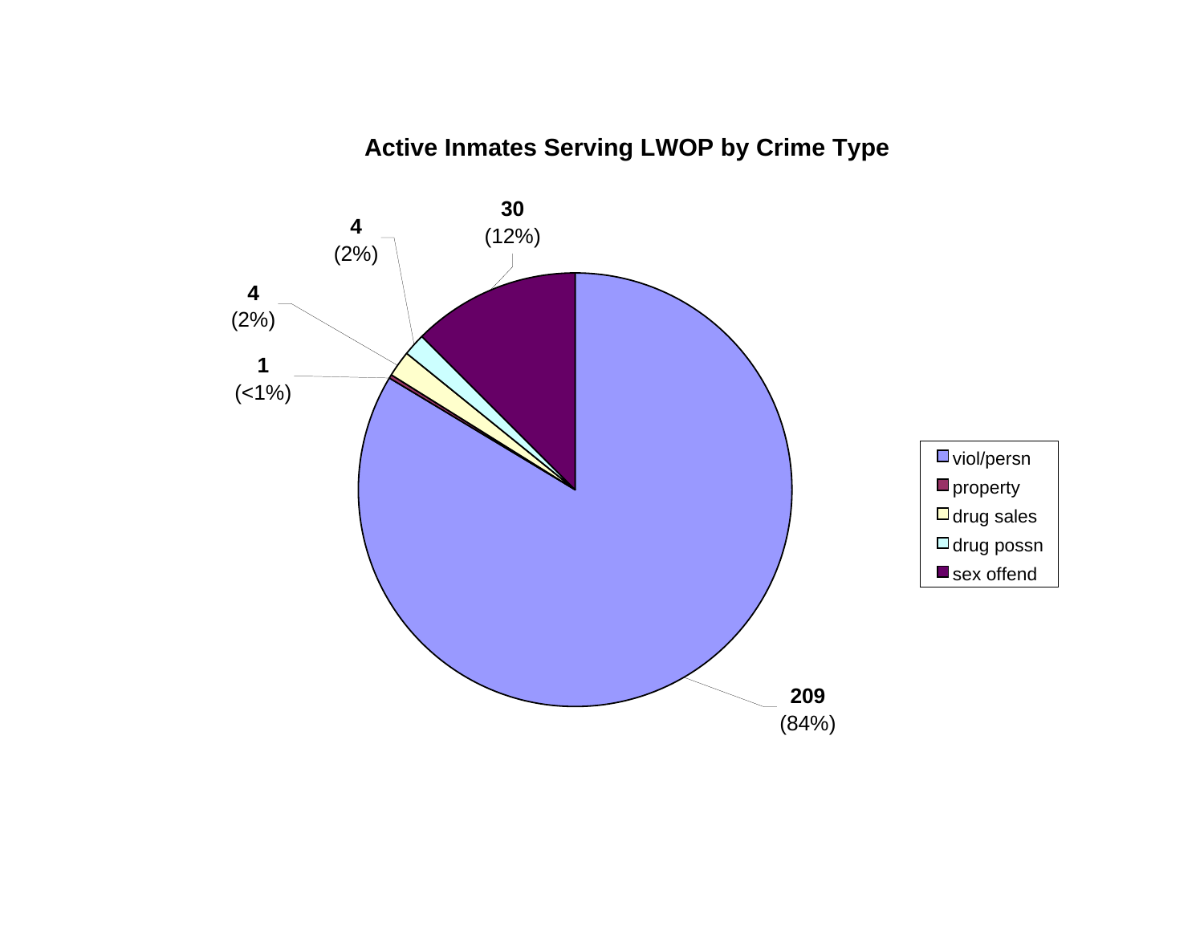## Active Inmates Serving LWOP by Crime Type

| Crime Type | Count | Percent |
|---|---|---|
| viol/persn | 209 | (84%) |
| property | 1 | (<1%) |
| drug sales | 4 | (2%) |
| drug possn | 4 | (2%) |
| sex offend | 30 | (12%) |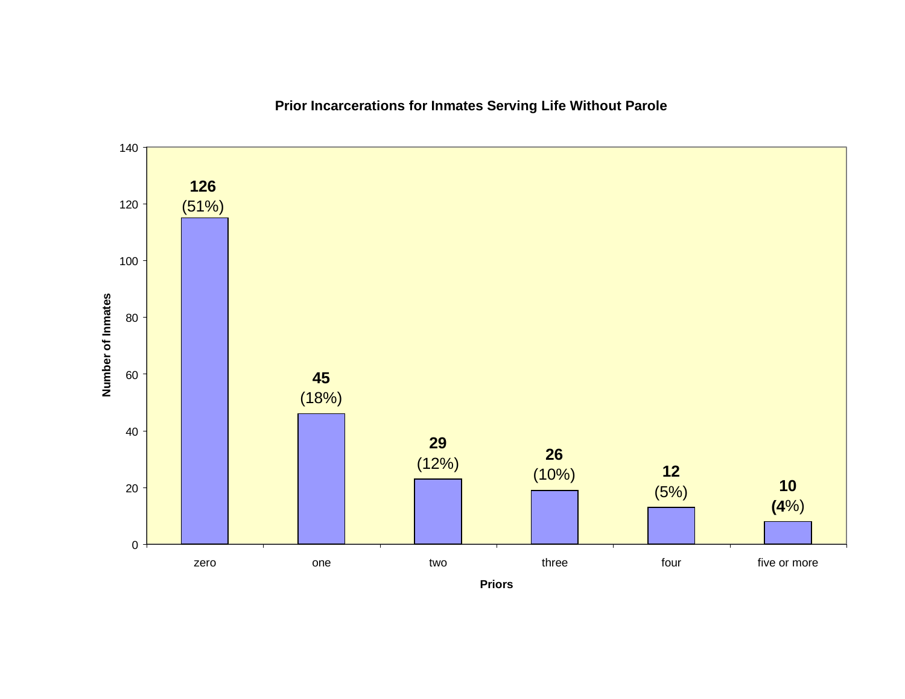**Prior Incarcerations for Inmates Serving Life Without Parole**

| Priors | Number of Inmates | Percent |
|---|---|---|
| zero | 126 | (51%) |
| one | 45 | (18%) |
| two | 29 | (12%) |
| three | 26 | (10%) |
| four | 12 | (5%) |
| five or more | 10 | (4%) |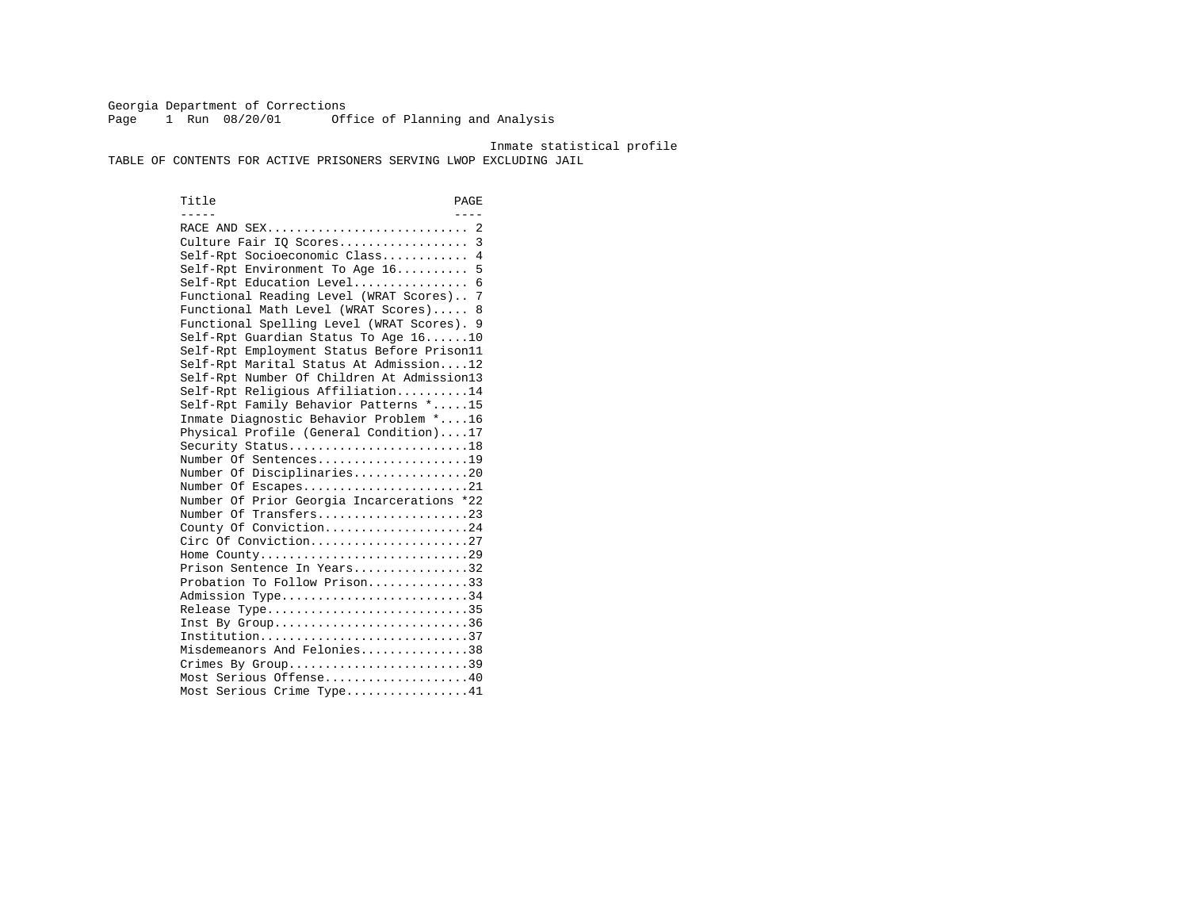Georgia Department of Corrections
Office of Planning and Analysis

Inmate statistical profile

TABLE OF CONTENTS FOR ACTIVE PRISONERS SERVING LWOP EXCLUDING JAIL

| Title | PAGE |
|---|---|
| RACE AND SEX | 2 |
| Culture Fair IQ Scores | 3 |
| Self-Rpt Socioeconomic Class | 4 |
| Self-Rpt Environment To Age 16 | 5 |
| Self-Rpt Education Level | 6 |
| Functional Reading Level (WRAT Scores) | 7 |
| Functional Math Level (WRAT Scores) | 8 |
| Functional Spelling Level (WRAT Scores) | 9 |
| Self-Rpt Guardian Status To Age 16 | 10 |
| Self-Rpt Employment Status Before Prison | 11 |
| Self-Rpt Marital Status At Admission | 12 |
| Self-Rpt Number Of Children At Admission | 13 |
| Self-Rpt Religious Affiliation | 14 |
| Self-Rpt Family Behavior Patterns * | 15 |
| Inmate Diagnostic Behavior Problem * | 16 |
| Physical Profile (General Condition) | 17 |
| Security Status | 18 |
| Number Of Sentences | 19 |
| Number Of Disciplinaries | 20 |
| Number Of Escapes | 21 |
| Number Of Prior Georgia Incarcerations * | 22 |
| Number Of Transfers | 23 |
| County Of Conviction | 24 |
| Circ Of Conviction | 27 |
| Home County | 29 |
| Prison Sentence In Years | 32 |
| Probation To Follow Prison | 33 |
| Admission Type | 34 |
| Release Type | 35 |
| Inst By Group | 36 |
| Institution | 37 |
| Misdemeanors And Felonies | 38 |
| Crimes By Group | 39 |
| Most Serious Offense | 40 |
| Most Serious Crime Type | 41 |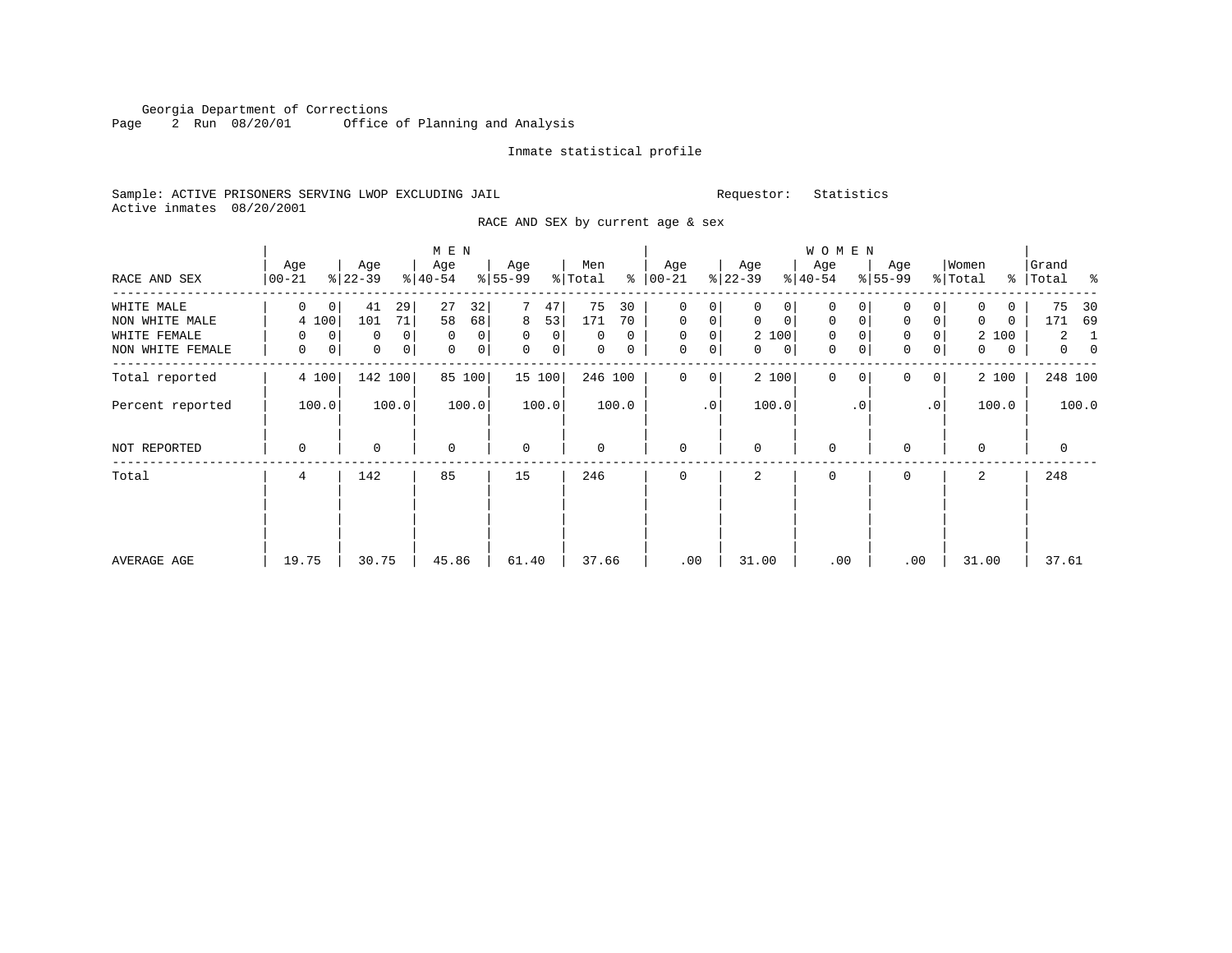Georgia Department of Corrections
Office of Planning and Analysis

Inmate statistical profile

Sample: ACTIVE PRISONERS SERVING LWOP EXCLUDING JAIL

Requestor: Statistics

Active inmates 08/20/2001

RACE AND SEX by current age & sex

| RACE AND SEX | MEN Age 00-21 | % | Age 22-39 | % | Age 40-54 | % | Age 55-99 | % | Men Total | % | WOMEN Age 00-21 | % | Age 22-39 | % | Age 40-54 | % | Age 55-99 | % | Women Total | % | Grand Total | % |
|---|---|---|---|---|---|---|---|---|---|---|---|---|---|---|---|---|---|---|---|---|---|---|
| WHITE MALE | 0 | 0 | 41 | 29 | 27 | 32 | 7 | 47 | 75 | 30 | 0 | 0 | 0 | 0 | 0 | 0 | 0 | 0 | 0 | 0 | 75 | 30 |
| NON WHITE MALE | 4 | 100 | 101 | 71 | 58 | 68 | 8 | 53 | 171 | 70 | 0 | 0 | 0 | 0 | 0 | 0 | 0 | 0 | 0 | 0 | 171 | 69 |
| WHITE FEMALE | 0 | 0 | 0 | 0 | 0 | 0 | 0 | 0 | 0 | 0 | 0 | 0 | 2 | 100 | 0 | 0 | 0 | 0 | 2 | 100 | 2 | 1 |
| NON WHITE FEMALE | 0 | 0 | 0 | 0 | 0 | 0 | 0 | 0 | 0 | 0 | 0 | 0 | 0 | 0 | 0 | 0 | 0 | 0 | 0 | 0 | 0 | 0 |
| Total reported | 4 | 100 | 142 | 100 | 85 | 100 | 15 | 100 | 246 | 100 | 0 | 0 | 2 | 100 | 0 | 0 | 0 | 0 | 2 | 100 | 248 | 100 |
| Percent reported | | 100.0 | | 100.0 | | 100.0 | | 100.0 | | 100.0 | | .0 | | 100.0 | | .0 | | .0 | | 100.0 | | 100.0 |
| NOT REPORTED | 0 | | 0 | | 0 | | 0 | | 0 | | 0 | | 0 | | 0 | | 0 | | 0 | | 0 | |
| Total | 4 | | 142 | | 85 | | 15 | | 246 | | 0 | | 2 | | 0 | | 0 | | 2 | | 248 | |
| AVERAGE AGE | 19.75 | | 30.75 | | 45.86 | | 61.40 | | 37.66 | | .00 | | 31.00 | | .00 | | .00 | | 31.00 | | 37.61 | |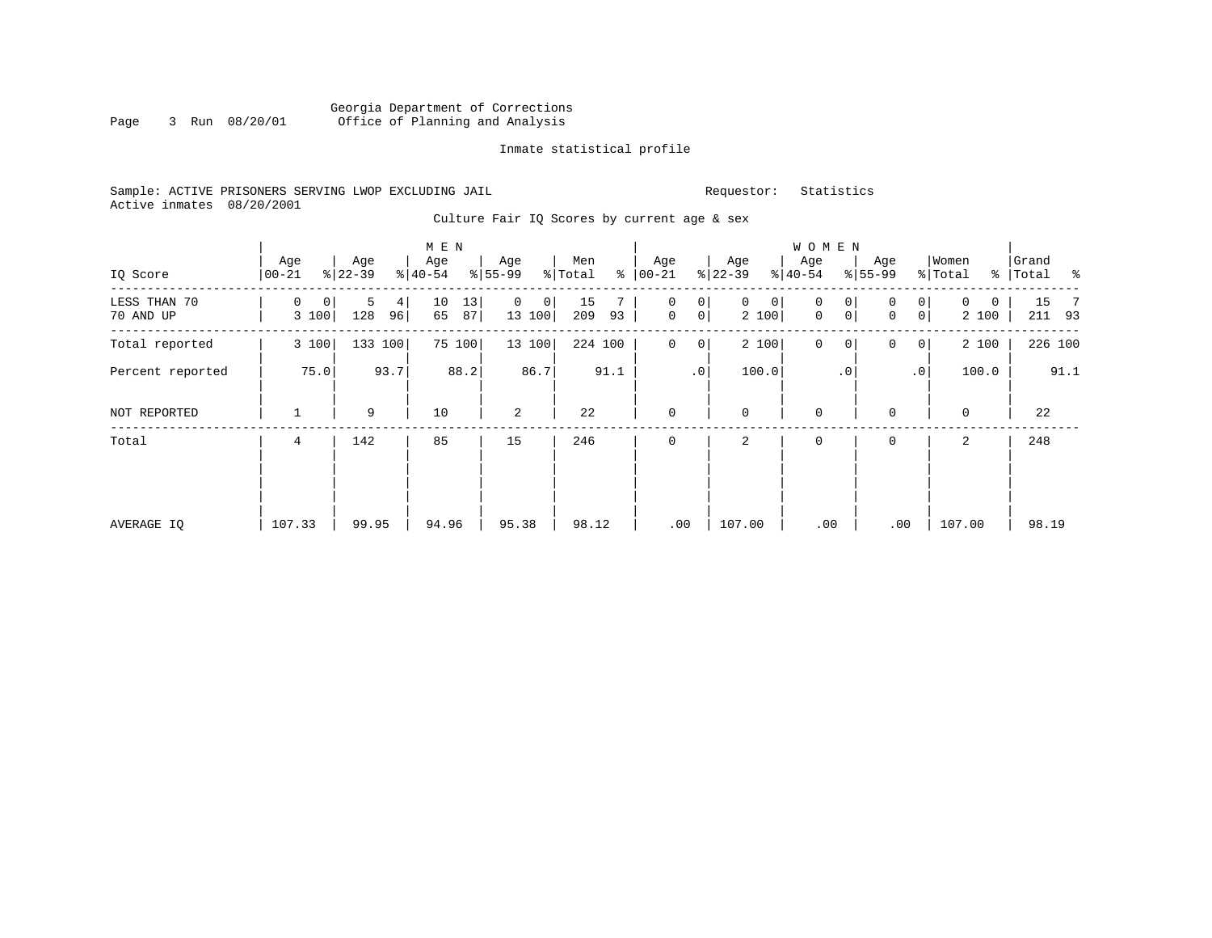Georgia Department of Corrections
Office of Planning and Analysis

Inmate statistical profile

Sample: ACTIVE PRISONERS SERVING LWOP EXCLUDING JAIL    Requestor: Statistics
Active inmates 08/20/2001

Culture Fair IQ Scores by current age & sex

| IQ Score | MEN Age 00-21 | % | Age 22-39 | % | Age 40-54 | % | Age 55-99 | % | Men Total | % | WOMEN Age 00-21 | % | Age 22-39 | % | Age 40-54 | % | Age 55-99 | % | Women Total | % | Grand Total | % |
|---|---|---|---|---|---|---|---|---|---|---|---|---|---|---|---|---|---|---|---|---|---|---|
| LESS THAN 70 | 0 | 0 | 5 | 4 | 10 | 13 | 0 | 0 | 15 | 7 | 0 | 0 | 0 | 0 | 0 | 0 | 0 | 0 | 0 | 0 | 15 | 7 |
| 70 AND UP | 3 | 100 | 128 | 96 | 65 | 87 | 13 | 100 | 209 | 93 | 0 | 0 | 2 | 100 | 0 | 0 | 0 | 0 | 2 | 100 | 211 | 93 |
| Total reported | 3 | 100 | 133 | 100 | 75 | 100 | 13 | 100 | 224 | 100 | 0 | 0 | 2 | 100 | 0 | 0 | 0 | 0 | 2 | 100 | 226 | 100 |
| Percent reported | | 75.0 | | 93.7 | | 88.2 | | 86.7 | | 91.1 | | .0 | | 100.0 | | .0 | | .0 | | 100.0 | | 91.1 |
| NOT REPORTED | 1 | | 9 | | 10 | | 2 | | 22 | | 0 | | 0 | | 0 | | 0 | | 0 | | 22 | |
| Total | 4 | | 142 | | 85 | | 15 | | 246 | | 0 | | 2 | | 0 | | 0 | | 2 | | 248 | |
| AVERAGE IQ | 107.33 | | 99.95 | | 94.96 | | 95.38 | | 98.12 | | .00 | | 107.00 | | .00 | | .00 | | 107.00 | | 98.19 | |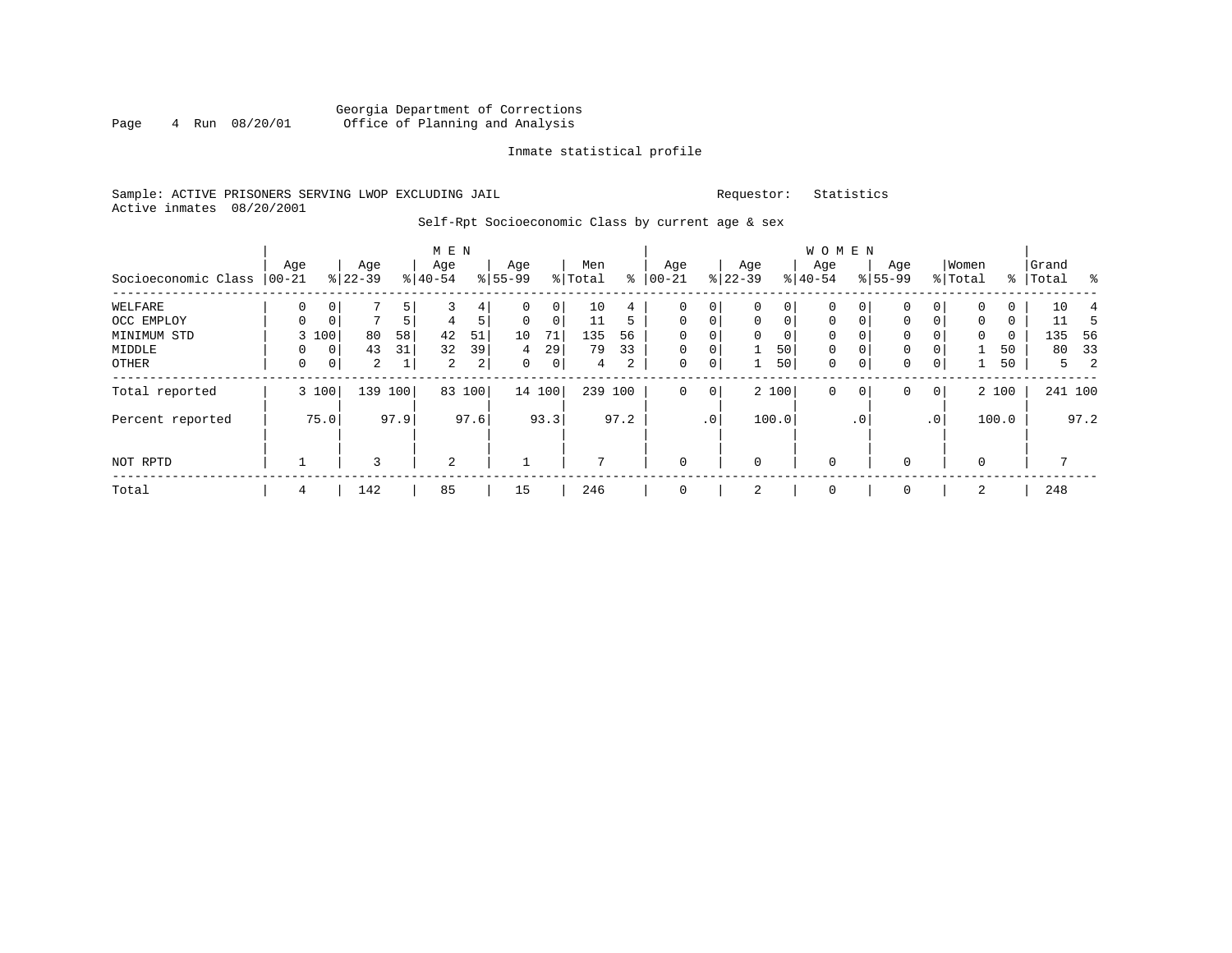Georgia Department of Corrections
Office of Planning and Analysis

Inmate statistical profile

Sample: ACTIVE PRISONERS SERVING LWOP EXCLUDING JAIL    Requestor: Statistics
Active inmates 08/20/2001

Self-Rpt Socioeconomic Class by current age & sex

| | MEN | | | | | | | | | | WOMEN | | | | | | | | | | | |
|---|---|---|---|---|---|---|---|---|---|---|---|---|---|---|---|---|---|---|---|---|---|---|
| Socioeconomic Class | Age 00-21 | % | Age 22-39 | % | Age 40-54 | % | Age 55-99 | % | Men Total | % | Age 00-21 | % | Age 22-39 | % | Age 40-54 | % | Age 55-99 | % | Women Total | % | Grand Total | % |
| WELFARE | 0 | 0 | 7 | 5 | 3 | 4 | 0 | 0 | 10 | 4 | 0 | 0 | 0 | 0 | 0 | 0 | 0 | 0 | 0 | 0 | 10 | 4 |
| OCC EMPLOY | 0 | 0 | 7 | 5 | 4 | 5 | 0 | 0 | 11 | 5 | 0 | 0 | 0 | 0 | 0 | 0 | 0 | 0 | 0 | 0 | 11 | 5 |
| MINIMUM STD | 3 | 100 | 80 | 58 | 42 | 51 | 10 | 71 | 135 | 56 | 0 | 0 | 0 | 0 | 0 | 0 | 0 | 0 | 0 | 0 | 135 | 56 |
| MIDDLE | 0 | 0 | 43 | 31 | 32 | 39 | 4 | 29 | 79 | 33 | 0 | 0 | 1 | 50 | 0 | 0 | 0 | 0 | 1 | 50 | 80 | 33 |
| OTHER | 0 | 0 | 2 | 1 | 2 | 2 | 0 | 0 | 4 | 2 | 0 | 0 | 1 | 50 | 0 | 0 | 0 | 0 | 1 | 50 | 5 | 2 |
| Total reported | 3 | 100 | 139 | 100 | 83 | 100 | 14 | 100 | 239 | 100 | 0 | 0 | 2 | 100 | 0 | 0 | 0 | 0 | 2 | 100 | 241 | 100 |
| Percent reported | | 75.0 | | 97.9 | | 97.6 | | 93.3 | | 97.2 | | .0 | | 100.0 | | .0 | | .0 | | 100.0 | | 97.2 |
| NOT RPTD | 1 | | 3 | | 2 | | 1 | | 7 | | 0 | | 0 | | 0 | | 0 | | 0 | | 7 | |
| Total | 4 | | 142 | | 85 | | 15 | | 246 | | 0 | | 2 | | 0 | | 0 | | 2 | | 248 | |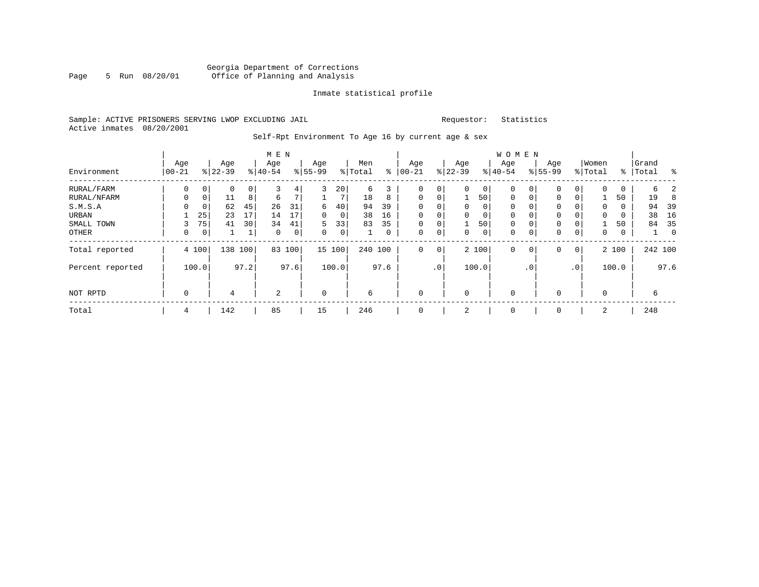Georgia Department of Corrections
Office of Planning and Analysis

Inmate statistical profile

Sample: ACTIVE PRISONERS SERVING LWOP EXCLUDING JAIL

Requestor: Statistics

Active inmates 08/20/2001

Self-Rpt Environment To Age 16 by current age & sex

| Environment | MEN Age 00-21 | % | Age 22-39 | % | Age 40-54 | % | Age 55-99 | % | Men Total | % | WOMEN Age 00-21 | % | Age 22-39 | % | Age 40-54 | % | Age 55-99 | % | Women Total | % | Grand Total | % |
|---|---|---|---|---|---|---|---|---|---|---|---|---|---|---|---|---|---|---|---|---|---|---|
| RURAL/FARM | 0 | 0 | 0 | 0 | 3 | 4 | 3 | 20 | 6 | 3 | 0 | 0 | 0 | 0 | 0 | 0 | 0 | 0 | 0 | 0 | 6 | 2 |
| RURAL/NFARM | 0 | 0 | 11 | 8 | 6 | 7 | 1 | 7 | 18 | 8 | 0 | 0 | 1 | 50 | 0 | 0 | 0 | 0 | 1 | 50 | 19 | 8 |
| S.M.S.A | 0 | 0 | 62 | 45 | 26 | 31 | 6 | 40 | 94 | 39 | 0 | 0 | 0 | 0 | 0 | 0 | 0 | 0 | 0 | 0 | 94 | 39 |
| URBAN | 1 | 25 | 23 | 17 | 14 | 17 | 0 | 0 | 38 | 16 | 0 | 0 | 0 | 0 | 0 | 0 | 0 | 0 | 0 | 0 | 38 | 16 |
| SMALL TOWN | 3 | 75 | 41 | 30 | 34 | 41 | 5 | 33 | 83 | 35 | 0 | 0 | 1 | 50 | 0 | 0 | 0 | 0 | 1 | 50 | 84 | 35 |
| OTHER | 0 | 0 | 1 | 1 | 0 | 0 | 0 | 0 | 1 | 0 | 0 | 0 | 0 | 0 | 0 | 0 | 0 | 0 | 0 | 0 | 1 | 0 |
| Total reported | 4 | 100 | 138 | 100 | 83 | 100 | 15 | 100 | 240 | 100 | 0 | 0 | 2 | 100 | 0 | 0 | 0 | 0 | 2 | 100 | 242 | 100 |
| Percent reported | | 100.0 | | 97.2 | | 97.6 | | 100.0 | | 97.6 | | .0 | | 100.0 | | .0 | | .0 | | 100.0 | | 97.6 |
| NOT RPTD | 0 | | 4 | | 2 | | 0 | | 6 | | 0 | | 0 | | 0 | | 0 | | 0 | | 6 | |
| Total | 4 | | 142 | | 85 | | 15 | | 246 | | 0 | | 2 | | 0 | | 0 | | 2 | | 248 | |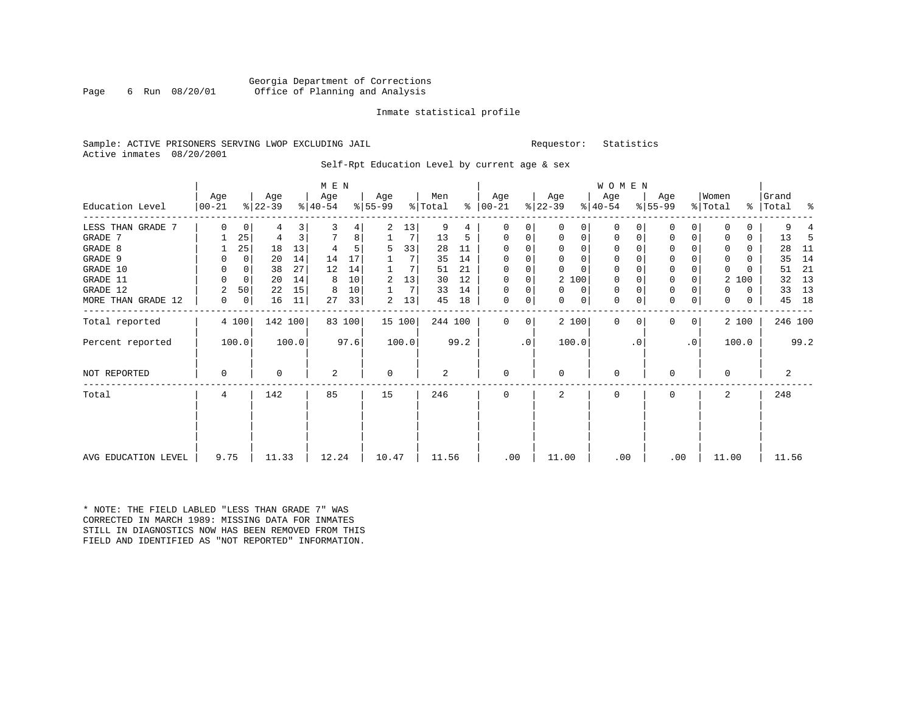Georgia Department of Corrections
Office of Planning and Analysis

Inmate statistical profile

Sample: ACTIVE PRISONERS SERVING LWOP EXCLUDING JAIL    Requestor: Statistics
Active inmates 08/20/2001

Self-Rpt Education Level by current age & sex

| Education Level | MEN Age 00-21 | % | Age 22-39 | % | Age 40-54 | % | Age 55-99 | % | Men Total | % | WOMEN Age 00-21 | % | Age 22-39 | % | Age 40-54 | % | Age 55-99 | % | Women Total | % | Grand Total | % |
|---|---|---|---|---|---|---|---|---|---|---|---|---|---|---|---|---|---|---|---|---|---|---|
| LESS THAN GRADE 7 | 0 | 0 | 4 | 3 | 3 | 4 | 2 | 13 | 9 | 4 | 0 | 0 | 0 | 0 | 0 | 0 | 0 | 0 | 0 | 0 | 9 | 4 |
| GRADE 7 | 1 | 25 | 4 | 3 | 7 | 8 | 1 | 7 | 13 | 5 | 0 | 0 | 0 | 0 | 0 | 0 | 0 | 0 | 0 | 0 | 13 | 5 |
| GRADE 8 | 1 | 25 | 18 | 13 | 4 | 5 | 5 | 33 | 28 | 11 | 0 | 0 | 0 | 0 | 0 | 0 | 0 | 0 | 0 | 0 | 28 | 11 |
| GRADE 9 | 0 | 0 | 20 | 14 | 14 | 17 | 1 | 7 | 35 | 14 | 0 | 0 | 0 | 0 | 0 | 0 | 0 | 0 | 0 | 0 | 35 | 14 |
| GRADE 10 | 0 | 0 | 38 | 27 | 12 | 14 | 1 | 7 | 51 | 21 | 0 | 0 | 0 | 0 | 0 | 0 | 0 | 0 | 0 | 0 | 51 | 21 |
| GRADE 11 | 0 | 0 | 20 | 14 | 8 | 10 | 2 | 13 | 30 | 12 | 0 | 0 | 2 | 100 | 0 | 0 | 0 | 0 | 2 | 100 | 32 | 13 |
| GRADE 12 | 2 | 50 | 22 | 15 | 8 | 10 | 1 | 7 | 33 | 14 | 0 | 0 | 0 | 0 | 0 | 0 | 0 | 0 | 0 | 0 | 33 | 13 |
| MORE THAN GRADE 12 | 0 | 0 | 16 | 11 | 27 | 33 | 2 | 13 | 45 | 18 | 0 | 0 | 0 | 0 | 0 | 0 | 0 | 0 | 0 | 0 | 45 | 18 |
| Total reported | 4 | 100 | 142 | 100 | 83 | 100 | 15 | 100 | 244 | 100 | 0 | 0 | 2 | 100 | 0 | 0 | 0 | 0 | 2 | 100 | 246 | 100 |
| Percent reported | 100.0 | | 100.0 | | 97.6 | | 100.0 | | 99.2 | | .0 | | 100.0 | | .0 | | .0 | | 100.0 | | 99.2 | |
| NOT REPORTED | 0 | | 0 | | 2 | | 0 | | 2 | | 0 | | 0 | | 0 | | 0 | | 0 | | 2 | |
| Total | 4 | | 142 | | 85 | | 15 | | 246 | | 0 | | 2 | | 0 | | 0 | | 2 | | 248 | |
| AVG EDUCATION LEVEL | 9.75 | | 11.33 | | 12.24 | | 10.47 | | 11.56 | | .00 | | 11.00 | | .00 | | .00 | | 11.00 | | 11.56 | |

* NOTE: THE FIELD LABLED "LESS THAN GRADE 7" WAS CORRECTED IN MARCH 1989: MISSING DATA FOR INMATES STILL IN DIAGNOSTICS NOW HAS BEEN REMOVED FROM THIS FIELD AND IDENTIFIED AS "NOT REPORTED" INFORMATION.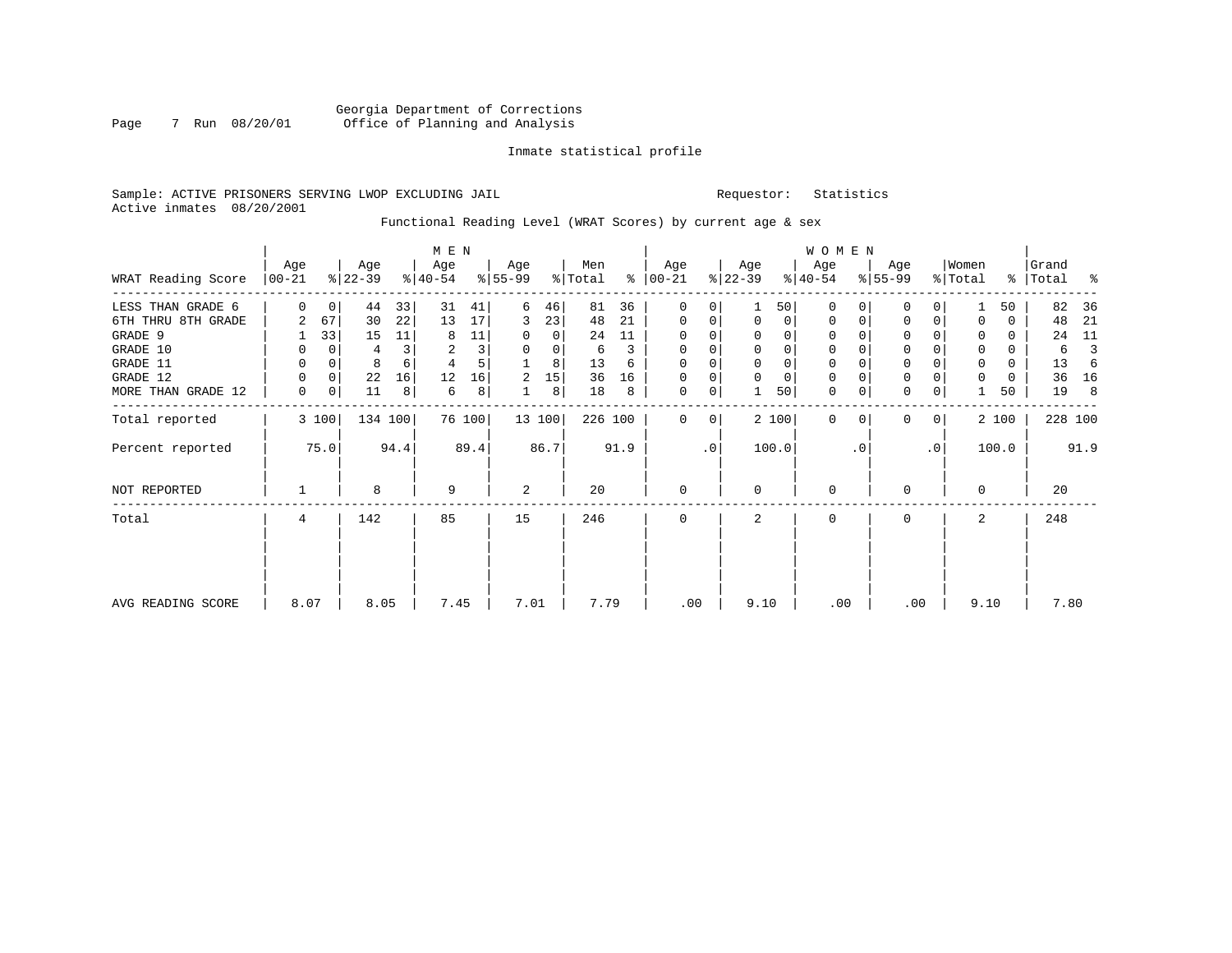Georgia Department of Corrections
Office of Planning and Analysis

Inmate statistical profile

Sample: ACTIVE PRISONERS SERVING LWOP EXCLUDING JAIL  Requestor: Statistics
Active inmates 08/20/2001

Functional Reading Level (WRAT Scores) by current age & sex

| WRAT Reading Score | MEN Age 00-21 | % | Age 22-39 | % | Age 40-54 | % | Age 55-99 | % | Men Total | % | WOMEN Age 00-21 | % | Age 22-39 | % | Age 40-54 | % | Age 55-99 | % | Women Total | % | Grand Total | % |
|---|---|---|---|---|---|---|---|---|---|---|---|---|---|---|---|---|---|---|---|---|---|---|
| LESS THAN GRADE 6 | 0 | 0 | 44 | 33 | 31 | 41 | 6 | 46 | 81 | 36 | 0 | 0 | 1 | 50 | 0 | 0 | 0 | 0 | 1 | 50 | 82 | 36 |
| 6TH THRU 8TH GRADE | 2 | 67 | 30 | 22 | 13 | 17 | 3 | 23 | 48 | 21 | 0 | 0 | 0 | 0 | 0 | 0 | 0 | 0 | 0 | 0 | 48 | 21 |
| GRADE 9 | 1 | 33 | 15 | 11 | 8 | 11 | 0 | 0 | 24 | 11 | 0 | 0 | 0 | 0 | 0 | 0 | 0 | 0 | 0 | 0 | 24 | 11 |
| GRADE 10 | 0 | 0 | 4 | 3 | 2 | 3 | 0 | 0 | 6 | 3 | 0 | 0 | 0 | 0 | 0 | 0 | 0 | 0 | 0 | 0 | 6 | 3 |
| GRADE 11 | 0 | 0 | 8 | 6 | 4 | 5 | 1 | 8 | 13 | 6 | 0 | 0 | 0 | 0 | 0 | 0 | 0 | 0 | 0 | 0 | 13 | 6 |
| GRADE 12 | 0 | 0 | 22 | 16 | 12 | 16 | 2 | 15 | 36 | 16 | 0 | 0 | 0 | 0 | 0 | 0 | 0 | 0 | 0 | 0 | 36 | 16 |
| MORE THAN GRADE 12 | 0 | 0 | 11 | 8 | 6 | 8 | 1 | 8 | 18 | 8 | 0 | 0 | 1 | 50 | 0 | 0 | 0 | 0 | 1 | 50 | 19 | 8 |
| Total reported | 3 | 100 | 134 | 100 | 76 | 100 | 13 | 100 | 226 | 100 | 0 | 0 | 2 | 100 | 0 | 0 | 0 | 0 | 2 | 100 | 228 | 100 |
| Percent reported | | 75.0 | | 94.4 | | 89.4 | | 86.7 | | 91.9 | | .0 | | 100.0 | | .0 | | .0 | | 100.0 | | 91.9 |
| NOT REPORTED | 1 | | 8 | | 9 | | 2 | | 20 | | 0 | | 0 | | 0 | | 0 | | 0 | | 20 | |
| Total | 4 | | 142 | | 85 | | 15 | | 246 | | 0 | | 2 | | 0 | | 0 | | 2 | | 248 | |
| AVG READING SCORE | 8.07 | | 8.05 | | 7.45 | | 7.01 | | 7.79 | | .00 | | 9.10 | | .00 | | .00 | | 9.10 | | 7.80 | |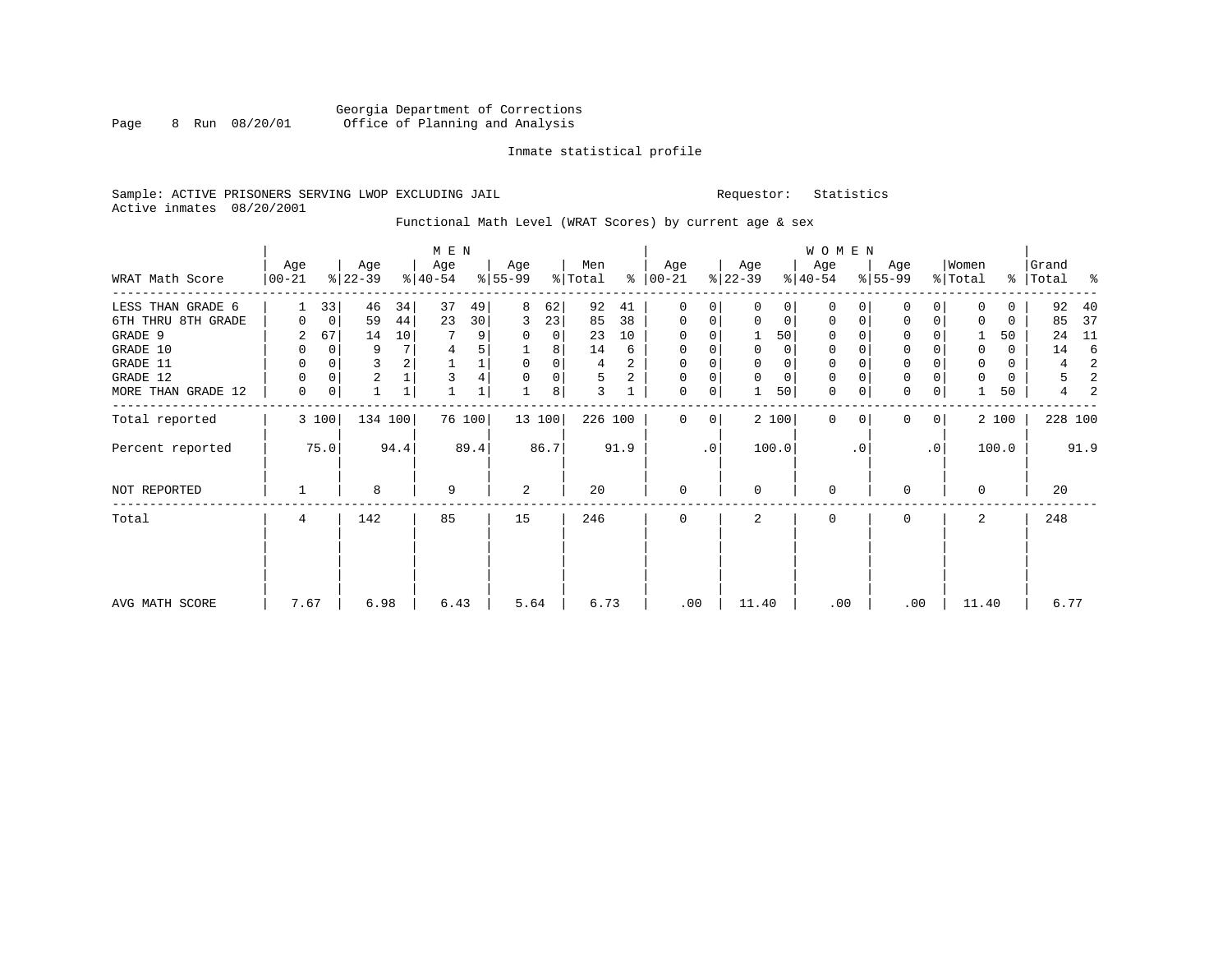Georgia Department of Corrections
Office of Planning and Analysis

Inmate statistical profile

Sample: ACTIVE PRISONERS SERVING LWOP EXCLUDING JAIL    Requestor: Statistics
Active inmates 08/20/2001

Functional Math Level (WRAT Scores) by current age & sex

| WRAT Math Score | MEN Age 00-21 | % | Age 22-39 | % | Age 40-54 | % | Age 55-99 | % | Men Total | % | WOMEN Age 00-21 | % | Age 22-39 | % | Age 40-54 | % | Age 55-99 | % | Women Total | % | Grand Total | % |
|---|---|---|---|---|---|---|---|---|---|---|---|---|---|---|---|---|---|---|---|---|---|---|
| LESS THAN GRADE 6 | 1 | 33 | 46 | 34 | 37 | 49 | 8 | 62 | 92 | 41 | 0 | 0 | 0 | 0 | 0 | 0 | 0 | 0 | 0 | 0 | 92 | 40 |
| 6TH THRU 8TH GRADE | 0 | 0 | 59 | 44 | 23 | 30 | 3 | 23 | 85 | 38 | 0 | 0 | 0 | 0 | 0 | 0 | 0 | 0 | 0 | 0 | 85 | 37 |
| GRADE 9 | 2 | 67 | 14 | 10 | 7 | 9 | 0 | 0 | 23 | 10 | 0 | 0 | 1 | 50 | 0 | 0 | 0 | 0 | 1 | 50 | 24 | 11 |
| GRADE 10 | 0 | 0 | 9 | 7 | 4 | 5 | 1 | 8 | 14 | 6 | 0 | 0 | 0 | 0 | 0 | 0 | 0 | 0 | 0 | 0 | 14 | 6 |
| GRADE 11 | 0 | 0 | 3 | 2 | 1 | 1 | 0 | 0 | 4 | 2 | 0 | 0 | 0 | 0 | 0 | 0 | 0 | 0 | 0 | 0 | 4 | 2 |
| GRADE 12 | 0 | 0 | 2 | 1 | 3 | 4 | 0 | 0 | 5 | 2 | 0 | 0 | 0 | 0 | 0 | 0 | 0 | 0 | 0 | 0 | 5 | 2 |
| MORE THAN GRADE 12 | 0 | 0 | 1 | 1 | 1 | 1 | 1 | 8 | 3 | 1 | 0 | 0 | 1 | 50 | 0 | 0 | 0 | 0 | 1 | 50 | 4 | 2 |
| Total reported | 3 | 100 | 134 | 100 | 76 | 100 | 13 | 100 | 226 | 100 | 0 | 0 | 2 | 100 | 0 | 0 | 0 | 0 | 2 | 100 | 228 | 100 |
| Percent reported | 75.0 | | 94.4 | | 89.4 | | 86.7 | | 91.9 | | .0 | | 100.0 | | .0 | | .0 | | 100.0 | | 91.9 | |
| NOT REPORTED | 1 | | 8 | | 9 | | 2 | | 20 | | 0 | | 0 | | 0 | | 0 | | 0 | | 20 | |
| Total | 4 | | 142 | | 85 | | 15 | | 246 | | 0 | | 2 | | 0 | | 0 | | 2 | | 248 | |
| AVG MATH SCORE | 7.67 | | 6.98 | | 6.43 | | 5.64 | | 6.73 | | .00 | | 11.40 | | .00 | | .00 | | 11.40 | | 6.77 | |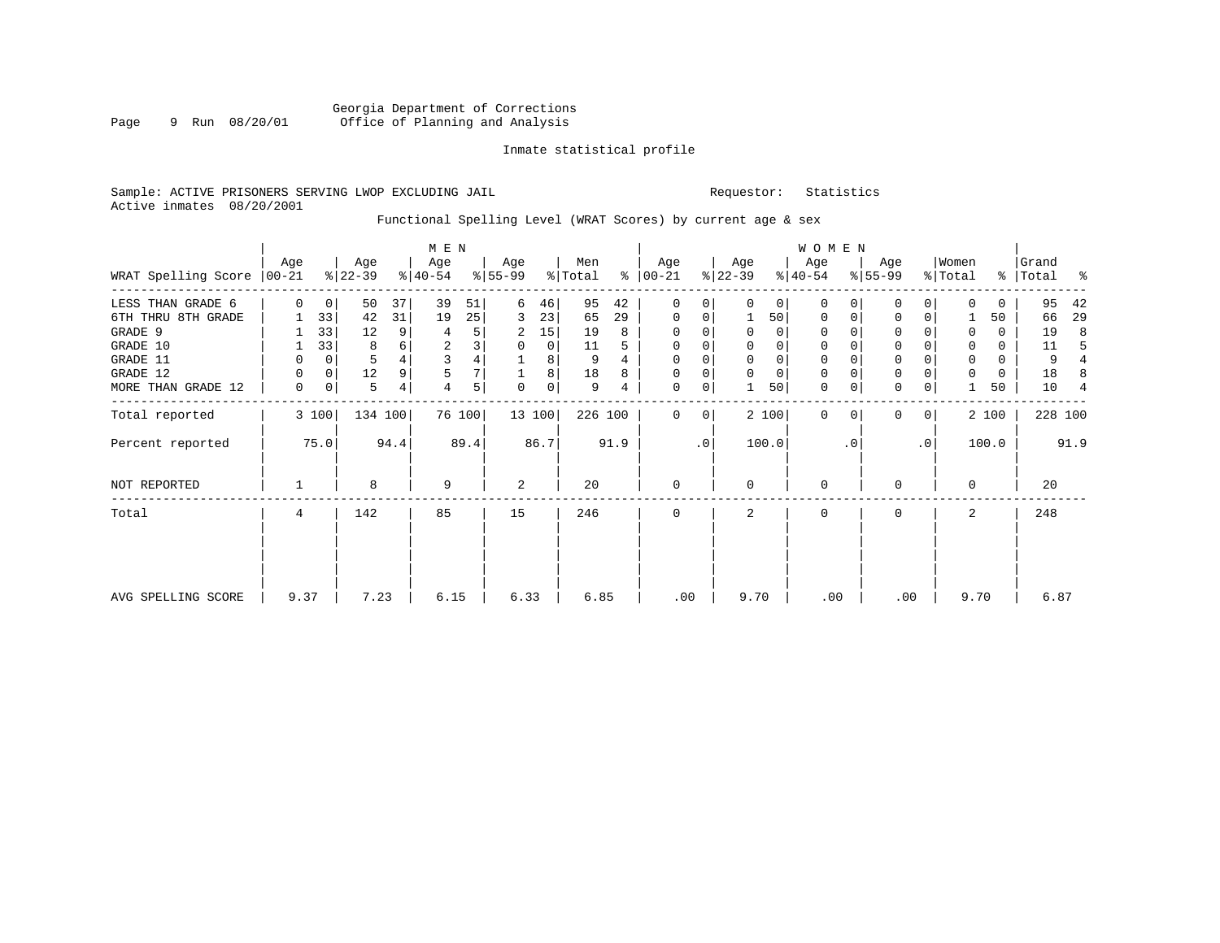Georgia Department of Corrections
Office of Planning and Analysis

Inmate statistical profile

Sample: ACTIVE PRISONERS SERVING LWOP EXCLUDING JAIL    Requestor: Statistics
Active inmates 08/20/2001

Functional Spelling Level (WRAT Scores) by current age & sex

| WRAT Spelling Score | MEN Age 00-21 | % | MEN Age 22-39 | % | MEN Age 40-54 | % | MEN Age 55-99 | % | Men Total | % | WOMEN Age 00-21 | % | WOMEN Age 22-39 | % | WOMEN Age 40-54 | % | WOMEN Age 55-99 | % | Women Total | % | Grand Total | % |
|---|---|---|---|---|---|---|---|---|---|---|---|---|---|---|---|---|---|---|---|---|---|---|
| LESS THAN GRADE 6 | 0 | 0 | 50 | 37 | 39 | 51 | 6 | 46 | 95 | 42 | 0 | 0 | 0 | 0 | 0 | 0 | 0 | 0 | 0 | 0 | 95 | 42 |
| 6TH THRU 8TH GRADE | 1 | 33 | 42 | 31 | 19 | 25 | 3 | 23 | 65 | 29 | 0 | 0 | 1 | 50 | 0 | 0 | 0 | 0 | 1 | 50 | 66 | 29 |
| GRADE 9 | 1 | 33 | 12 | 9 | 4 | 5 | 2 | 15 | 19 | 8 | 0 | 0 | 0 | 0 | 0 | 0 | 0 | 0 | 0 | 0 | 19 | 8 |
| GRADE 10 | 1 | 33 | 8 | 6 | 2 | 3 | 0 | 0 | 11 | 5 | 0 | 0 | 0 | 0 | 0 | 0 | 0 | 0 | 0 | 0 | 11 | 5 |
| GRADE 11 | 0 | 0 | 5 | 4 | 3 | 4 | 1 | 8 | 9 | 4 | 0 | 0 | 0 | 0 | 0 | 0 | 0 | 0 | 0 | 0 | 9 | 4 |
| GRADE 12 | 0 | 0 | 12 | 9 | 5 | 7 | 1 | 8 | 18 | 8 | 0 | 0 | 0 | 0 | 0 | 0 | 0 | 0 | 0 | 0 | 18 | 8 |
| MORE THAN GRADE 12 | 0 | 0 | 5 | 4 | 4 | 5 | 0 | 0 | 9 | 4 | 0 | 0 | 1 | 50 | 0 | 0 | 0 | 0 | 1 | 50 | 10 | 4 |
| Total reported | 3 | 100 | 134 | 100 | 76 | 100 | 13 | 100 | 226 | 100 | 0 | 0 | 2 | 100 | 0 | 0 | 0 | 0 | 2 | 100 | 228 | 100 |
| Percent reported | 75.0 | | 94.4 | | 89.4 | | 86.7 | | 91.9 | | .0 | | 100.0 | | .0 | | .0 | | 100.0 | | 91.9 | |
| NOT REPORTED | 1 | | 8 | | 9 | | 2 | | 20 | | 0 | | 0 | | 0 | | 0 | | 0 | | 20 | |
| Total | 4 | | 142 | | 85 | | 15 | | 246 | | 0 | | 2 | | 0 | | 0 | | 2 | | 248 | |
| AVG SPELLING SCORE | 9.37 | | 7.23 | | 6.15 | | 6.33 | | 6.85 | | .00 | | 9.70 | | .00 | | .00 | | 9.70 | | 6.87 | |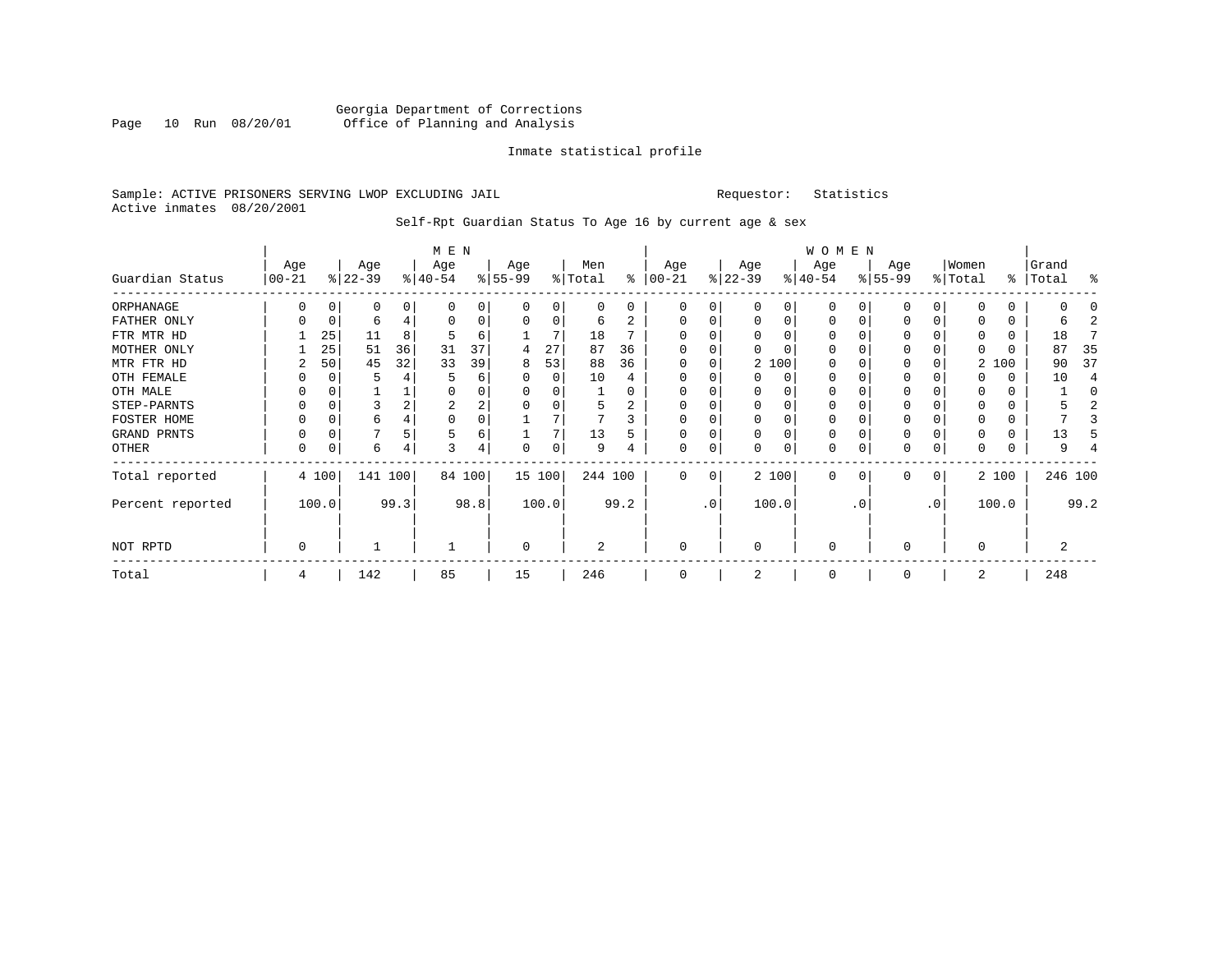Georgia Department of Corrections
Office of Planning and Analysis

Inmate statistical profile

Sample: ACTIVE PRISONERS SERVING LWOP EXCLUDING JAIL　　　　Requestor: Statistics
Active inmates 08/20/2001

Self-Rpt Guardian Status To Age 16 by current age & sex

| | MEN | | | | | | | | | | WOMEN | | | | | | | | | | | |
|---|---|---|---|---|---|---|---|---|---|---|---|---|---|---|---|---|---|---|---|---|---|---|
| Guardian Status | Age 00-21 | % | Age 22-39 | % | Age 40-54 | % | Age 55-99 | % | Men Total | % | Age 00-21 | % | Age 22-39 | % | Age 40-54 | % | Age 55-99 | % | Women Total | % | Grand Total | % |
| ORPHANAGE | 0 | 0 | 0 | 0 | 0 | 0 | 0 | 0 | 0 | 0 | 0 | 0 | 0 | 0 | 0 | 0 | 0 | 0 | 0 | 0 | 0 | 0 |
| FATHER ONLY | 0 | 0 | 6 | 4 | 0 | 0 | 0 | 0 | 6 | 2 | 0 | 0 | 0 | 0 | 0 | 0 | 0 | 0 | 0 | 0 | 6 | 2 |
| FTR MTR HD | 1 | 25 | 11 | 8 | 5 | 6 | 1 | 7 | 18 | 7 | 0 | 0 | 0 | 0 | 0 | 0 | 0 | 0 | 0 | 0 | 18 | 7 |
| MOTHER ONLY | 1 | 25 | 51 | 36 | 31 | 37 | 4 | 27 | 87 | 36 | 0 | 0 | 0 | 0 | 0 | 0 | 0 | 0 | 0 | 0 | 87 | 35 |
| MTR FTR HD | 2 | 50 | 45 | 32 | 33 | 39 | 8 | 53 | 88 | 36 | 0 | 0 | 2 | 100 | 0 | 0 | 0 | 0 | 2 | 100 | 90 | 37 |
| OTH FEMALE | 0 | 0 | 5 | 4 | 5 | 6 | 0 | 0 | 10 | 4 | 0 | 0 | 0 | 0 | 0 | 0 | 0 | 0 | 0 | 0 | 10 | 4 |
| OTH MALE | 0 | 0 | 1 | 1 | 0 | 0 | 0 | 0 | 1 | 0 | 0 | 0 | 0 | 0 | 0 | 0 | 0 | 0 | 0 | 0 | 1 | 0 |
| STEP-PARNTS | 0 | 0 | 3 | 2 | 2 | 2 | 0 | 0 | 5 | 2 | 0 | 0 | 0 | 0 | 0 | 0 | 0 | 0 | 0 | 0 | 5 | 2 |
| FOSTER HOME | 0 | 0 | 6 | 4 | 0 | 0 | 1 | 7 | 7 | 3 | 0 | 0 | 0 | 0 | 0 | 0 | 0 | 0 | 0 | 0 | 7 | 3 |
| GRAND PRNTS | 0 | 0 | 7 | 5 | 5 | 6 | 1 | 7 | 13 | 5 | 0 | 0 | 0 | 0 | 0 | 0 | 0 | 0 | 0 | 0 | 13 | 5 |
| OTHER | 0 | 0 | 6 | 4 | 3 | 4 | 0 | 0 | 9 | 4 | 0 | 0 | 0 | 0 | 0 | 0 | 0 | 0 | 0 | 0 | 9 | 4 |
| Total reported | 4 | 100 | 141 | 100 | 84 | 100 | 15 | 100 | 244 | 100 | 0 | 0 | 2 | 100 | 0 | 0 | 0 | 0 | 2 | 100 | 246 | 100 |
| Percent reported | | 100.0 | | 99.3 | | 98.8 | | 100.0 | | 99.2 | | .0 | | 100.0 | | .0 | | .0 | | 100.0 | | 99.2 |
| NOT RPTD | 0 | | 1 | | 1 | | 0 | | 2 | | 0 | | 0 | | 0 | | 0 | | 0 | | 2 | |
| Total | 4 | | 142 | | 85 | | 15 | | 246 | | 0 | | 2 | | 0 | | 0 | | 2 | | 248 | |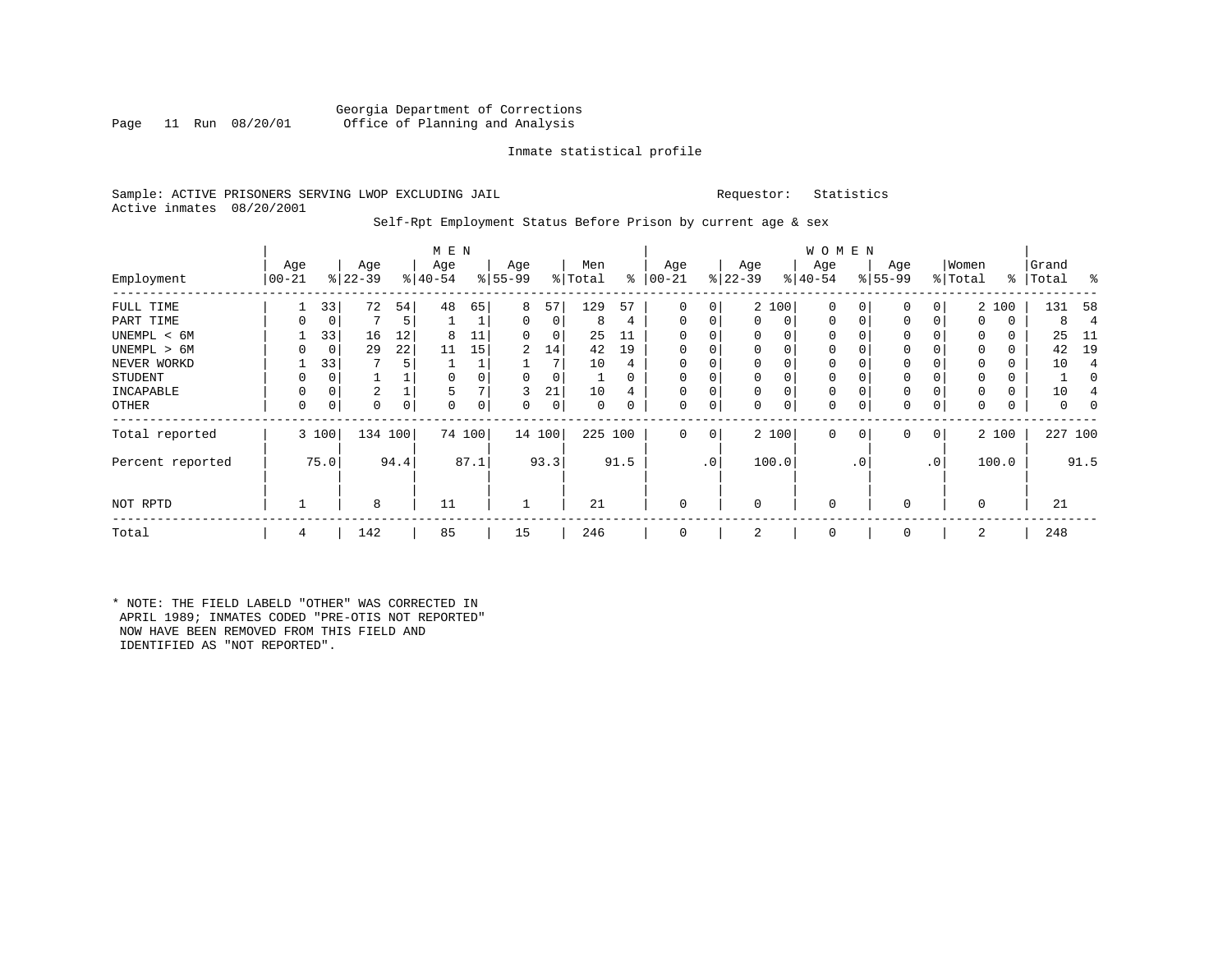Georgia Department of Corrections
Office of Planning and Analysis

Inmate statistical profile

Sample: ACTIVE PRISONERS SERVING LWOP EXCLUDING JAIL    Requestor: Statistics
Active inmates 08/20/2001

Self-Rpt Employment Status Before Prison by current age & sex

| Employment | MEN Age 00-21 | % | Age 22-39 | % | Age 40-54 | % | Age 55-99 | % | Men Total | % | WOMEN Age 00-21 | % | Age 22-39 | % | Age 40-54 | % | Age 55-99 | % | Women Total | % | Grand Total | % |
|---|---|---|---|---|---|---|---|---|---|---|---|---|---|---|---|---|---|---|---|---|---|---|
| FULL TIME | 1 | 33 | 72 | 54 | 48 | 65 | 8 | 57 | 129 | 57 | 0 | 0 | 2 | 100 | 0 | 0 | 0 | 0 | 2 | 100 | 131 | 58 |
| PART TIME | 0 | 0 | 7 | 5 | 1 | 1 | 0 | 0 | 8 | 4 | 0 | 0 | 0 | 0 | 0 | 0 | 0 | 0 | 0 | 0 | 8 | 4 |
| UNEMPL < 6M | 1 | 33 | 16 | 12 | 8 | 11 | 0 | 0 | 25 | 11 | 0 | 0 | 0 | 0 | 0 | 0 | 0 | 0 | 0 | 0 | 25 | 11 |
| UNEMPL > 6M | 0 | 0 | 29 | 22 | 11 | 15 | 2 | 14 | 42 | 19 | 0 | 0 | 0 | 0 | 0 | 0 | 0 | 0 | 0 | 0 | 42 | 19 |
| NEVER WORKD | 1 | 33 | 7 | 5 | 1 | 1 | 1 | 7 | 10 | 4 | 0 | 0 | 0 | 0 | 0 | 0 | 0 | 0 | 0 | 0 | 10 | 4 |
| STUDENT | 0 | 0 | 1 | 1 | 0 | 0 | 0 | 0 | 1 | 0 | 0 | 0 | 0 | 0 | 0 | 0 | 0 | 0 | 0 | 0 | 1 | 0 |
| INCAPABLE | 0 | 0 | 2 | 1 | 5 | 7 | 3 | 21 | 10 | 4 | 0 | 0 | 0 | 0 | 0 | 0 | 0 | 0 | 0 | 0 | 10 | 4 |
| OTHER | 0 | 0 | 0 | 0 | 0 | 0 | 0 | 0 | 0 | 0 | 0 | 0 | 0 | 0 | 0 | 0 | 0 | 0 | 0 | 0 | 0 | 0 |
| Total reported | 3 | 100 | 134 | 100 | 74 | 100 | 14 | 100 | 225 | 100 | 0 | 0 | 2 | 100 | 0 | 0 | 0 | 0 | 2 | 100 | 227 | 100 |
| Percent reported | | 75.0 | | 94.4 | | 87.1 | | 93.3 | | 91.5 | | .0 | | 100.0 | | .0 | | .0 | | 100.0 | | 91.5 |
| NOT RPTD | 1 | | 8 | | 11 | | 1 | | 21 | | 0 | | 0 | | 0 | | 0 | | 0 | | 21 | |
| Total | 4 | | 142 | | 85 | | 15 | | 246 | | 0 | | 2 | | 0 | | 0 | | 2 | | 248 | |

* NOTE: THE FIELD LABELD "OTHER" WAS CORRECTED IN APRIL 1989; INMATES CODED "PRE-OTIS NOT REPORTED" NOW HAVE BEEN REMOVED FROM THIS FIELD AND IDENTIFIED AS "NOT REPORTED".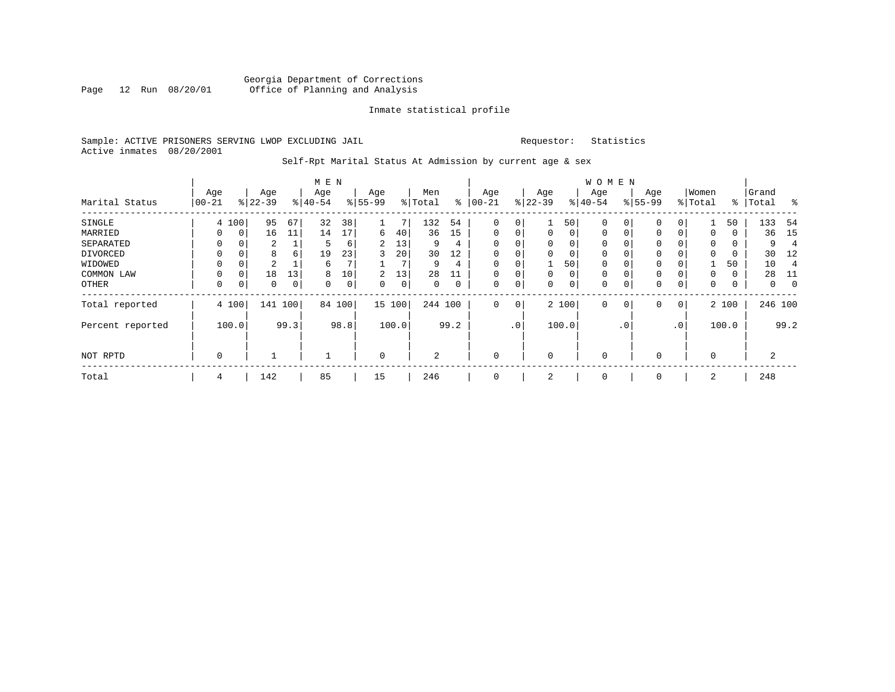Georgia Department of Corrections
Office of Planning and Analysis

Inmate statistical profile

Sample: ACTIVE PRISONERS SERVING LWOP EXCLUDING JAIL
Active inmates 08/20/2001

Requestor: Statistics

Self-Rpt Marital Status At Admission by current age & sex

| Marital Status | MEN Age 00-21 | % | Age 22-39 | % | Age 40-54 | % | Age 55-99 | % | Men Total | % | WOMEN Age 00-21 | % | Age 22-39 | % | Age 40-54 | % | Age 55-99 | % | Women Total | % | Grand Total | % |
|---|---|---|---|---|---|---|---|---|---|---|---|---|---|---|---|---|---|---|---|---|---|---|
| SINGLE | 4 | 100 | 95 | 67 | 32 | 38 | 1 | 7 | 132 | 54 | 0 | 0 | 1 | 50 | 0 | 0 | 0 | 0 | 1 | 50 | 133 | 54 |
| MARRIED | 0 | 0 | 16 | 11 | 14 | 17 | 6 | 40 | 36 | 15 | 0 | 0 | 0 | 0 | 0 | 0 | 0 | 0 | 0 | 0 | 36 | 15 |
| SEPARATED | 0 | 0 | 2 | 1 | 5 | 6 | 2 | 13 | 9 | 4 | 0 | 0 | 0 | 0 | 0 | 0 | 0 | 0 | 0 | 0 | 9 | 4 |
| DIVORCED | 0 | 0 | 8 | 6 | 19 | 23 | 3 | 20 | 30 | 12 | 0 | 0 | 0 | 0 | 0 | 0 | 0 | 0 | 0 | 0 | 30 | 12 |
| WIDOWED | 0 | 0 | 2 | 1 | 6 | 7 | 1 | 7 | 9 | 4 | 0 | 0 | 1 | 50 | 0 | 0 | 0 | 0 | 1 | 50 | 10 | 4 |
| COMMON LAW | 0 | 0 | 18 | 13 | 8 | 10 | 2 | 13 | 28 | 11 | 0 | 0 | 0 | 0 | 0 | 0 | 0 | 0 | 0 | 0 | 28 | 11 |
| OTHER | 0 | 0 | 0 | 0 | 0 | 0 | 0 | 0 | 0 | 0 | 0 | 0 | 0 | 0 | 0 | 0 | 0 | 0 | 0 | 0 | 0 | 0 |
| Total reported | 4 | 100 | 141 | 100 | 84 | 100 | 15 | 100 | 244 | 100 | 0 | 0 | 2 | 100 | 0 | 0 | 0 | 0 | 2 | 100 | 246 | 100 |
| Percent reported | | 100.0 | | 99.3 | | 98.8 | | 100.0 | | 99.2 | | .0 | | 100.0 | | .0 | | .0 | | 100.0 | | 99.2 |
| NOT RPTD | 0 | | 1 | | 1 | | 0 | | 2 | | 0 | | 0 | | 0 | | 0 | | 0 | | 2 | |
| Total | 4 | | 142 | | 85 | | 15 | | 246 | | 0 | | 2 | | 0 | | 0 | | 2 | | 248 | |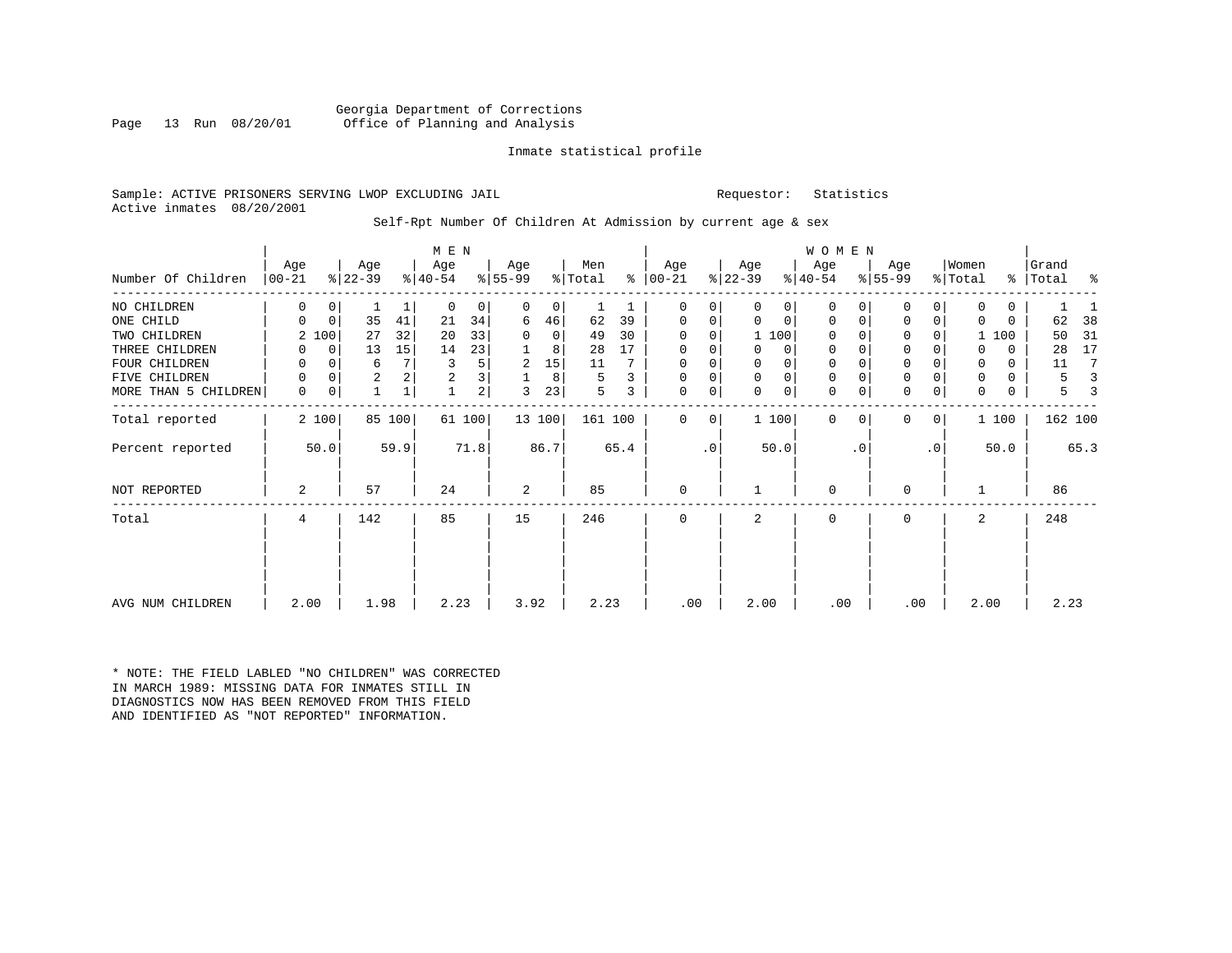Georgia Department of Corrections
Office of Planning and Analysis

Inmate statistical profile

Sample: ACTIVE PRISONERS SERVING LWOP EXCLUDING JAIL    Requestor: Statistics
Active inmates 08/20/2001

Self-Rpt Number Of Children At Admission by current age & sex

| Number Of Children | MEN Age 00-21 | % | Age 22-39 | % | Age 40-54 | % | Age 55-99 | % | Men Total | % | WOMEN Age 00-21 | % | Age 22-39 | % | Age 40-54 | % | Age 55-99 | % | Women Total | % | Grand Total | % |
|---|---|---|---|---|---|---|---|---|---|---|---|---|---|---|---|---|---|---|---|---|---|---|
| NO CHILDREN | 0 | 0 | 1 | 1 | 0 | 0 | 0 | 0 | 1 | 1 | 0 | 0 | 0 | 0 | 0 | 0 | 0 | 0 | 0 | 0 | 1 | 1 |
| ONE CHILD | 0 | 0 | 35 | 41 | 21 | 34 | 6 | 46 | 62 | 39 | 0 | 0 | 0 | 0 | 0 | 0 | 0 | 0 | 0 | 0 | 62 | 38 |
| TWO CHILDREN | 2 | 100 | 27 | 32 | 20 | 33 | 0 | 0 | 49 | 30 | 0 | 0 | 1 | 100 | 0 | 0 | 0 | 0 | 1 | 100 | 50 | 31 |
| THREE CHILDREN | 0 | 0 | 13 | 15 | 14 | 23 | 1 | 8 | 28 | 17 | 0 | 0 | 0 | 0 | 0 | 0 | 0 | 0 | 0 | 0 | 28 | 17 |
| FOUR CHILDREN | 0 | 0 | 6 | 7 | 3 | 5 | 2 | 15 | 11 | 7 | 0 | 0 | 0 | 0 | 0 | 0 | 0 | 0 | 0 | 0 | 11 | 7 |
| FIVE CHILDREN | 0 | 0 | 2 | 2 | 2 | 3 | 1 | 8 | 5 | 3 | 0 | 0 | 0 | 0 | 0 | 0 | 0 | 0 | 0 | 0 | 5 | 3 |
| MORE THAN 5 CHILDREN | 0 | 0 | 1 | 1 | 1 | 2 | 3 | 23 | 5 | 3 | 0 | 0 | 0 | 0 | 0 | 0 | 0 | 0 | 0 | 0 | 5 | 3 |
| Total reported | 2 | 100 | 85 | 100 | 61 | 100 | 13 | 100 | 161 | 100 | 0 | 0 | 1 | 100 | 0 | 0 | 0 | 0 | 1 | 100 | 162 | 100 |
| Percent reported | | 50.0 | | 59.9 | | 71.8 | | 86.7 | | 65.4 | | .0 | | 50.0 | | .0 | | .0 | | 50.0 | | 65.3 |
| NOT REPORTED | 2 | | 57 | | 24 | | 2 | | 85 | | 0 | | 1 | | 0 | | 0 | | 1 | | 86 | |
| Total | 4 | | 142 | | 85 | | 15 | | 246 | | 0 | | 2 | | 0 | | 0 | | 2 | | 248 | |
| AVG NUM CHILDREN | 2.00 | | 1.98 | | 2.23 | | 3.92 | | 2.23 | | .00 | | 2.00 | | .00 | | .00 | | 2.00 | | 2.23 | |

* NOTE: THE FIELD LABLED "NO CHILDREN" WAS CORRECTED IN MARCH 1989: MISSING DATA FOR INMATES STILL IN DIAGNOSTICS NOW HAS BEEN REMOVED FROM THIS FIELD AND IDENTIFIED AS "NOT REPORTED" INFORMATION.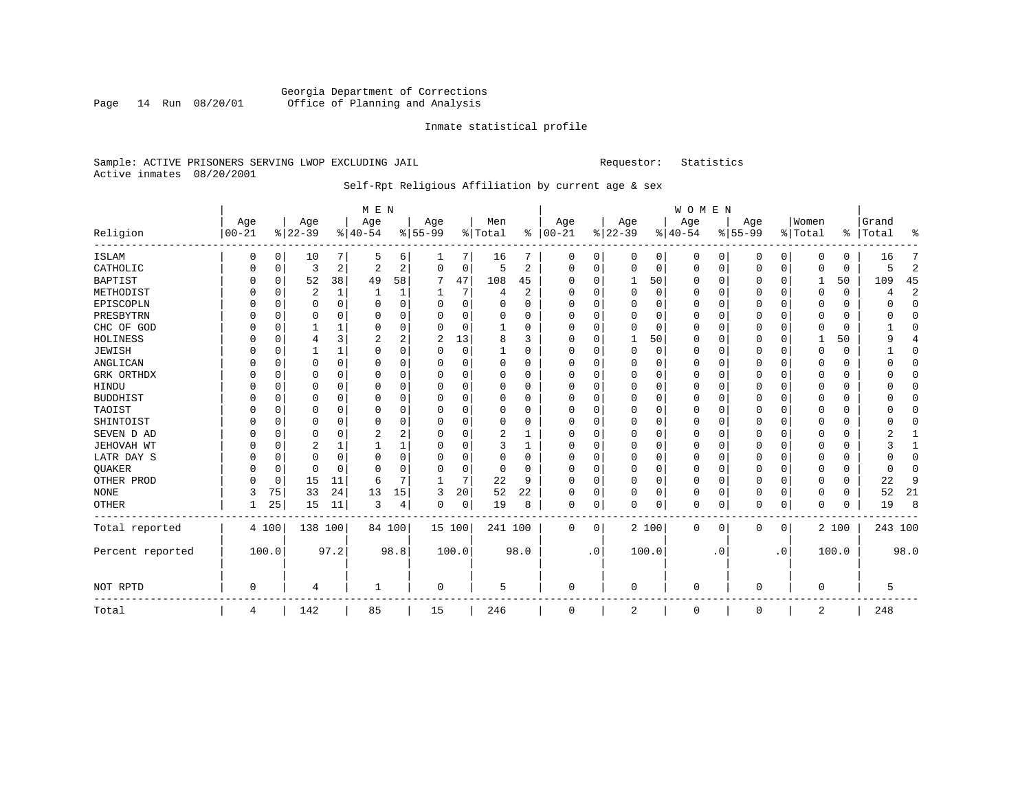Georgia Department of Corrections
Office of Planning and Analysis

Inmate statistical profile

Sample: ACTIVE PRISONERS SERVING LWOP EXCLUDING JAIL

Requestor: Statistics

Active inmates 08/20/2001

Self-Rpt Religious Affiliation by current age & sex

| Religion | MEN Age 00-21 | % | Age 22-39 | % | Age 40-54 | % | Age 55-99 | % | Men Total | % | WOMEN Age 00-21 | % | Age 22-39 | % | Age 40-54 | % | Age 55-99 | % | Women Total | % | Grand Total | % |
|---|---|---|---|---|---|---|---|---|---|---|---|---|---|---|---|---|---|---|---|---|---|---|
| ISLAM | 0 | 0 | 10 | 7 | 5 | 6 | 1 | 7 | 16 | 7 | 0 | 0 | 0 | 0 | 0 | 0 | 0 | 0 | 0 | 0 | 16 | 7 |
| CATHOLIC | 0 | 0 | 3 | 2 | 2 | 2 | 0 | 0 | 5 | 2 | 0 | 0 | 0 | 0 | 0 | 0 | 0 | 0 | 0 | 0 | 5 | 2 |
| BAPTIST | 0 | 0 | 52 | 38 | 49 | 58 | 7 | 47 | 108 | 45 | 0 | 0 | 1 | 50 | 0 | 0 | 0 | 0 | 1 | 50 | 109 | 45 |
| METHODIST | 0 | 0 | 2 | 1 | 1 | 1 | 1 | 7 | 4 | 2 | 0 | 0 | 0 | 0 | 0 | 0 | 0 | 0 | 0 | 0 | 4 | 2 |
| EPISCOPLN | 0 | 0 | 0 | 0 | 0 | 0 | 0 | 0 | 0 | 0 | 0 | 0 | 0 | 0 | 0 | 0 | 0 | 0 | 0 | 0 | 0 | 0 |
| PRESBYTRN | 0 | 0 | 0 | 0 | 0 | 0 | 0 | 0 | 0 | 0 | 0 | 0 | 0 | 0 | 0 | 0 | 0 | 0 | 0 | 0 | 0 | 0 |
| CHC OF GOD | 0 | 0 | 1 | 1 | 0 | 0 | 0 | 0 | 1 | 0 | 0 | 0 | 0 | 0 | 0 | 0 | 0 | 0 | 0 | 0 | 1 | 0 |
| HOLINESS | 0 | 0 | 4 | 3 | 2 | 2 | 2 | 13 | 8 | 3 | 0 | 0 | 1 | 50 | 0 | 0 | 0 | 0 | 1 | 50 | 9 | 4 |
| JEWISH | 0 | 0 | 1 | 1 | 0 | 0 | 0 | 0 | 1 | 0 | 0 | 0 | 0 | 0 | 0 | 0 | 0 | 0 | 0 | 0 | 1 | 0 |
| ANGLICAN | 0 | 0 | 0 | 0 | 0 | 0 | 0 | 0 | 0 | 0 | 0 | 0 | 0 | 0 | 0 | 0 | 0 | 0 | 0 | 0 | 0 | 0 |
| GRK ORTHDX | 0 | 0 | 0 | 0 | 0 | 0 | 0 | 0 | 0 | 0 | 0 | 0 | 0 | 0 | 0 | 0 | 0 | 0 | 0 | 0 | 0 | 0 |
| HINDU | 0 | 0 | 0 | 0 | 0 | 0 | 0 | 0 | 0 | 0 | 0 | 0 | 0 | 0 | 0 | 0 | 0 | 0 | 0 | 0 | 0 | 0 |
| BUDDHIST | 0 | 0 | 0 | 0 | 0 | 0 | 0 | 0 | 0 | 0 | 0 | 0 | 0 | 0 | 0 | 0 | 0 | 0 | 0 | 0 | 0 | 0 |
| TAOIST | 0 | 0 | 0 | 0 | 0 | 0 | 0 | 0 | 0 | 0 | 0 | 0 | 0 | 0 | 0 | 0 | 0 | 0 | 0 | 0 | 0 | 0 |
| SHINTOIST | 0 | 0 | 0 | 0 | 0 | 0 | 0 | 0 | 0 | 0 | 0 | 0 | 0 | 0 | 0 | 0 | 0 | 0 | 0 | 0 | 0 | 0 |
| SEVEN D AD | 0 | 0 | 0 | 0 | 2 | 2 | 0 | 0 | 2 | 1 | 0 | 0 | 0 | 0 | 0 | 0 | 0 | 0 | 0 | 0 | 2 | 1 |
| JEHOVAH WT | 0 | 0 | 2 | 1 | 1 | 1 | 0 | 0 | 3 | 1 | 0 | 0 | 0 | 0 | 0 | 0 | 0 | 0 | 0 | 0 | 3 | 1 |
| LATR DAY S | 0 | 0 | 0 | 0 | 0 | 0 | 0 | 0 | 0 | 0 | 0 | 0 | 0 | 0 | 0 | 0 | 0 | 0 | 0 | 0 | 0 | 0 |
| QUAKER | 0 | 0 | 0 | 0 | 0 | 0 | 0 | 0 | 0 | 0 | 0 | 0 | 0 | 0 | 0 | 0 | 0 | 0 | 0 | 0 | 0 | 0 |
| OTHER PROD | 0 | 0 | 15 | 11 | 6 | 7 | 1 | 7 | 22 | 9 | 0 | 0 | 0 | 0 | 0 | 0 | 0 | 0 | 0 | 0 | 22 | 9 |
| NONE | 3 | 75 | 33 | 24 | 13 | 15 | 3 | 20 | 52 | 22 | 0 | 0 | 0 | 0 | 0 | 0 | 0 | 0 | 0 | 0 | 52 | 21 |
| OTHER | 1 | 25 | 15 | 11 | 3 | 4 | 0 | 0 | 19 | 8 | 0 | 0 | 0 | 0 | 0 | 0 | 0 | 0 | 0 | 0 | 19 | 8 |
| Total reported | 4 | 100 | 138 | 100 | 84 | 100 | 15 | 100 | 241 | 100 | 0 | 0 | 2 | 100 | 0 | 0 | 0 | 0 | 2 | 100 | 243 | 100 |
| Percent reported | | 100.0 | | 97.2 | | 98.8 | | 100.0 | | 98.0 | | .0 | | 100.0 | | .0 | | .0 | | 100.0 | | 98.0 |
| NOT RPTD | 0 | | 4 | | 1 | | 0 | | 5 | | 0 | | 0 | | 0 | | 0 | | 0 | | 5 | |
| Total | 4 | | 142 | | 85 | | 15 | | 246 | | 0 | | 2 | | 0 | | 0 | | 2 | | 248 | |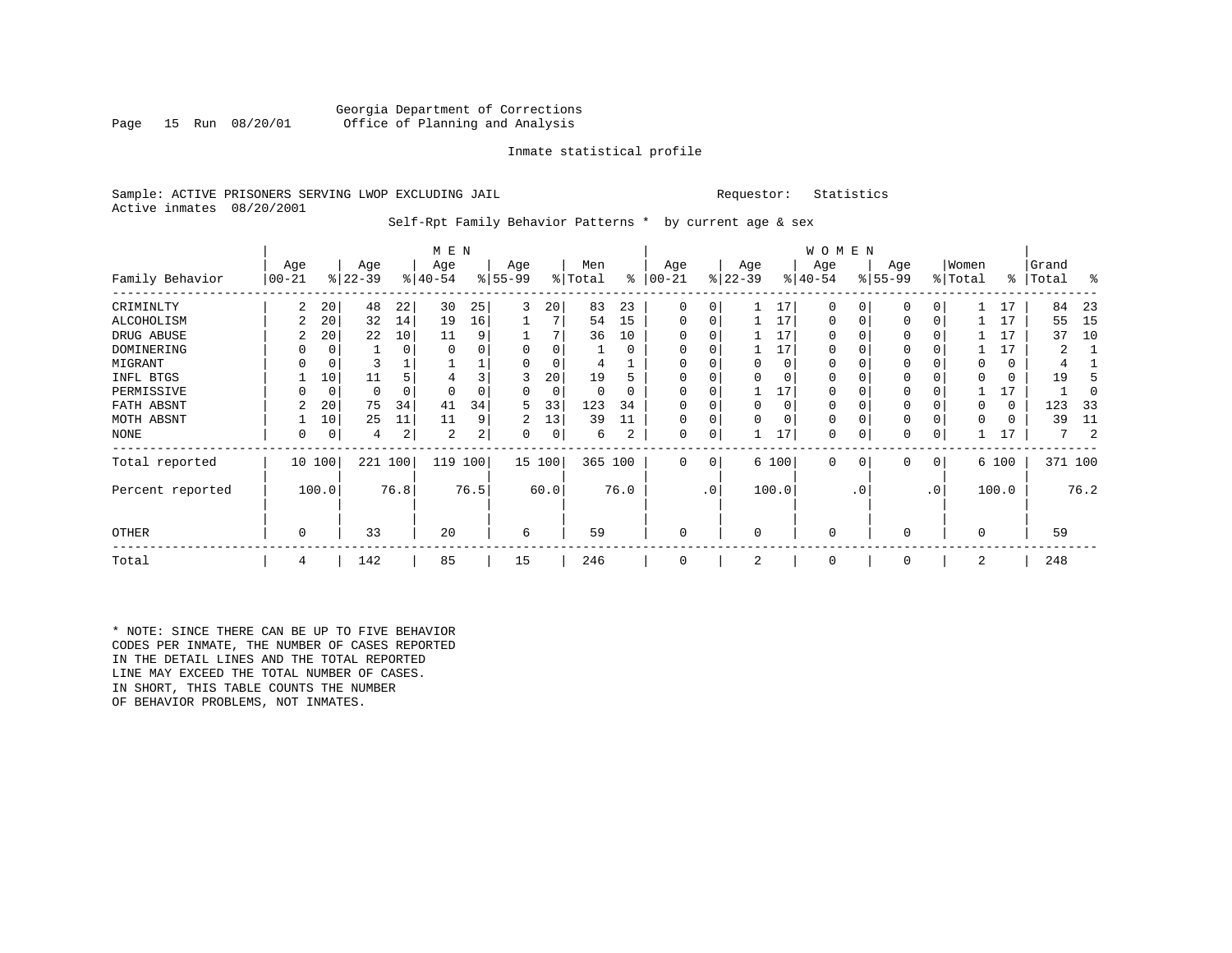Georgia Department of Corrections
Office of Planning and Analysis

Inmate statistical profile

Sample: ACTIVE PRISONERS SERVING LWOP EXCLUDING JAIL

Requestor: Statistics

Active inmates 08/20/2001

Self-Rpt Family Behavior Patterns * by current age & sex

| Family Behavior | MEN Age 00-21 | % | Age 22-39 | % | Age 40-54 | % | Age 55-99 | % | Men Total | % | WOMEN Age 00-21 | % | Age 22-39 | % | Age 40-54 | % | Age 55-99 | % | Women Total | % | Grand Total | % |
|---|---|---|---|---|---|---|---|---|---|---|---|---|---|---|---|---|---|---|---|---|---|---|
| CRIMINLTY | 2 | 20 | 48 | 22 | 30 | 25 | 3 | 20 | 83 | 23 | 0 | 0 | 1 | 17 | 0 | 0 | 0 | 0 | 1 | 17 | 84 | 23 |
| ALCOHOLISM | 2 | 20 | 32 | 14 | 19 | 16 | 1 | 7 | 54 | 15 | 0 | 0 | 1 | 17 | 0 | 0 | 0 | 0 | 1 | 17 | 55 | 15 |
| DRUG ABUSE | 2 | 20 | 22 | 10 | 11 | 9 | 1 | 7 | 36 | 10 | 0 | 0 | 1 | 17 | 0 | 0 | 0 | 0 | 1 | 17 | 37 | 10 |
| DOMINERING | 0 | 0 | 1 | 0 | 0 | 0 | 0 | 0 | 1 | 0 | 0 | 0 | 1 | 17 | 0 | 0 | 0 | 0 | 1 | 17 | 2 | 1 |
| MIGRANT | 0 | 0 | 3 | 1 | 1 | 1 | 0 | 0 | 4 | 1 | 0 | 0 | 0 | 0 | 0 | 0 | 0 | 0 | 0 | 0 | 4 | 1 |
| INFL BTGS | 1 | 10 | 11 | 5 | 4 | 3 | 3 | 20 | 19 | 5 | 0 | 0 | 0 | 0 | 0 | 0 | 0 | 0 | 0 | 0 | 19 | 5 |
| PERMISSIVE | 0 | 0 | 0 | 0 | 0 | 0 | 0 | 0 | 0 | 0 | 0 | 0 | 1 | 17 | 0 | 0 | 0 | 0 | 1 | 17 | 1 | 0 |
| FATH ABSNT | 2 | 20 | 75 | 34 | 41 | 34 | 5 | 33 | 123 | 34 | 0 | 0 | 0 | 0 | 0 | 0 | 0 | 0 | 0 | 0 | 123 | 33 |
| MOTH ABSNT | 1 | 10 | 25 | 11 | 11 | 9 | 2 | 13 | 39 | 11 | 0 | 0 | 0 | 0 | 0 | 0 | 0 | 0 | 0 | 0 | 39 | 11 |
| NONE | 0 | 0 | 4 | 2 | 2 | 2 | 0 | 0 | 6 | 2 | 0 | 0 | 1 | 17 | 0 | 0 | 0 | 0 | 1 | 17 | 7 | 2 |
| Total reported | 10 | 100 | 221 | 100 | 119 | 100 | 15 | 100 | 365 | 100 | 0 | 0 | 6 | 100 | 0 | 0 | 0 | 0 | 6 | 100 | 371 | 100 |
| Percent reported | | 100.0 | | 76.8 | | 76.5 | | 60.0 | | 76.0 | | .0 | | 100.0 | | .0 | | .0 | | 100.0 | | 76.2 |
| OTHER | 0 | | 33 | | 20 | | 6 | | 59 | | 0 | | 0 | | 0 | | 0 | | 0 | | 59 | |
| Total | 4 | | 142 | | 85 | | 15 | | 246 | | 0 | | 2 | | 0 | | 0 | | 2 | | 248 | |

* NOTE: SINCE THERE CAN BE UP TO FIVE BEHAVIOR CODES PER INMATE, THE NUMBER OF CASES REPORTED IN THE DETAIL LINES AND THE TOTAL REPORTED LINE MAY EXCEED THE TOTAL NUMBER OF CASES. IN SHORT, THIS TABLE COUNTS THE NUMBER OF BEHAVIOR PROBLEMS, NOT INMATES.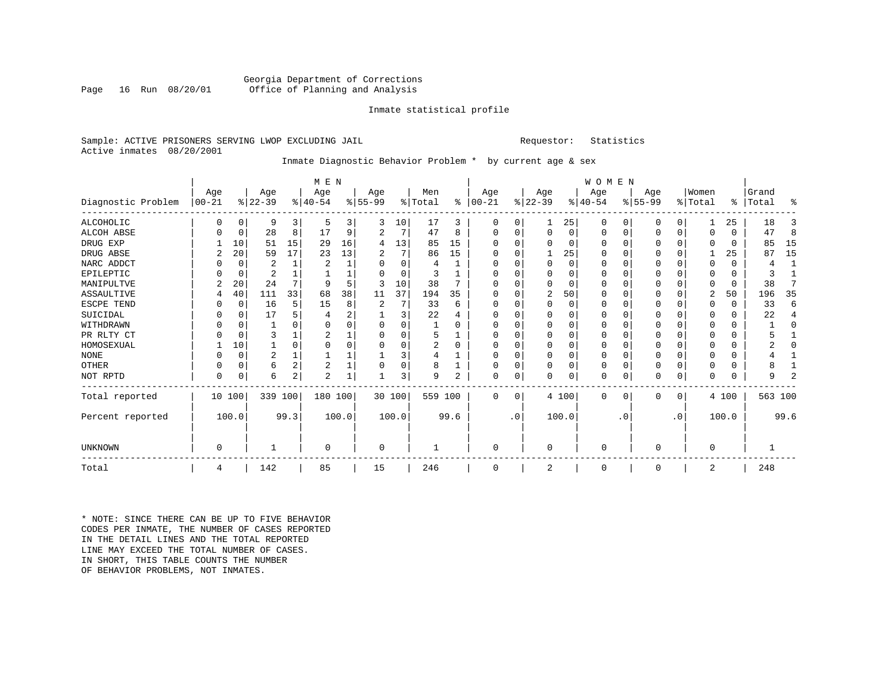Georgia Department of Corrections
Office of Planning and Analysis

Inmate statistical profile

Sample: ACTIVE PRISONERS SERVING LWOP EXCLUDING JAIL

Requestor: Statistics

Active inmates 08/20/2001

Inmate Diagnostic Behavior Problem * by current age & sex

| Diagnostic Problem | MEN Age 00-21 | % | Age 22-39 | % | Age 40-54 | % | Age 55-99 | % | Men Total | % | WOMEN Age 00-21 | % | Age 22-39 | % | Age 40-54 | % | Age 55-99 | % | Women Total | % | Grand Total | % |
|---|---|---|---|---|---|---|---|---|---|---|---|---|---|---|---|---|---|---|---|---|---|---|
| ALCOHOLIC | 0 | 0 | 9 | 3 | 5 | 3 | 3 | 10 | 17 | 3 | 0 | 0 | 1 | 25 | 0 | 0 | 0 | 0 | 1 | 25 | 18 | 3 |
| ALCOH ABSE | 0 | 0 | 28 | 8 | 17 | 9 | 2 | 7 | 47 | 8 | 0 | 0 | 0 | 0 | 0 | 0 | 0 | 0 | 0 | 0 | 47 | 8 |
| DRUG EXP | 1 | 10 | 51 | 15 | 29 | 16 | 4 | 13 | 85 | 15 | 0 | 0 | 0 | 0 | 0 | 0 | 0 | 0 | 0 | 0 | 85 | 15 |
| DRUG ABSE | 2 | 20 | 59 | 17 | 23 | 13 | 2 | 7 | 86 | 15 | 0 | 0 | 1 | 25 | 0 | 0 | 0 | 0 | 1 | 25 | 87 | 15 |
| NARC ADDCT | 0 | 0 | 2 | 1 | 2 | 1 | 0 | 0 | 4 | 1 | 0 | 0 | 0 | 0 | 0 | 0 | 0 | 0 | 0 | 0 | 4 | 1 |
| EPILEPTIC | 0 | 0 | 2 | 1 | 1 | 1 | 0 | 0 | 3 | 1 | 0 | 0 | 0 | 0 | 0 | 0 | 0 | 0 | 0 | 0 | 3 | 1 |
| MANIPULTVE | 2 | 20 | 24 | 7 | 9 | 5 | 3 | 10 | 38 | 7 | 0 | 0 | 0 | 0 | 0 | 0 | 0 | 0 | 0 | 0 | 38 | 7 |
| ASSAULTIVE | 4 | 40 | 111 | 33 | 68 | 38 | 11 | 37 | 194 | 35 | 0 | 0 | 2 | 50 | 0 | 0 | 0 | 0 | 2 | 50 | 196 | 35 |
| ESCPE TEND | 0 | 0 | 16 | 5 | 15 | 8 | 2 | 7 | 33 | 6 | 0 | 0 | 0 | 0 | 0 | 0 | 0 | 0 | 0 | 0 | 33 | 6 |
| SUICIDAL | 0 | 0 | 17 | 5 | 4 | 2 | 1 | 3 | 22 | 4 | 0 | 0 | 0 | 0 | 0 | 0 | 0 | 0 | 0 | 0 | 22 | 4 |
| WITHDRAWN | 0 | 0 | 1 | 0 | 0 | 0 | 0 | 0 | 1 | 0 | 0 | 0 | 0 | 0 | 0 | 0 | 0 | 0 | 0 | 0 | 1 | 0 |
| PR RLTY CT | 0 | 0 | 3 | 1 | 2 | 1 | 0 | 0 | 5 | 1 | 0 | 0 | 0 | 0 | 0 | 0 | 0 | 0 | 0 | 0 | 5 | 1 |
| HOMOSEXUAL | 1 | 10 | 1 | 0 | 0 | 0 | 0 | 0 | 2 | 0 | 0 | 0 | 0 | 0 | 0 | 0 | 0 | 0 | 0 | 0 | 2 | 0 |
| NONE | 0 | 0 | 2 | 1 | 1 | 1 | 1 | 3 | 4 | 1 | 0 | 0 | 0 | 0 | 0 | 0 | 0 | 0 | 0 | 0 | 4 | 1 |
| OTHER | 0 | 0 | 6 | 2 | 2 | 1 | 0 | 0 | 8 | 1 | 0 | 0 | 0 | 0 | 0 | 0 | 0 | 0 | 0 | 0 | 8 | 1 |
| NOT RPTD | 0 | 0 | 6 | 2 | 2 | 1 | 1 | 3 | 9 | 2 | 0 | 0 | 0 | 0 | 0 | 0 | 0 | 0 | 0 | 0 | 9 | 2 |
| Total reported | 10 | 100 | 339 | 100 | 180 | 100 | 30 | 100 | 559 | 100 | 0 | 0 | 4 | 100 | 0 | 0 | 0 | 0 | 4 | 100 | 563 | 100 |
| Percent reported | | 100.0 | | 99.3 | | 100.0 | | 100.0 | | 99.6 | | .0 | | 100.0 | | .0 | | .0 | | 100.0 | | 99.6 |
| UNKNOWN | 0 | | 1 | | 0 | | 0 | | 1 | | 0 | | 0 | | 0 | | 0 | | 0 | | 1 | |
| Total | 4 | | 142 | | 85 | | 15 | | 246 | | 0 | | 2 | | 0 | | 0 | | 2 | | 248 | |

* NOTE: SINCE THERE CAN BE UP TO FIVE BEHAVIOR CODES PER INMATE, THE NUMBER OF CASES REPORTED IN THE DETAIL LINES AND THE TOTAL REPORTED LINE MAY EXCEED THE TOTAL NUMBER OF CASES. IN SHORT, THIS TABLE COUNTS THE NUMBER OF BEHAVIOR PROBLEMS, NOT INMATES.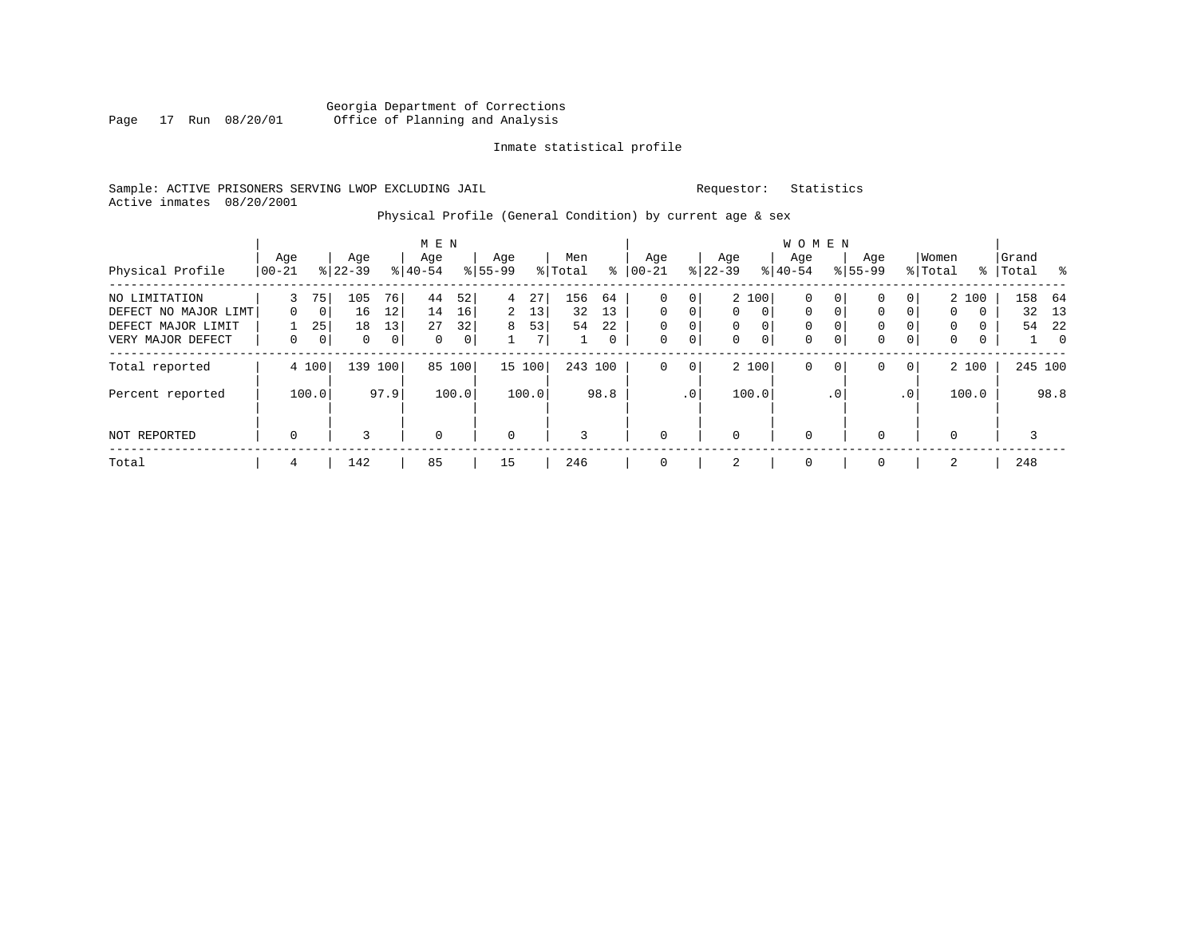Georgia Department of Corrections
Office of Planning and Analysis

Inmate statistical profile

Sample: ACTIVE PRISONERS SERVING LWOP EXCLUDING JAIL

Requestor: Statistics

Active inmates 08/20/2001

Physical Profile (General Condition) by current age & sex

| Physical Profile | MEN Age 00-21 | % | Age 22-39 | % | Age 40-54 | % | Age 55-99 | % | Men Total | % | WOMEN Age 00-21 | % | Age 22-39 | % | Age 40-54 | % | Age 55-99 | % | Women Total | % | Grand Total | % |
|---|---|---|---|---|---|---|---|---|---|---|---|---|---|---|---|---|---|---|---|---|---|---|
| NO LIMITATION | 3 | 75 | 105 | 76 | 44 | 52 | 4 | 27 | 156 | 64 | 0 | 0 | 2 | 100 | 0 | 0 | 0 | 0 | 2 | 100 | 158 | 64 |
| DEFECT NO MAJOR LIMT | 0 | 0 | 16 | 12 | 14 | 16 | 2 | 13 | 32 | 13 | 0 | 0 | 0 | 0 | 0 | 0 | 0 | 0 | 0 | 0 | 32 | 13 |
| DEFECT MAJOR LIMIT | 1 | 25 | 18 | 13 | 27 | 32 | 8 | 53 | 54 | 22 | 0 | 0 | 0 | 0 | 0 | 0 | 0 | 0 | 0 | 0 | 54 | 22 |
| VERY MAJOR DEFECT | 0 | 0 | 0 | 0 | 0 | 0 | 1 | 7 | 1 | 0 | 0 | 0 | 0 | 0 | 0 | 0 | 0 | 0 | 0 | 0 | 1 | 0 |
| Total reported | 4 | 100 | 139 | 100 | 85 | 100 | 15 | 100 | 243 | 100 | 0 | 0 | 2 | 100 | 0 | 0 | 0 | 0 | 2 | 100 | 245 | 100 |
| Percent reported | | 100.0 | | 97.9 | | 100.0 | | 100.0 | | 98.8 | | .0 | | 100.0 | | .0 | | .0 | | 100.0 | | 98.8 |
| NOT REPORTED | 0 | | 3 | | 0 | | 0 | | 3 | | 0 | | 0 | | 0 | | 0 | | 0 | | 3 | |
| Total | 4 | | 142 | | 85 | | 15 | | 246 | | 0 | | 2 | | 0 | | 0 | | 2 | | 248 | |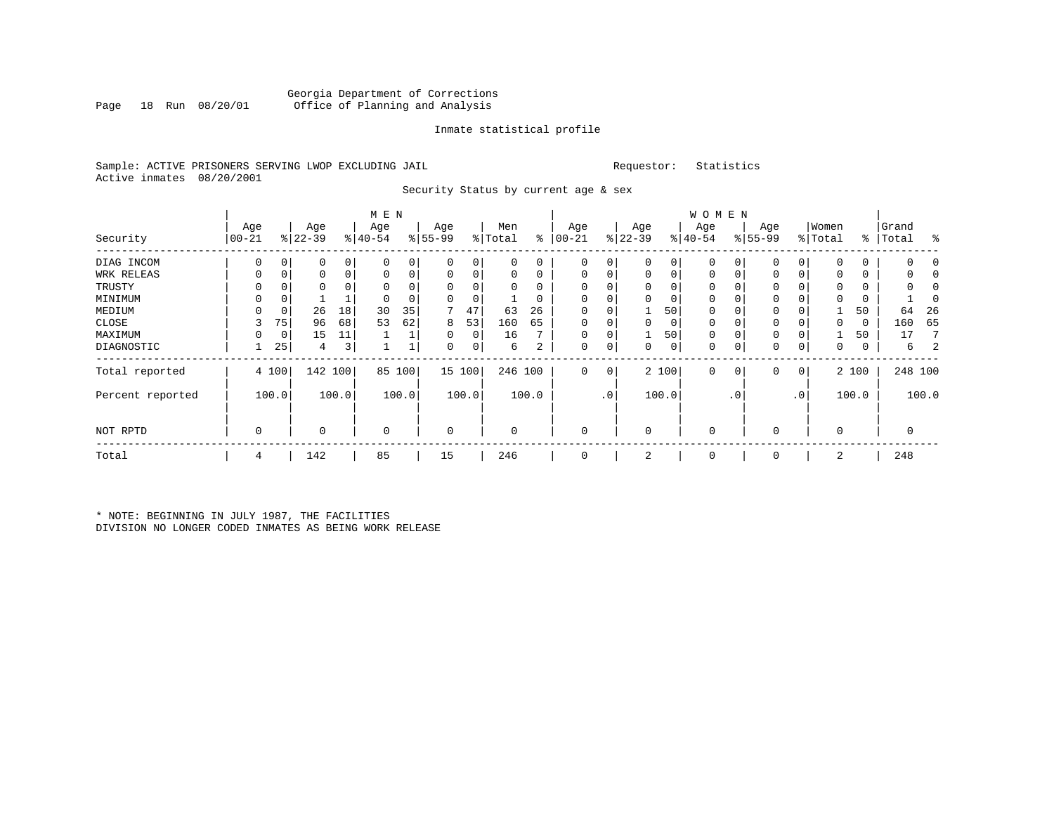Georgia Department of Corrections
Office of Planning and Analysis

Inmate statistical profile

Sample: ACTIVE PRISONERS SERVING LWOP EXCLUDING JAIL

Requestor: Statistics

Active inmates 08/20/2001

Security Status by current age & sex

| | MEN | | | | | | | | | | WOMEN | | | | | | | | | | | |
|---|---|---|---|---|---|---|---|---|---|---|---|---|---|---|---|---|---|---|---|---|---|---|
| Security | Age 00-21 | % | Age 22-39 | % | Age 40-54 | % | Age 55-99 | % | Men Total | % | Age 00-21 | % | Age 22-39 | % | Age 40-54 | % | Age 55-99 | % | Women Total | % | Grand Total | % |
| DIAG INCOM | 0 | 0 | 0 | 0 | 0 | 0 | 0 | 0 | 0 | 0 | 0 | 0 | 0 | 0 | 0 | 0 | 0 | 0 | 0 | 0 | 0 | 0 |
| WRK RELEAS | 0 | 0 | 0 | 0 | 0 | 0 | 0 | 0 | 0 | 0 | 0 | 0 | 0 | 0 | 0 | 0 | 0 | 0 | 0 | 0 | 0 | 0 |
| TRUSTY | 0 | 0 | 0 | 0 | 0 | 0 | 0 | 0 | 0 | 0 | 0 | 0 | 0 | 0 | 0 | 0 | 0 | 0 | 0 | 0 | 0 | 0 |
| MINIMUM | 0 | 0 | 1 | 1 | 0 | 0 | 0 | 0 | 1 | 0 | 0 | 0 | 0 | 0 | 0 | 0 | 0 | 0 | 0 | 0 | 1 | 0 |
| MEDIUM | 0 | 0 | 26 | 18 | 30 | 35 | 7 | 47 | 63 | 26 | 0 | 0 | 1 | 50 | 0 | 0 | 0 | 0 | 1 | 50 | 64 | 26 |
| CLOSE | 3 | 75 | 96 | 68 | 53 | 62 | 8 | 53 | 160 | 65 | 0 | 0 | 0 | 0 | 0 | 0 | 0 | 0 | 0 | 0 | 160 | 65 |
| MAXIMUM | 0 | 0 | 15 | 11 | 1 | 1 | 0 | 0 | 16 | 7 | 0 | 0 | 1 | 50 | 0 | 0 | 0 | 0 | 1 | 50 | 17 | 7 |
| DIAGNOSTIC | 1 | 25 | 4 | 3 | 1 | 1 | 0 | 0 | 6 | 2 | 0 | 0 | 0 | 0 | 0 | 0 | 0 | 0 | 0 | 0 | 6 | 2 |
| Total reported | 4 | 100 | 142 | 100 | 85 | 100 | 15 | 100 | 246 | 100 | 0 | 0 | 2 | 100 | 0 | 0 | 0 | 0 | 2 | 100 | 248 | 100 |
| Percent reported | | 100.0 | | 100.0 | | 100.0 | | 100.0 | | 100.0 | | .0 | | 100.0 | | .0 | | .0 | | 100.0 | | 100.0 |
| NOT RPTD | 0 | | 0 | | 0 | | 0 | | 0 | | 0 | | 0 | | 0 | | 0 | | 0 | | 0 | |
| Total | 4 | | 142 | | 85 | | 15 | | 246 | | 0 | | 2 | | 0 | | 0 | | 2 | | 248 | |

* NOTE: BEGINNING IN JULY 1987, THE FACILITIES DIVISION NO LONGER CODED INMATES AS BEING WORK RELEASE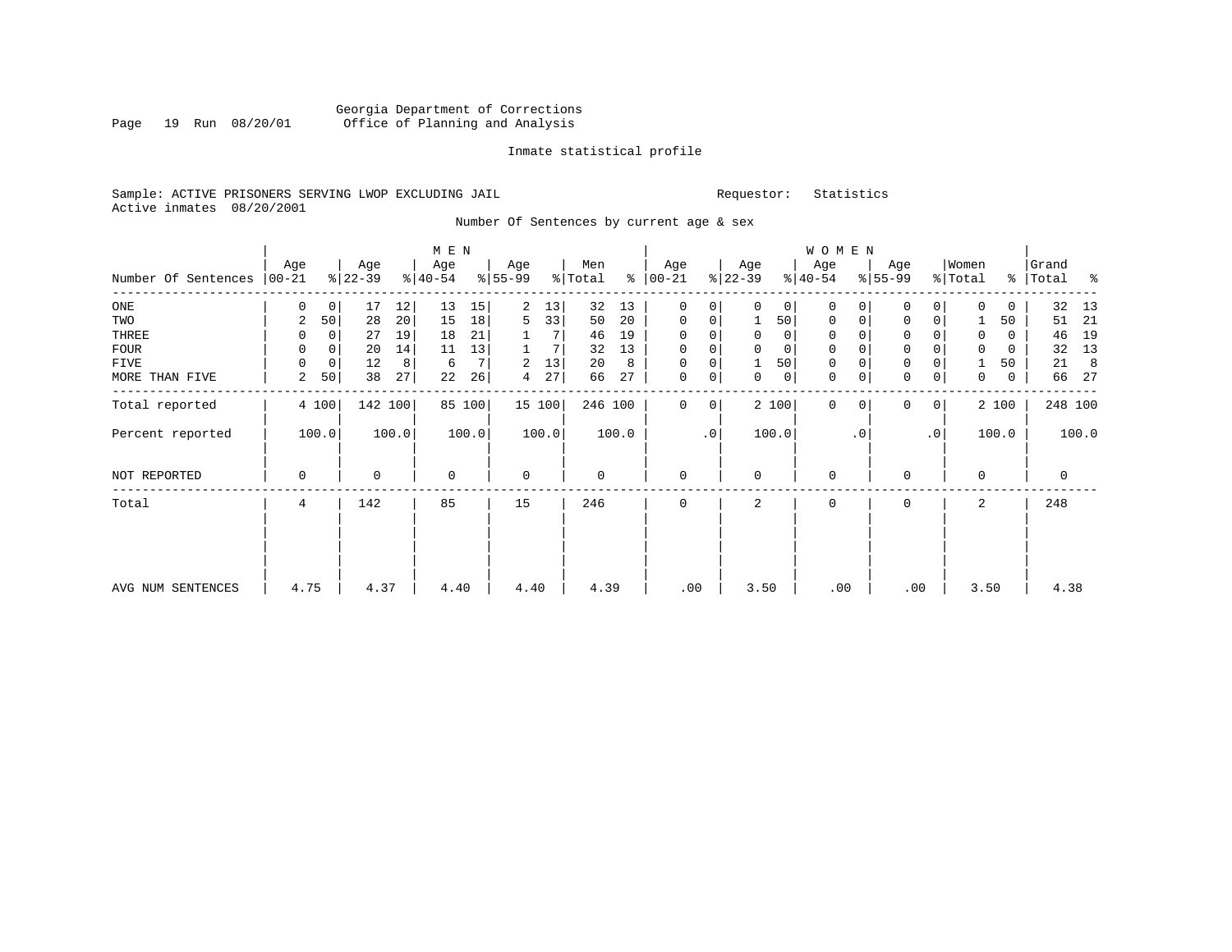Georgia Department of Corrections
Office of Planning and Analysis

Inmate statistical profile

Sample: ACTIVE PRISONERS SERVING LWOP EXCLUDING JAIL

Requestor: Statistics

Active inmates 08/20/2001

Number Of Sentences by current age & sex

| Number Of Sentences | MEN Age 00-21 | % | Age 22-39 | % | Age 40-54 | % | Age 55-99 | % | Men Total | % | WOMEN Age 00-21 | % | Age 22-39 | % | Age 40-54 | % | Age 55-99 | % | Women Total | % | Grand Total | % |
|---|---|---|---|---|---|---|---|---|---|---|---|---|---|---|---|---|---|---|---|---|---|---|
| ONE | 0 | 0 | 17 | 12 | 13 | 15 | 2 | 13 | 32 | 13 | 0 | 0 | 0 | 0 | 0 | 0 | 0 | 0 | 0 | 0 | 32 | 13 |
| TWO | 2 | 50 | 28 | 20 | 15 | 18 | 5 | 33 | 50 | 20 | 0 | 0 | 1 | 50 | 0 | 0 | 0 | 0 | 1 | 50 | 51 | 21 |
| THREE | 0 | 0 | 27 | 19 | 18 | 21 | 1 | 7 | 46 | 19 | 0 | 0 | 0 | 0 | 0 | 0 | 0 | 0 | 0 | 0 | 46 | 19 |
| FOUR | 0 | 0 | 20 | 14 | 11 | 13 | 1 | 7 | 32 | 13 | 0 | 0 | 0 | 0 | 0 | 0 | 0 | 0 | 0 | 0 | 32 | 13 |
| FIVE | 0 | 0 | 12 | 8 | 6 | 7 | 2 | 13 | 20 | 8 | 0 | 0 | 1 | 50 | 0 | 0 | 0 | 0 | 1 | 50 | 21 | 8 |
| MORE THAN FIVE | 2 | 50 | 38 | 27 | 22 | 26 | 4 | 27 | 66 | 27 | 0 | 0 | 0 | 0 | 0 | 0 | 0 | 0 | 0 | 0 | 66 | 27 |
| Total reported | 4 | 100 | 142 | 100 | 85 | 100 | 15 | 100 | 246 | 100 | 0 | 0 | 2 | 100 | 0 | 0 | 0 | 0 | 2 | 100 | 248 | 100 |
| Percent reported | | 100.0 | | 100.0 | | 100.0 | | 100.0 | | 100.0 | | .0 | | 100.0 | | .0 | | .0 | | 100.0 | | 100.0 |
| NOT REPORTED | 0 | | 0 | | 0 | | 0 | | 0 | | 0 | | 0 | | 0 | | 0 | | 0 | | 0 | |
| Total | 4 | | 142 | | 85 | | 15 | | 246 | | 0 | | 2 | | 0 | | 0 | | 2 | | 248 | |
| AVG NUM SENTENCES | 4.75 | | 4.37 | | 4.40 | | 4.40 | | 4.39 | | .00 | | 3.50 | | .00 | | .00 | | 3.50 | | 4.38 | |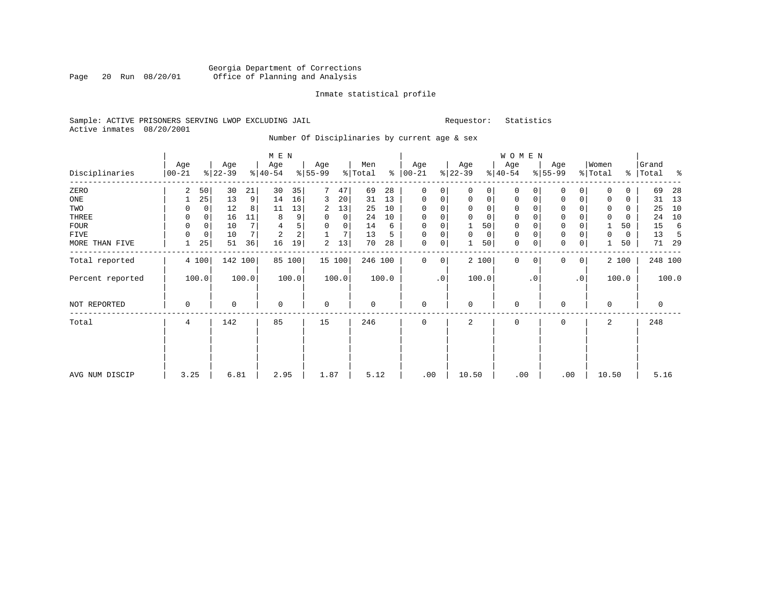Georgia Department of Corrections
Office of Planning and Analysis

Inmate statistical profile

Sample: ACTIVE PRISONERS SERVING LWOP EXCLUDING JAIL                                   Requestor: Statistics
Active inmates 08/20/2001

Number Of Disciplinaries by current age & sex

| Disciplinaries | MEN Age 00-21 | % | Age 22-39 | % | Age 40-54 | % | Age 55-99 | % | Men Total | % | WOMEN Age 00-21 | % | Age 22-39 | % | Age 40-54 | % | Age 55-99 | % | Women Total | % | Grand Total | % |
|---|---|---|---|---|---|---|---|---|---|---|---|---|---|---|---|---|---|---|---|---|---|---|
| ZERO | 2 | 50 | 30 | 21 | 30 | 35 | 7 | 47 | 69 | 28 | 0 | 0 | 0 | 0 | 0 | 0 | 0 | 0 | 0 | 0 | 69 | 28 |
| ONE | 1 | 25 | 13 | 9 | 14 | 16 | 3 | 20 | 31 | 13 | 0 | 0 | 0 | 0 | 0 | 0 | 0 | 0 | 0 | 0 | 31 | 13 |
| TWO | 0 | 0 | 12 | 8 | 11 | 13 | 2 | 13 | 25 | 10 | 0 | 0 | 0 | 0 | 0 | 0 | 0 | 0 | 0 | 0 | 25 | 10 |
| THREE | 0 | 0 | 16 | 11 | 8 | 9 | 0 | 0 | 24 | 10 | 0 | 0 | 0 | 0 | 0 | 0 | 0 | 0 | 0 | 0 | 24 | 10 |
| FOUR | 0 | 0 | 10 | 7 | 4 | 5 | 0 | 0 | 14 | 6 | 0 | 0 | 1 | 50 | 0 | 0 | 0 | 0 | 1 | 50 | 15 | 6 |
| FIVE | 0 | 0 | 10 | 7 | 2 | 2 | 1 | 7 | 13 | 5 | 0 | 0 | 0 | 0 | 0 | 0 | 0 | 0 | 0 | 0 | 13 | 5 |
| MORE THAN FIVE | 1 | 25 | 51 | 36 | 16 | 19 | 2 | 13 | 70 | 28 | 0 | 0 | 1 | 50 | 0 | 0 | 0 | 0 | 1 | 50 | 71 | 29 |
| Total reported | 4 | 100 | 142 | 100 | 85 | 100 | 15 | 100 | 246 | 100 | 0 | 0 | 2 | 100 | 0 | 0 | 0 | 0 | 2 | 100 | 248 | 100 |
| Percent reported | 100.0 | | 100.0 | | 100.0 | | 100.0 | | 100.0 | | .0 | | 100.0 | | .0 | | .0 | | 100.0 | | 100.0 | |
| NOT REPORTED | 0 | | 0 | | 0 | | 0 | | 0 | | 0 | | 0 | | 0 | | 0 | | 0 | | 0 | |
| Total | 4 | | 142 | | 85 | | 15 | | 246 | | 0 | | 2 | | 0 | | 0 | | 2 | | 248 | |
| AVG NUM DISCIP | 3.25 | | 6.81 | | 2.95 | | 1.87 | | 5.12 | | .00 | | 10.50 | | .00 | | .00 | | 10.50 | | 5.16 | |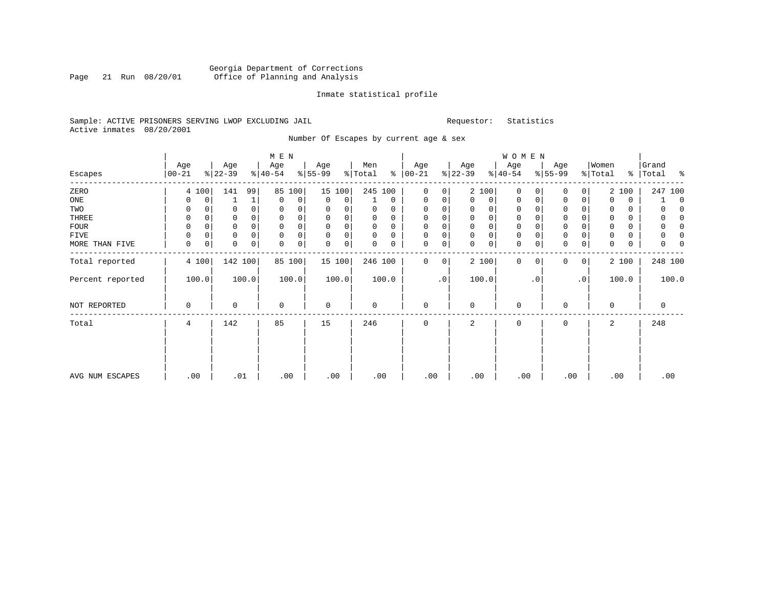Georgia Department of Corrections
Office of Planning and Analysis

Inmate statistical profile

Sample: ACTIVE PRISONERS SERVING LWOP EXCLUDING JAIL

Requestor: Statistics

Active inmates 08/20/2001

Number Of Escapes by current age & sex

| Escapes | MEN Age 00-21 | % | Age 22-39 | % | Age 40-54 | % | Age 55-99 | % | Men Total | % | WOMEN Age 00-21 | % | Age 22-39 | % | Age 40-54 | % | Age 55-99 | % | Women Total | % | Grand Total | % |
|---|---|---|---|---|---|---|---|---|---|---|---|---|---|---|---|---|---|---|---|---|---|---|
| ZERO | 4 | 100 | 141 | 99 | 85 | 100 | 15 | 100 | 245 | 100 | 0 | 0 | 2 | 100 | 0 | 0 | 0 | 0 | 2 | 100 | 247 | 100 |
| ONE | 0 | 0 | 1 | 1 | 0 | 0 | 0 | 0 | 1 | 0 | 0 | 0 | 0 | 0 | 0 | 0 | 0 | 0 | 0 | 0 | 1 | 0 |
| TWO | 0 | 0 | 0 | 0 | 0 | 0 | 0 | 0 | 0 | 0 | 0 | 0 | 0 | 0 | 0 | 0 | 0 | 0 | 0 | 0 | 0 | 0 |
| THREE | 0 | 0 | 0 | 0 | 0 | 0 | 0 | 0 | 0 | 0 | 0 | 0 | 0 | 0 | 0 | 0 | 0 | 0 | 0 | 0 | 0 | 0 |
| FOUR | 0 | 0 | 0 | 0 | 0 | 0 | 0 | 0 | 0 | 0 | 0 | 0 | 0 | 0 | 0 | 0 | 0 | 0 | 0 | 0 | 0 | 0 |
| FIVE | 0 | 0 | 0 | 0 | 0 | 0 | 0 | 0 | 0 | 0 | 0 | 0 | 0 | 0 | 0 | 0 | 0 | 0 | 0 | 0 | 0 | 0 |
| MORE THAN FIVE | 0 | 0 | 0 | 0 | 0 | 0 | 0 | 0 | 0 | 0 | 0 | 0 | 0 | 0 | 0 | 0 | 0 | 0 | 0 | 0 | 0 | 0 |
| Total reported | 4 | 100 | 142 | 100 | 85 | 100 | 15 | 100 | 246 | 100 | 0 | 0 | 2 | 100 | 0 | 0 | 0 | 0 | 2 | 100 | 248 | 100 |
| Percent reported | 100.0 | | 100.0 | | 100.0 | | 100.0 | | 100.0 | | .0 | | 100.0 | | .0 | | .0 | | 100.0 | | 100.0 | |
| NOT REPORTED | 0 | | 0 | | 0 | | 0 | | 0 | | 0 | | 0 | | 0 | | 0 | | 0 | | 0 | |
| Total | 4 | | 142 | | 85 | | 15 | | 246 | | 0 | | 2 | | 0 | | 0 | | 2 | | 248 | |
| AVG NUM ESCAPES | .00 | | .01 | | .00 | | .00 | | .00 | | .00 | | .00 | | .00 | | .00 | | .00 | | .00 | |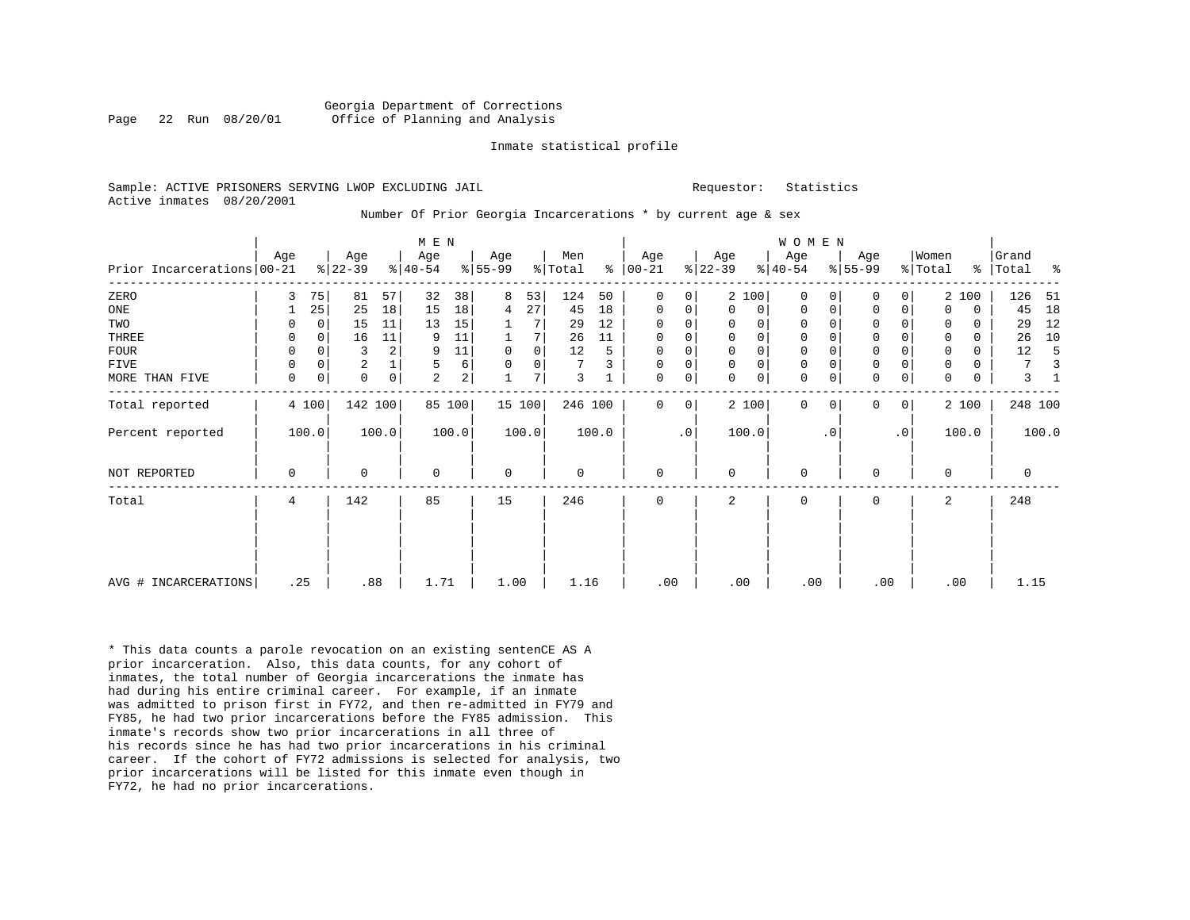Georgia Department of Corrections
Office of Planning and Analysis

Inmate statistical profile

Sample: ACTIVE PRISONERS SERVING LWOP EXCLUDING JAIL

Requestor: Statistics

Active inmates 08/20/2001

Number Of Prior Georgia Incarcerations * by current age & sex

| Prior Incarcerations | MEN Age 00-21 | % | Age 22-39 | % | Age 40-54 | % | Age 55-99 | % | Men Total | % | WOMEN Age 00-21 | % | Age 22-39 | % | Age 40-54 | % | Age 55-99 | % | Women Total | % | Grand Total | % |
|---|---|---|---|---|---|---|---|---|---|---|---|---|---|---|---|---|---|---|---|---|---|---|
| ZERO | 3 | 75 | 81 | 57 | 32 | 38 | 8 | 53 | 124 | 50 | 0 | 0 | 2 | 100 | 0 | 0 | 0 | 0 | 2 | 100 | 126 | 51 |
| ONE | 1 | 25 | 25 | 18 | 15 | 18 | 4 | 27 | 45 | 18 | 0 | 0 | 0 | 0 | 0 | 0 | 0 | 0 | 0 | 0 | 45 | 18 |
| TWO | 0 | 0 | 15 | 11 | 13 | 15 | 1 | 7 | 29 | 12 | 0 | 0 | 0 | 0 | 0 | 0 | 0 | 0 | 0 | 0 | 29 | 12 |
| THREE | 0 | 0 | 16 | 11 | 9 | 11 | 1 | 7 | 26 | 11 | 0 | 0 | 0 | 0 | 0 | 0 | 0 | 0 | 0 | 0 | 26 | 10 |
| FOUR | 0 | 0 | 3 | 2 | 9 | 11 | 0 | 0 | 12 | 5 | 0 | 0 | 0 | 0 | 0 | 0 | 0 | 0 | 0 | 0 | 12 | 5 |
| FIVE | 0 | 0 | 2 | 1 | 5 | 6 | 0 | 0 | 7 | 3 | 0 | 0 | 0 | 0 | 0 | 0 | 0 | 0 | 0 | 0 | 7 | 3 |
| MORE THAN FIVE | 0 | 0 | 0 | 0 | 2 | 2 | 1 | 7 | 3 | 1 | 0 | 0 | 0 | 0 | 0 | 0 | 0 | 0 | 0 | 0 | 3 | 1 |
| Total reported | 4 | 100 | 142 | 100 | 85 | 100 | 15 | 100 | 246 | 100 | 0 | 0 | 2 | 100 | 0 | 0 | 0 | 0 | 2 | 100 | 248 | 100 |
| Percent reported | 100.0 | | 100.0 | | 100.0 | | 100.0 | | 100.0 | | .0 | | 100.0 | | .0 | | .0 | | 100.0 | | 100.0 | |
| NOT REPORTED | 0 | | 0 | | 0 | | 0 | | 0 | | 0 | | 0 | | 0 | | 0 | | 0 | | 0 | |
| Total | 4 | | 142 | | 85 | | 15 | | 246 | | 0 | | 2 | | 0 | | 0 | | 2 | | 248 | |
| AVG # INCARCERATIONS | .25 | | .88 | | 1.71 | | 1.00 | | 1.16 | | .00 | | .00 | | .00 | | .00 | | .00 | | 1.15 | |

* This data counts a parole revocation on an existing sentenCE AS A prior incarceration. Also, this data counts, for any cohort of inmates, the total number of Georgia incarcerations the inmate has had during his entire criminal career. For example, if an inmate was admitted to prison first in FY72, and then re-admitted in FY79 and FY85, he had two prior incarcerations before the FY85 admission. This inmate's records show two prior incarcerations in all three of his records since he has had two prior incarcerations in his criminal career. If the cohort of FY72 admissions is selected for analysis, two prior incarcerations will be listed for this inmate even though in FY72, he had no prior incarcerations.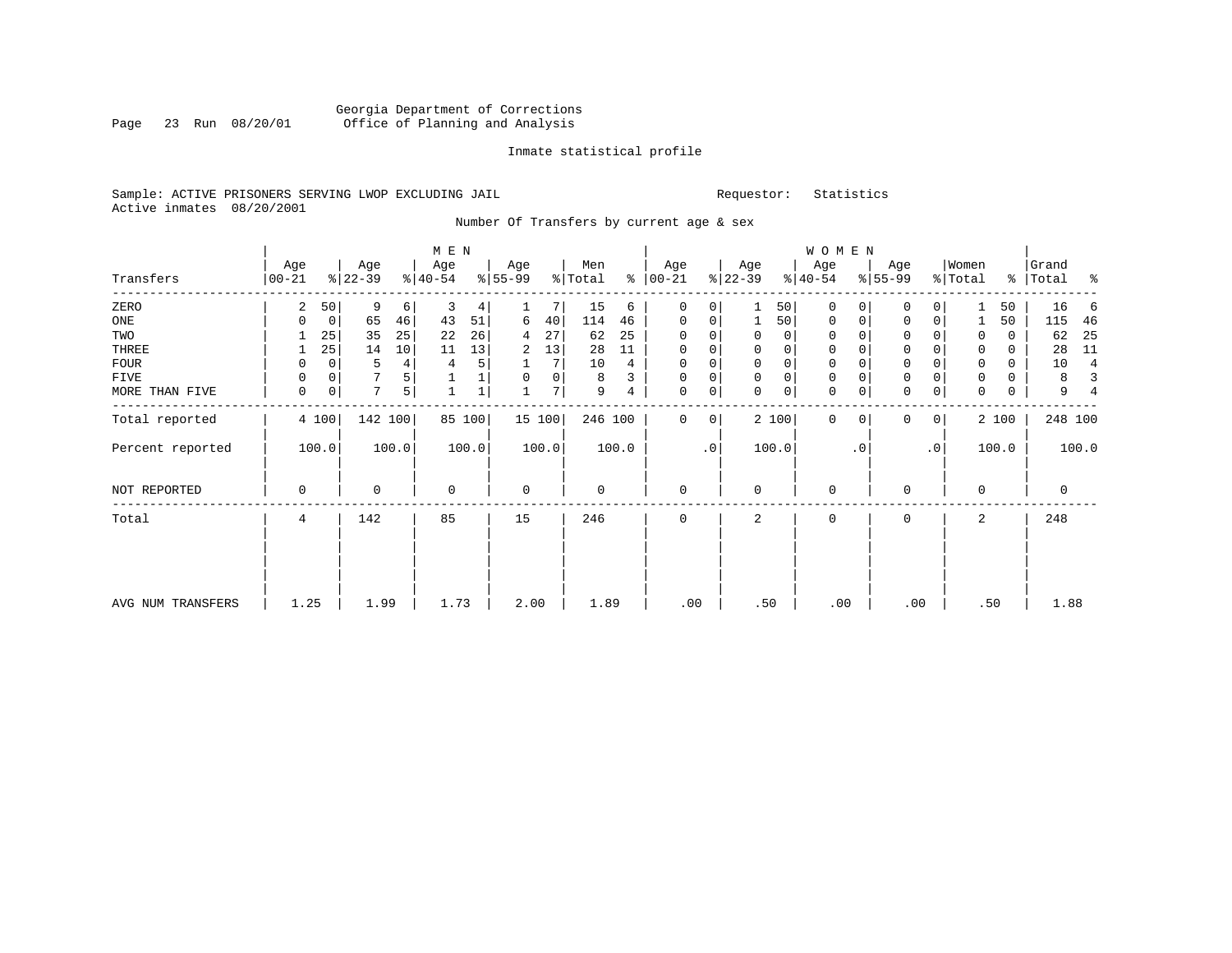Georgia Department of Corrections
Office of Planning and Analysis

Inmate statistical profile

Sample: ACTIVE PRISONERS SERVING LWOP EXCLUDING JAIL  Requestor: Statistics
Active inmates 08/20/2001

Number Of Transfers by current age & sex

| Transfers | MEN Age 00-21 | % | Age 22-39 | % | Age 40-54 | % | Age 55-99 | % | Men Total | % | WOMEN Age 00-21 | % | Age 22-39 | % | Age 40-54 | % | Age 55-99 | % | Women Total | % | Grand Total | % |
|---|---|---|---|---|---|---|---|---|---|---|---|---|---|---|---|---|---|---|---|---|---|---|
| ZERO | 2 | 50 | 9 | 6 | 3 | 4 | 1 | 7 | 15 | 6 | 0 | 0 | 1 | 50 | 0 | 0 | 0 | 0 | 1 | 50 | 16 | 6 |
| ONE | 0 | 0 | 65 | 46 | 43 | 51 | 6 | 40 | 114 | 46 | 0 | 0 | 1 | 50 | 0 | 0 | 0 | 0 | 1 | 50 | 115 | 46 |
| TWO | 1 | 25 | 35 | 25 | 22 | 26 | 4 | 27 | 62 | 25 | 0 | 0 | 0 | 0 | 0 | 0 | 0 | 0 | 0 | 0 | 62 | 25 |
| THREE | 1 | 25 | 14 | 10 | 11 | 13 | 2 | 13 | 28 | 11 | 0 | 0 | 0 | 0 | 0 | 0 | 0 | 0 | 0 | 0 | 28 | 11 |
| FOUR | 0 | 0 | 5 | 4 | 4 | 5 | 1 | 7 | 10 | 4 | 0 | 0 | 0 | 0 | 0 | 0 | 0 | 0 | 0 | 0 | 10 | 4 |
| FIVE | 0 | 0 | 7 | 5 | 1 | 1 | 0 | 0 | 8 | 3 | 0 | 0 | 0 | 0 | 0 | 0 | 0 | 0 | 0 | 0 | 8 | 3 |
| MORE THAN FIVE | 0 | 0 | 7 | 5 | 1 | 1 | 1 | 7 | 9 | 4 | 0 | 0 | 0 | 0 | 0 | 0 | 0 | 0 | 0 | 0 | 9 | 4 |
| Total reported | 4 | 100 | 142 | 100 | 85 | 100 | 15 | 100 | 246 | 100 | 0 | 0 | 2 | 100 | 0 | 0 | 0 | 0 | 2 | 100 | 248 | 100 |
| Percent reported | | 100.0 | | 100.0 | | 100.0 | | 100.0 | | 100.0 | | .0 | | 100.0 | | .0 | | .0 | | 100.0 | | 100.0 |
| NOT REPORTED | 0 | | 0 | | 0 | | 0 | | 0 | | 0 | | 0 | | 0 | | 0 | | 0 | | 0 | |
| Total | 4 | | 142 | | 85 | | 15 | | 246 | | 0 | | 2 | | 0 | | 0 | | 2 | | 248 | |
| AVG NUM TRANSFERS | 1.25 | | 1.99 | | 1.73 | | 2.00 | | 1.89 | | .00 | | .50 | | .00 | | .00 | | .50 | | 1.88 | |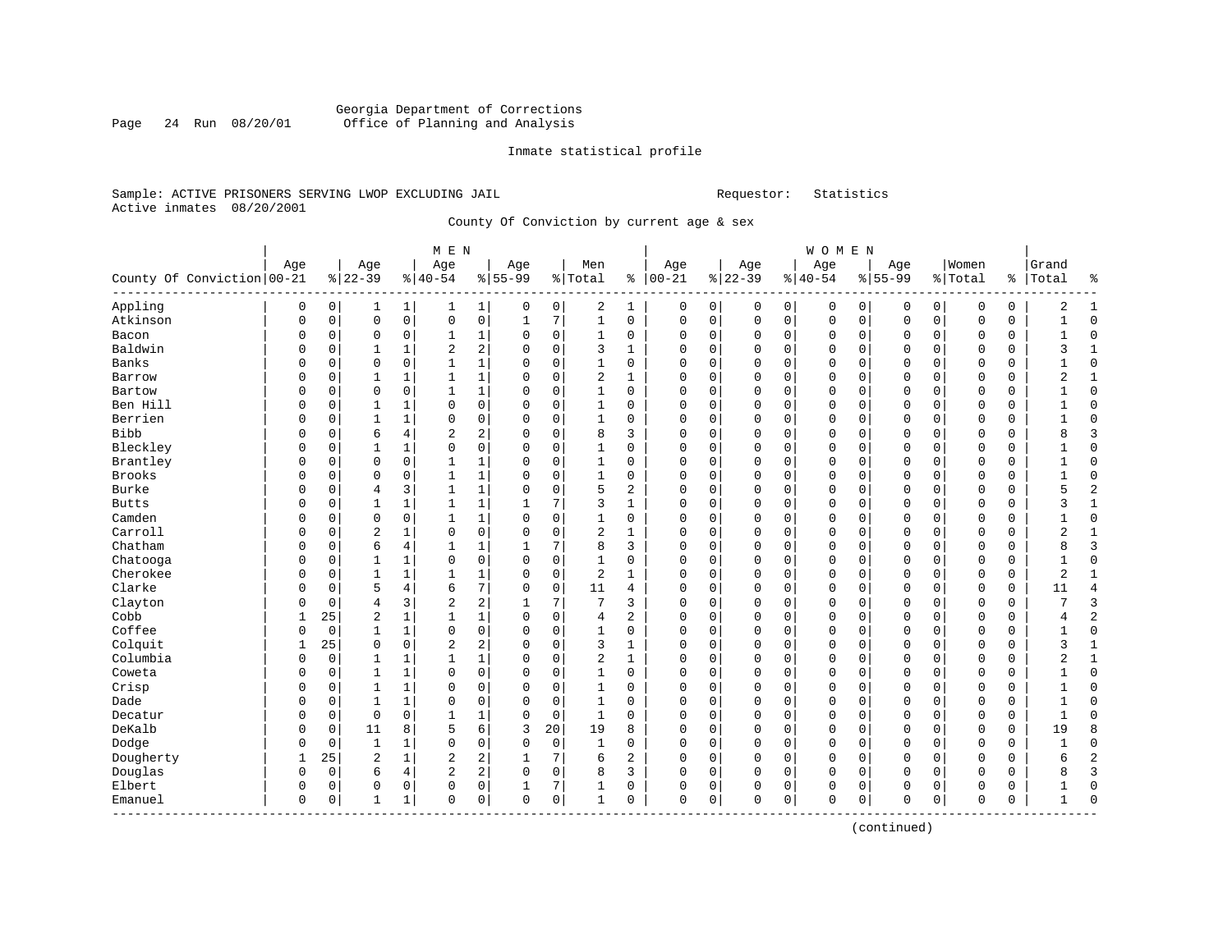Georgia Department of Corrections
Office of Planning and Analysis

Inmate statistical profile

Sample: ACTIVE PRISONERS SERVING LWOP EXCLUDING JAIL    Requestor: Statistics
Active inmates 08/20/2001

County Of Conviction by current age & sex

| County Of Conviction | MEN Age 00-21 | % | Age 22-39 | % | Age 40-54 | % | Age 55-99 | % | Men Total | % | WOMEN Age 00-21 | % | Age 22-39 | % | Age 40-54 | % | Age 55-99 | % | Women Total | % | Grand Total | % |
|---|---|---|---|---|---|---|---|---|---|---|---|---|---|---|---|---|---|---|---|---|---|---|
| Appling | 0 | 0 | 1 | 1 | 1 | 1 | 0 | 0 | 2 | 1 | 0 | 0 | 0 | 0 | 0 | 0 | 0 | 0 | 0 | 0 | 2 | 1 |
| Atkinson | 0 | 0 | 0 | 0 | 0 | 0 | 1 | 7 | 1 | 0 | 0 | 0 | 0 | 0 | 0 | 0 | 0 | 0 | 0 | 0 | 1 | 0 |
| Bacon | 0 | 0 | 0 | 0 | 1 | 1 | 0 | 0 | 1 | 0 | 0 | 0 | 0 | 0 | 0 | 0 | 0 | 0 | 0 | 0 | 1 | 0 |
| Baldwin | 0 | 0 | 1 | 1 | 2 | 2 | 0 | 0 | 3 | 1 | 0 | 0 | 0 | 0 | 0 | 0 | 0 | 0 | 0 | 0 | 3 | 1 |
| Banks | 0 | 0 | 0 | 0 | 1 | 1 | 0 | 0 | 1 | 0 | 0 | 0 | 0 | 0 | 0 | 0 | 0 | 0 | 0 | 0 | 1 | 0 |
| Barrow | 0 | 0 | 1 | 1 | 1 | 1 | 0 | 0 | 2 | 1 | 0 | 0 | 0 | 0 | 0 | 0 | 0 | 0 | 0 | 0 | 2 | 1 |
| Bartow | 0 | 0 | 0 | 0 | 1 | 1 | 0 | 0 | 1 | 0 | 0 | 0 | 0 | 0 | 0 | 0 | 0 | 0 | 0 | 0 | 1 | 0 |
| Ben Hill | 0 | 0 | 1 | 1 | 0 | 0 | 0 | 0 | 1 | 0 | 0 | 0 | 0 | 0 | 0 | 0 | 0 | 0 | 0 | 0 | 1 | 0 |
| Berrien | 0 | 0 | 1 | 1 | 0 | 0 | 0 | 0 | 1 | 0 | 0 | 0 | 0 | 0 | 0 | 0 | 0 | 0 | 0 | 0 | 1 | 0 |
| Bibb | 0 | 0 | 6 | 4 | 2 | 2 | 0 | 0 | 8 | 3 | 0 | 0 | 0 | 0 | 0 | 0 | 0 | 0 | 0 | 0 | 8 | 3 |
| Bleckley | 0 | 0 | 1 | 1 | 0 | 0 | 0 | 0 | 1 | 0 | 0 | 0 | 0 | 0 | 0 | 0 | 0 | 0 | 0 | 0 | 1 | 0 |
| Brantley | 0 | 0 | 0 | 0 | 1 | 1 | 0 | 0 | 1 | 0 | 0 | 0 | 0 | 0 | 0 | 0 | 0 | 0 | 0 | 0 | 1 | 0 |
| Brooks | 0 | 0 | 0 | 0 | 1 | 1 | 0 | 0 | 1 | 0 | 0 | 0 | 0 | 0 | 0 | 0 | 0 | 0 | 0 | 0 | 1 | 0 |
| Burke | 0 | 0 | 4 | 3 | 1 | 1 | 0 | 0 | 5 | 2 | 0 | 0 | 0 | 0 | 0 | 0 | 0 | 0 | 0 | 0 | 5 | 2 |
| Butts | 0 | 0 | 1 | 1 | 1 | 1 | 1 | 7 | 3 | 1 | 0 | 0 | 0 | 0 | 0 | 0 | 0 | 0 | 0 | 0 | 3 | 1 |
| Camden | 0 | 0 | 0 | 0 | 1 | 1 | 0 | 0 | 1 | 0 | 0 | 0 | 0 | 0 | 0 | 0 | 0 | 0 | 0 | 0 | 1 | 0 |
| Carroll | 0 | 0 | 2 | 1 | 0 | 0 | 0 | 0 | 2 | 1 | 0 | 0 | 0 | 0 | 0 | 0 | 0 | 0 | 0 | 0 | 2 | 1 |
| Chatham | 0 | 0 | 6 | 4 | 1 | 1 | 1 | 7 | 8 | 3 | 0 | 0 | 0 | 0 | 0 | 0 | 0 | 0 | 0 | 0 | 8 | 3 |
| Chatooga | 0 | 0 | 1 | 1 | 0 | 0 | 0 | 0 | 1 | 0 | 0 | 0 | 0 | 0 | 0 | 0 | 0 | 0 | 0 | 0 | 1 | 0 |
| Cherokee | 0 | 0 | 1 | 1 | 1 | 1 | 0 | 0 | 2 | 1 | 0 | 0 | 0 | 0 | 0 | 0 | 0 | 0 | 0 | 0 | 2 | 1 |
| Clarke | 0 | 0 | 5 | 4 | 6 | 7 | 0 | 0 | 11 | 4 | 0 | 0 | 0 | 0 | 0 | 0 | 0 | 0 | 0 | 0 | 11 | 4 |
| Clayton | 0 | 0 | 4 | 3 | 2 | 2 | 1 | 7 | 7 | 3 | 0 | 0 | 0 | 0 | 0 | 0 | 0 | 0 | 0 | 0 | 7 | 3 |
| Cobb | 1 | 25 | 2 | 1 | 1 | 1 | 0 | 0 | 4 | 2 | 0 | 0 | 0 | 0 | 0 | 0 | 0 | 0 | 0 | 0 | 4 | 2 |
| Coffee | 0 | 0 | 1 | 1 | 0 | 0 | 0 | 0 | 1 | 0 | 0 | 0 | 0 | 0 | 0 | 0 | 0 | 0 | 0 | 0 | 1 | 0 |
| Colquit | 1 | 25 | 0 | 0 | 2 | 2 | 0 | 0 | 3 | 1 | 0 | 0 | 0 | 0 | 0 | 0 | 0 | 0 | 0 | 0 | 3 | 1 |
| Columbia | 0 | 0 | 1 | 1 | 1 | 1 | 0 | 0 | 2 | 1 | 0 | 0 | 0 | 0 | 0 | 0 | 0 | 0 | 0 | 0 | 2 | 1 |
| Coweta | 0 | 0 | 1 | 1 | 0 | 0 | 0 | 0 | 1 | 0 | 0 | 0 | 0 | 0 | 0 | 0 | 0 | 0 | 0 | 0 | 1 | 0 |
| Crisp | 0 | 0 | 1 | 1 | 0 | 0 | 0 | 0 | 1 | 0 | 0 | 0 | 0 | 0 | 0 | 0 | 0 | 0 | 0 | 0 | 1 | 0 |
| Dade | 0 | 0 | 1 | 1 | 0 | 0 | 0 | 0 | 1 | 0 | 0 | 0 | 0 | 0 | 0 | 0 | 0 | 0 | 0 | 0 | 1 | 0 |
| Decatur | 0 | 0 | 0 | 0 | 1 | 1 | 0 | 0 | 1 | 0 | 0 | 0 | 0 | 0 | 0 | 0 | 0 | 0 | 0 | 0 | 1 | 0 |
| DeKalb | 0 | 0 | 11 | 8 | 5 | 6 | 3 | 20 | 19 | 8 | 0 | 0 | 0 | 0 | 0 | 0 | 0 | 0 | 0 | 0 | 19 | 8 |
| Dodge | 0 | 0 | 1 | 1 | 0 | 0 | 0 | 0 | 1 | 0 | 0 | 0 | 0 | 0 | 0 | 0 | 0 | 0 | 0 | 0 | 1 | 0 |
| Dougherty | 1 | 25 | 2 | 1 | 2 | 2 | 1 | 7 | 6 | 2 | 0 | 0 | 0 | 0 | 0 | 0 | 0 | 0 | 0 | 0 | 6 | 2 |
| Douglas | 0 | 0 | 6 | 4 | 2 | 2 | 0 | 0 | 8 | 3 | 0 | 0 | 0 | 0 | 0 | 0 | 0 | 0 | 0 | 0 | 8 | 3 |
| Elbert | 0 | 0 | 0 | 0 | 0 | 0 | 1 | 7 | 1 | 0 | 0 | 0 | 0 | 0 | 0 | 0 | 0 | 0 | 0 | 0 | 1 | 0 |
| Emanuel | 0 | 0 | 1 | 1 | 0 | 0 | 0 | 0 | 1 | 0 | 0 | 0 | 0 | 0 | 0 | 0 | 0 | 0 | 0 | 0 | 1 | 0 |

(continued)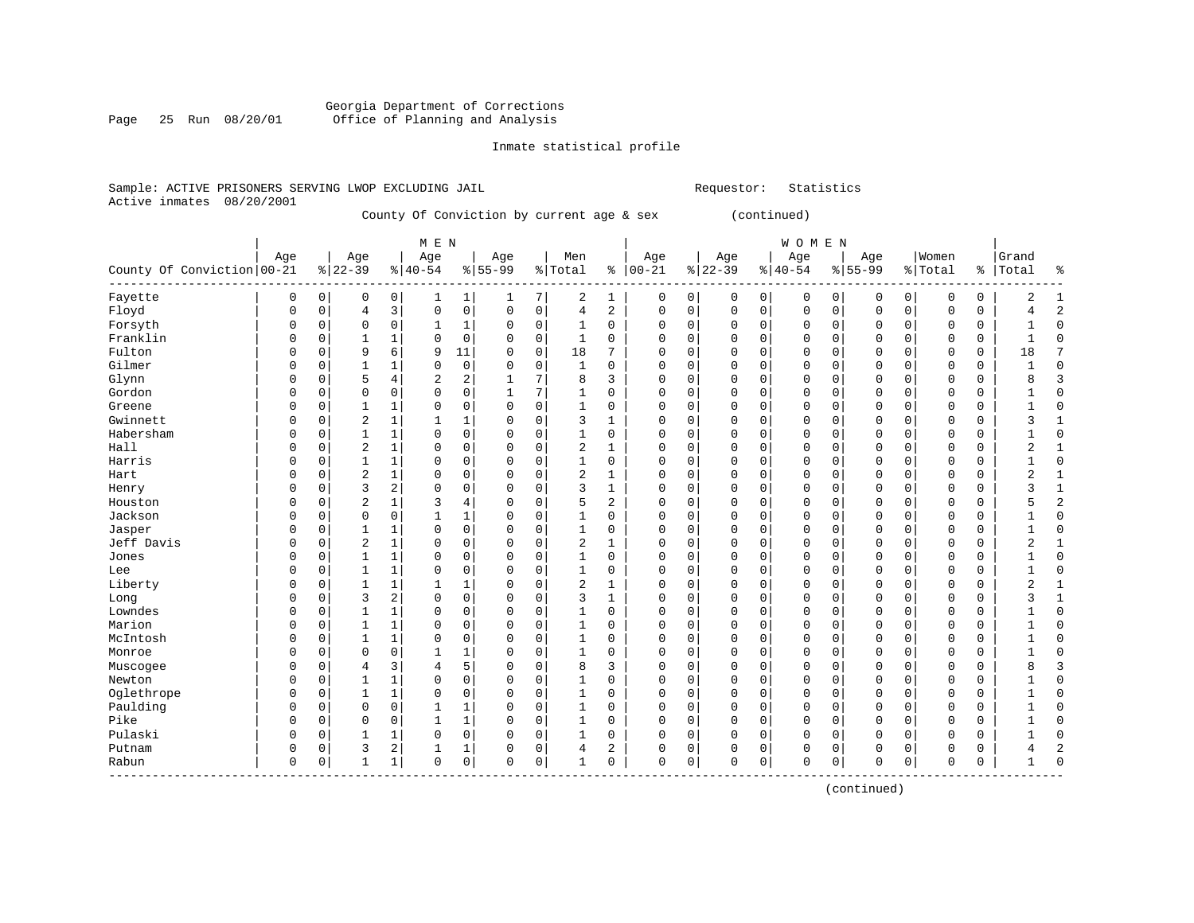Georgia Department of Corrections
Office of Planning and Analysis

Inmate statistical profile

Sample: ACTIVE PRISONERS SERVING LWOP EXCLUDING JAIL    Requestor: Statistics
Active inmates 08/20/2001

County Of Conviction by current age & sex (continued)

| County Of Conviction | MEN Age 00-21 | % | Age 22-39 | % | Age 40-54 | % | Age 55-99 | % | Men Total | % | WOMEN Age 00-21 | % | Age 22-39 | % | Age 40-54 | % | Age 55-99 | % | Women Total | % | Grand Total | % |
|---|---|---|---|---|---|---|---|---|---|---|---|---|---|---|---|---|---|---|---|---|---|---|
| Fayette | 0 | 0 | 0 | 0 | 1 | 1 | 1 | 7 | 2 | 1 | 0 | 0 | 0 | 0 | 0 | 0 | 0 | 0 | 0 | 0 | 2 | 1 |
| Floyd | 0 | 0 | 4 | 3 | 0 | 0 | 0 | 0 | 4 | 2 | 0 | 0 | 0 | 0 | 0 | 0 | 0 | 0 | 0 | 0 | 4 | 2 |
| Forsyth | 0 | 0 | 0 | 0 | 1 | 1 | 0 | 0 | 1 | 0 | 0 | 0 | 0 | 0 | 0 | 0 | 0 | 0 | 0 | 0 | 1 | 0 |
| Franklin | 0 | 0 | 1 | 1 | 0 | 0 | 0 | 0 | 1 | 0 | 0 | 0 | 0 | 0 | 0 | 0 | 0 | 0 | 0 | 0 | 1 | 0 |
| Fulton | 0 | 0 | 9 | 6 | 9 | 11 | 0 | 0 | 18 | 7 | 0 | 0 | 0 | 0 | 0 | 0 | 0 | 0 | 0 | 0 | 18 | 7 |
| Gilmer | 0 | 0 | 1 | 1 | 0 | 0 | 0 | 0 | 1 | 0 | 0 | 0 | 0 | 0 | 0 | 0 | 0 | 0 | 0 | 0 | 1 | 0 |
| Glynn | 0 | 0 | 5 | 4 | 2 | 2 | 1 | 7 | 8 | 3 | 0 | 0 | 0 | 0 | 0 | 0 | 0 | 0 | 0 | 0 | 8 | 3 |
| Gordon | 0 | 0 | 0 | 0 | 0 | 0 | 1 | 7 | 1 | 0 | 0 | 0 | 0 | 0 | 0 | 0 | 0 | 0 | 0 | 0 | 1 | 0 |
| Greene | 0 | 0 | 1 | 1 | 0 | 0 | 0 | 0 | 1 | 0 | 0 | 0 | 0 | 0 | 0 | 0 | 0 | 0 | 0 | 0 | 1 | 0 |
| Gwinnett | 0 | 0 | 2 | 1 | 1 | 1 | 0 | 0 | 3 | 1 | 0 | 0 | 0 | 0 | 0 | 0 | 0 | 0 | 0 | 0 | 3 | 1 |
| Habersham | 0 | 0 | 1 | 1 | 0 | 0 | 0 | 0 | 1 | 0 | 0 | 0 | 0 | 0 | 0 | 0 | 0 | 0 | 0 | 0 | 1 | 0 |
| Hall | 0 | 0 | 2 | 1 | 0 | 0 | 0 | 0 | 2 | 1 | 0 | 0 | 0 | 0 | 0 | 0 | 0 | 0 | 0 | 0 | 2 | 1 |
| Harris | 0 | 0 | 1 | 1 | 0 | 0 | 0 | 0 | 1 | 0 | 0 | 0 | 0 | 0 | 0 | 0 | 0 | 0 | 0 | 0 | 1 | 0 |
| Hart | 0 | 0 | 2 | 1 | 0 | 0 | 0 | 0 | 2 | 1 | 0 | 0 | 0 | 0 | 0 | 0 | 0 | 0 | 0 | 0 | 2 | 1 |
| Henry | 0 | 0 | 3 | 2 | 0 | 0 | 0 | 0 | 3 | 1 | 0 | 0 | 0 | 0 | 0 | 0 | 0 | 0 | 0 | 0 | 3 | 1 |
| Houston | 0 | 0 | 2 | 1 | 3 | 4 | 0 | 0 | 5 | 2 | 0 | 0 | 0 | 0 | 0 | 0 | 0 | 0 | 0 | 0 | 5 | 2 |
| Jackson | 0 | 0 | 0 | 0 | 1 | 1 | 0 | 0 | 1 | 0 | 0 | 0 | 0 | 0 | 0 | 0 | 0 | 0 | 0 | 0 | 1 | 0 |
| Jasper | 0 | 0 | 1 | 1 | 0 | 0 | 0 | 0 | 1 | 0 | 0 | 0 | 0 | 0 | 0 | 0 | 0 | 0 | 0 | 0 | 1 | 0 |
| Jeff Davis | 0 | 0 | 2 | 1 | 0 | 0 | 0 | 0 | 2 | 1 | 0 | 0 | 0 | 0 | 0 | 0 | 0 | 0 | 0 | 0 | 2 | 1 |
| Jones | 0 | 0 | 1 | 1 | 0 | 0 | 0 | 0 | 1 | 0 | 0 | 0 | 0 | 0 | 0 | 0 | 0 | 0 | 0 | 0 | 1 | 0 |
| Lee | 0 | 0 | 1 | 1 | 0 | 0 | 0 | 0 | 1 | 0 | 0 | 0 | 0 | 0 | 0 | 0 | 0 | 0 | 0 | 0 | 1 | 0 |
| Liberty | 0 | 0 | 1 | 1 | 1 | 1 | 0 | 0 | 2 | 1 | 0 | 0 | 0 | 0 | 0 | 0 | 0 | 0 | 0 | 0 | 2 | 1 |
| Long | 0 | 0 | 3 | 2 | 0 | 0 | 0 | 0 | 3 | 1 | 0 | 0 | 0 | 0 | 0 | 0 | 0 | 0 | 0 | 0 | 3 | 1 |
| Lowndes | 0 | 0 | 1 | 1 | 0 | 0 | 0 | 0 | 1 | 0 | 0 | 0 | 0 | 0 | 0 | 0 | 0 | 0 | 0 | 0 | 1 | 0 |
| Marion | 0 | 0 | 1 | 1 | 0 | 0 | 0 | 0 | 1 | 0 | 0 | 0 | 0 | 0 | 0 | 0 | 0 | 0 | 0 | 0 | 1 | 0 |
| McIntosh | 0 | 0 | 1 | 1 | 0 | 0 | 0 | 0 | 1 | 0 | 0 | 0 | 0 | 0 | 0 | 0 | 0 | 0 | 0 | 0 | 1 | 0 |
| Monroe | 0 | 0 | 0 | 0 | 1 | 1 | 0 | 0 | 1 | 0 | 0 | 0 | 0 | 0 | 0 | 0 | 0 | 0 | 0 | 0 | 1 | 0 |
| Muscogee | 0 | 0 | 4 | 3 | 4 | 5 | 0 | 0 | 8 | 3 | 0 | 0 | 0 | 0 | 0 | 0 | 0 | 0 | 0 | 0 | 8 | 3 |
| Newton | 0 | 0 | 1 | 1 | 0 | 0 | 0 | 0 | 1 | 0 | 0 | 0 | 0 | 0 | 0 | 0 | 0 | 0 | 0 | 0 | 1 | 0 |
| Oglethrope | 0 | 0 | 1 | 1 | 0 | 0 | 0 | 0 | 1 | 0 | 0 | 0 | 0 | 0 | 0 | 0 | 0 | 0 | 0 | 0 | 1 | 0 |
| Paulding | 0 | 0 | 0 | 0 | 1 | 1 | 0 | 0 | 1 | 0 | 0 | 0 | 0 | 0 | 0 | 0 | 0 | 0 | 0 | 0 | 1 | 0 |
| Pike | 0 | 0 | 0 | 0 | 1 | 1 | 0 | 0 | 1 | 0 | 0 | 0 | 0 | 0 | 0 | 0 | 0 | 0 | 0 | 0 | 1 | 0 |
| Pulaski | 0 | 0 | 1 | 1 | 0 | 0 | 0 | 0 | 1 | 0 | 0 | 0 | 0 | 0 | 0 | 0 | 0 | 0 | 0 | 0 | 1 | 0 |
| Putnam | 0 | 0 | 3 | 2 | 1 | 1 | 0 | 0 | 4 | 2 | 0 | 0 | 0 | 0 | 0 | 0 | 0 | 0 | 0 | 0 | 4 | 2 |
| Rabun | 0 | 0 | 1 | 1 | 0 | 0 | 0 | 0 | 1 | 0 | 0 | 0 | 0 | 0 | 0 | 0 | 0 | 0 | 0 | 0 | 1 | 0 |

(continued)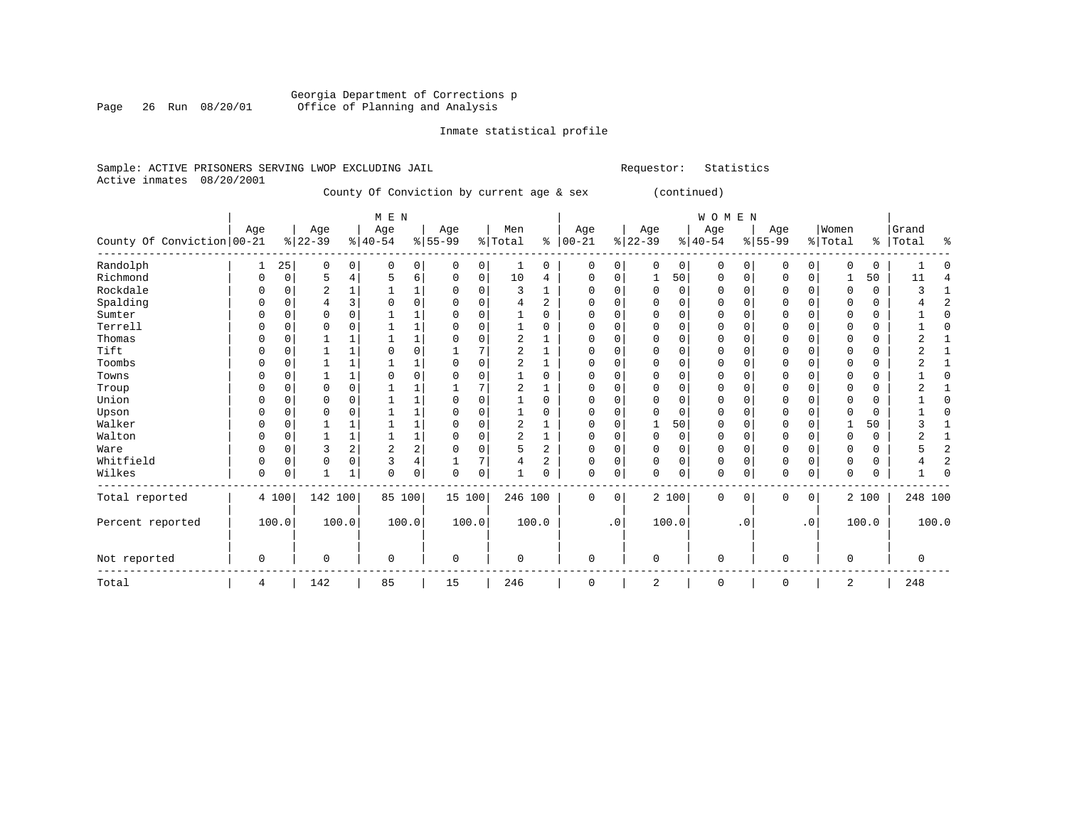Georgia Department of Corrections p
Office of Planning and Analysis

Inmate statistical profile

Sample: ACTIVE PRISONERS SERVING LWOP EXCLUDING JAIL

Requestor: Statistics

Active inmates 08/20/2001

County Of Conviction by current age & sex (continued)

| County Of Conviction | MEN Age 00-21 | % | Age 22-39 | % | Age 40-54 | % | Age 55-99 | % | Men Total | % | WOMEN Age 00-21 | % | Age 22-39 | % | Age 40-54 | % | Age 55-99 | % | Women Total | % | Grand Total | % |
|---|---|---|---|---|---|---|---|---|---|---|---|---|---|---|---|---|---|---|---|---|---|---|
| Randolph | 1 | 25 | 0 | 0 | 0 | 0 | 0 | 0 | 1 | 0 | 0 | 0 | 0 | 0 | 0 | 0 | 0 | 0 | 0 | 0 | 1 | 0 |
| Richmond | 0 | 0 | 5 | 4 | 5 | 6 | 0 | 0 | 10 | 4 | 0 | 0 | 1 | 50 | 0 | 0 | 0 | 0 | 1 | 50 | 11 | 4 |
| Rockdale | 0 | 0 | 2 | 1 | 1 | 1 | 0 | 0 | 3 | 1 | 0 | 0 | 0 | 0 | 0 | 0 | 0 | 0 | 0 | 0 | 3 | 1 |
| Spalding | 0 | 0 | 4 | 3 | 0 | 0 | 0 | 0 | 4 | 2 | 0 | 0 | 0 | 0 | 0 | 0 | 0 | 0 | 0 | 0 | 4 | 2 |
| Sumter | 0 | 0 | 0 | 0 | 1 | 1 | 0 | 0 | 1 | 0 | 0 | 0 | 0 | 0 | 0 | 0 | 0 | 0 | 0 | 0 | 1 | 0 |
| Terrell | 0 | 0 | 0 | 0 | 1 | 1 | 0 | 0 | 1 | 0 | 0 | 0 | 0 | 0 | 0 | 0 | 0 | 0 | 0 | 0 | 1 | 0 |
| Thomas | 0 | 0 | 1 | 1 | 1 | 1 | 0 | 0 | 2 | 1 | 0 | 0 | 0 | 0 | 0 | 0 | 0 | 0 | 0 | 0 | 2 | 1 |
| Tift | 0 | 0 | 1 | 1 | 0 | 0 | 1 | 7 | 2 | 1 | 0 | 0 | 0 | 0 | 0 | 0 | 0 | 0 | 0 | 0 | 2 | 1 |
| Toombs | 0 | 0 | 1 | 1 | 1 | 1 | 0 | 0 | 2 | 1 | 0 | 0 | 0 | 0 | 0 | 0 | 0 | 0 | 0 | 0 | 2 | 1 |
| Towns | 0 | 0 | 1 | 1 | 0 | 0 | 0 | 0 | 1 | 0 | 0 | 0 | 0 | 0 | 0 | 0 | 0 | 0 | 0 | 0 | 1 | 0 |
| Troup | 0 | 0 | 0 | 0 | 1 | 1 | 1 | 7 | 2 | 1 | 0 | 0 | 0 | 0 | 0 | 0 | 0 | 0 | 0 | 0 | 2 | 1 |
| Union | 0 | 0 | 0 | 0 | 1 | 1 | 0 | 0 | 1 | 0 | 0 | 0 | 0 | 0 | 0 | 0 | 0 | 0 | 0 | 0 | 1 | 0 |
| Upson | 0 | 0 | 0 | 0 | 1 | 1 | 0 | 0 | 1 | 0 | 0 | 0 | 0 | 0 | 0 | 0 | 0 | 0 | 0 | 0 | 1 | 0 |
| Walker | 0 | 0 | 1 | 1 | 1 | 1 | 0 | 0 | 2 | 1 | 0 | 0 | 1 | 50 | 0 | 0 | 0 | 0 | 1 | 50 | 3 | 1 |
| Walton | 0 | 0 | 1 | 1 | 1 | 1 | 0 | 0 | 2 | 1 | 0 | 0 | 0 | 0 | 0 | 0 | 0 | 0 | 0 | 0 | 2 | 1 |
| Ware | 0 | 0 | 3 | 2 | 2 | 2 | 0 | 0 | 5 | 2 | 0 | 0 | 0 | 0 | 0 | 0 | 0 | 0 | 0 | 0 | 5 | 2 |
| Whitfield | 0 | 0 | 0 | 0 | 3 | 4 | 1 | 7 | 4 | 2 | 0 | 0 | 0 | 0 | 0 | 0 | 0 | 0 | 0 | 0 | 4 | 2 |
| Wilkes | 0 | 0 | 1 | 1 | 0 | 0 | 0 | 0 | 1 | 0 | 0 | 0 | 0 | 0 | 0 | 0 | 0 | 0 | 0 | 0 | 1 | 0 |
| Total reported | 4 | 100 | 142 | 100 | 85 | 100 | 15 | 100 | 246 | 100 | 0 | 0 | 2 | 100 | 0 | 0 | 0 | 0 | 2 | 100 | 248 | 100 |
| Percent reported | 100.0 | | 100.0 | | 100.0 | | 100.0 | | 100.0 | | .0 | | 100.0 | | .0 | | .0 | | 100.0 | | 100.0 | |
| Not reported | 0 | | 0 | | 0 | | 0 | | 0 | | 0 | | 0 | | 0 | | 0 | | 0 | | 0 | |
| Total | 4 | | 142 | | 85 | | 15 | | 246 | | 0 | | 2 | | 0 | | 0 | | 2 | | 248 | |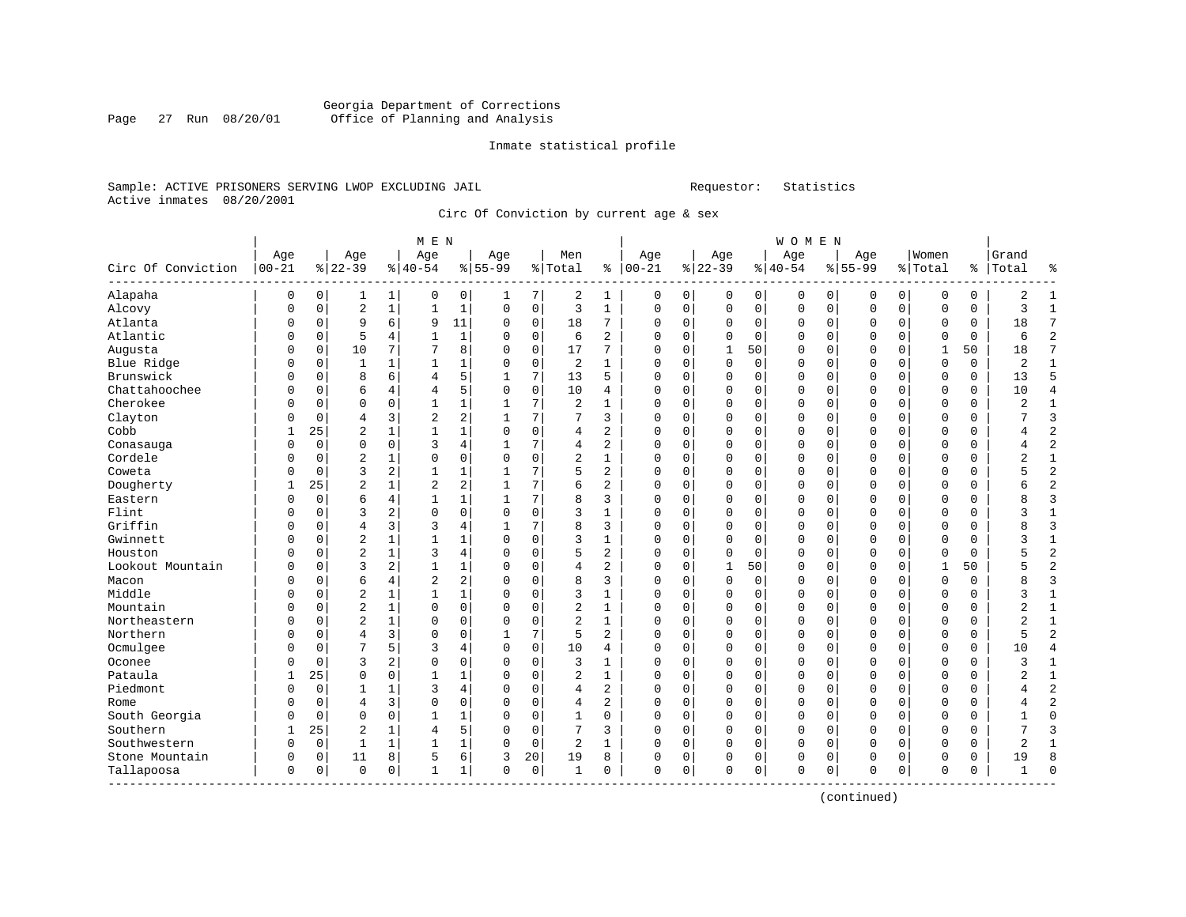Georgia Department of Corrections
Office of Planning and Analysis

Inmate statistical profile

Sample: ACTIVE PRISONERS SERVING LWOP EXCLUDING JAIL  Requestor: Statistics
Active inmates 08/20/2001

Circ Of Conviction by current age & sex

| Circ Of Conviction | MEN Age 00-21 | % | Age 22-39 | % | Age 40-54 | % | Age 55-99 | % | Men Total | % | WOMEN Age 00-21 | % | Age 22-39 | % | Age 40-54 | % | Age 55-99 | % | Women Total | % | Grand Total | % |
|---|---|---|---|---|---|---|---|---|---|---|---|---|---|---|---|---|---|---|---|---|---|---|
| Alapaha | 0 | 0 | 1 | 1 | 0 | 0 | 1 | 7 | 2 | 1 | 0 | 0 | 0 | 0 | 0 | 0 | 0 | 0 | 0 | 0 | 2 | 1 |
| Alcovy | 0 | 0 | 2 | 1 | 1 | 1 | 0 | 0 | 3 | 1 | 0 | 0 | 0 | 0 | 0 | 0 | 0 | 0 | 0 | 0 | 3 | 1 |
| Atlanta | 0 | 0 | 9 | 6 | 9 | 11 | 0 | 0 | 18 | 7 | 0 | 0 | 0 | 0 | 0 | 0 | 0 | 0 | 0 | 0 | 18 | 7 |
| Atlantic | 0 | 0 | 5 | 4 | 1 | 1 | 0 | 0 | 6 | 2 | 0 | 0 | 0 | 0 | 0 | 0 | 0 | 0 | 0 | 0 | 6 | 2 |
| Augusta | 0 | 0 | 10 | 7 | 7 | 8 | 0 | 0 | 17 | 7 | 0 | 0 | 1 | 50 | 0 | 0 | 0 | 0 | 1 | 50 | 18 | 7 |
| Blue Ridge | 0 | 0 | 1 | 1 | 1 | 1 | 0 | 0 | 2 | 1 | 0 | 0 | 0 | 0 | 0 | 0 | 0 | 0 | 0 | 0 | 2 | 1 |
| Brunswick | 0 | 0 | 8 | 6 | 4 | 5 | 1 | 7 | 13 | 5 | 0 | 0 | 0 | 0 | 0 | 0 | 0 | 0 | 0 | 0 | 13 | 5 |
| Chattahoochee | 0 | 0 | 6 | 4 | 4 | 5 | 0 | 0 | 10 | 4 | 0 | 0 | 0 | 0 | 0 | 0 | 0 | 0 | 0 | 0 | 10 | 4 |
| Cherokee | 0 | 0 | 0 | 0 | 1 | 1 | 1 | 7 | 2 | 1 | 0 | 0 | 0 | 0 | 0 | 0 | 0 | 0 | 0 | 0 | 2 | 1 |
| Clayton | 0 | 0 | 4 | 3 | 2 | 2 | 1 | 7 | 7 | 3 | 0 | 0 | 0 | 0 | 0 | 0 | 0 | 0 | 0 | 0 | 7 | 3 |
| Cobb | 1 | 25 | 2 | 1 | 1 | 1 | 0 | 0 | 4 | 2 | 0 | 0 | 0 | 0 | 0 | 0 | 0 | 0 | 0 | 0 | 4 | 2 |
| Conasauga | 0 | 0 | 0 | 0 | 3 | 4 | 1 | 7 | 4 | 2 | 0 | 0 | 0 | 0 | 0 | 0 | 0 | 0 | 0 | 0 | 4 | 2 |
| Cordele | 0 | 0 | 2 | 1 | 0 | 0 | 0 | 0 | 2 | 1 | 0 | 0 | 0 | 0 | 0 | 0 | 0 | 0 | 0 | 0 | 2 | 1 |
| Coweta | 0 | 0 | 3 | 2 | 1 | 1 | 1 | 7 | 5 | 2 | 0 | 0 | 0 | 0 | 0 | 0 | 0 | 0 | 0 | 0 | 5 | 2 |
| Dougherty | 1 | 25 | 2 | 1 | 2 | 2 | 1 | 7 | 6 | 2 | 0 | 0 | 0 | 0 | 0 | 0 | 0 | 0 | 0 | 0 | 6 | 2 |
| Eastern | 0 | 0 | 6 | 4 | 1 | 1 | 1 | 7 | 8 | 3 | 0 | 0 | 0 | 0 | 0 | 0 | 0 | 0 | 0 | 0 | 8 | 3 |
| Flint | 0 | 0 | 3 | 2 | 0 | 0 | 0 | 0 | 3 | 1 | 0 | 0 | 0 | 0 | 0 | 0 | 0 | 0 | 0 | 0 | 3 | 1 |
| Griffin | 0 | 0 | 4 | 3 | 3 | 4 | 1 | 7 | 8 | 3 | 0 | 0 | 0 | 0 | 0 | 0 | 0 | 0 | 0 | 0 | 8 | 3 |
| Gwinnett | 0 | 0 | 2 | 1 | 1 | 1 | 0 | 0 | 3 | 1 | 0 | 0 | 0 | 0 | 0 | 0 | 0 | 0 | 0 | 0 | 3 | 1 |
| Houston | 0 | 0 | 2 | 1 | 3 | 4 | 0 | 0 | 5 | 2 | 0 | 0 | 0 | 0 | 0 | 0 | 0 | 0 | 0 | 0 | 5 | 2 |
| Lookout Mountain | 0 | 0 | 3 | 2 | 1 | 1 | 0 | 0 | 4 | 2 | 0 | 0 | 1 | 50 | 0 | 0 | 0 | 0 | 1 | 50 | 5 | 2 |
| Macon | 0 | 0 | 6 | 4 | 2 | 2 | 0 | 0 | 8 | 3 | 0 | 0 | 0 | 0 | 0 | 0 | 0 | 0 | 0 | 0 | 8 | 3 |
| Middle | 0 | 0 | 2 | 1 | 1 | 1 | 0 | 0 | 3 | 1 | 0 | 0 | 0 | 0 | 0 | 0 | 0 | 0 | 0 | 0 | 3 | 1 |
| Mountain | 0 | 0 | 2 | 1 | 0 | 0 | 0 | 0 | 2 | 1 | 0 | 0 | 0 | 0 | 0 | 0 | 0 | 0 | 0 | 0 | 2 | 1 |
| Northeastern | 0 | 0 | 2 | 1 | 0 | 0 | 0 | 0 | 2 | 1 | 0 | 0 | 0 | 0 | 0 | 0 | 0 | 0 | 0 | 0 | 2 | 1 |
| Northern | 0 | 0 | 4 | 3 | 0 | 0 | 1 | 7 | 5 | 2 | 0 | 0 | 0 | 0 | 0 | 0 | 0 | 0 | 0 | 0 | 5 | 2 |
| Ocmulgee | 0 | 0 | 7 | 5 | 3 | 4 | 0 | 0 | 10 | 4 | 0 | 0 | 0 | 0 | 0 | 0 | 0 | 0 | 0 | 0 | 10 | 4 |
| Oconee | 0 | 0 | 3 | 2 | 0 | 0 | 0 | 0 | 3 | 1 | 0 | 0 | 0 | 0 | 0 | 0 | 0 | 0 | 0 | 0 | 3 | 1 |
| Pataula | 1 | 25 | 0 | 0 | 1 | 1 | 0 | 0 | 2 | 1 | 0 | 0 | 0 | 0 | 0 | 0 | 0 | 0 | 0 | 0 | 2 | 1 |
| Piedmont | 0 | 0 | 1 | 1 | 3 | 4 | 0 | 0 | 4 | 2 | 0 | 0 | 0 | 0 | 0 | 0 | 0 | 0 | 0 | 0 | 4 | 2 |
| Rome | 0 | 0 | 4 | 3 | 0 | 0 | 0 | 0 | 4 | 2 | 0 | 0 | 0 | 0 | 0 | 0 | 0 | 0 | 0 | 0 | 4 | 2 |
| South Georgia | 0 | 0 | 0 | 0 | 1 | 1 | 0 | 0 | 1 | 0 | 0 | 0 | 0 | 0 | 0 | 0 | 0 | 0 | 0 | 0 | 1 | 0 |
| Southern | 1 | 25 | 2 | 1 | 4 | 5 | 0 | 0 | 7 | 3 | 0 | 0 | 0 | 0 | 0 | 0 | 0 | 0 | 0 | 0 | 7 | 3 |
| Southwestern | 0 | 0 | 1 | 1 | 1 | 1 | 0 | 0 | 2 | 1 | 0 | 0 | 0 | 0 | 0 | 0 | 0 | 0 | 0 | 0 | 2 | 1 |
| Stone Mountain | 0 | 0 | 11 | 8 | 5 | 6 | 3 | 20 | 19 | 8 | 0 | 0 | 0 | 0 | 0 | 0 | 0 | 0 | 0 | 0 | 19 | 8 |
| Tallapoosa | 0 | 0 | 0 | 0 | 1 | 1 | 0 | 0 | 1 | 0 | 0 | 0 | 0 | 0 | 0 | 0 | 0 | 0 | 0 | 0 | 1 | 0 |

(continued)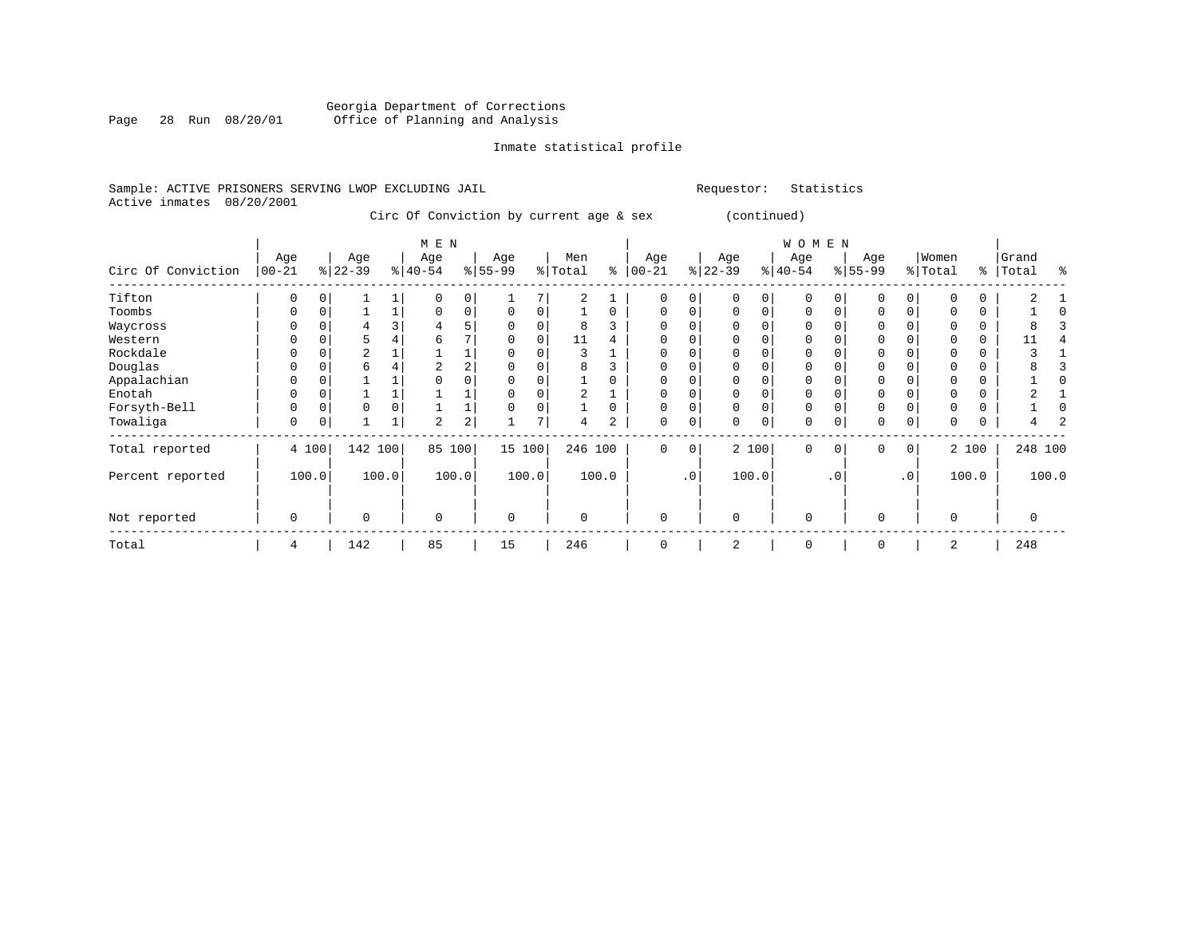Georgia Department of Corrections
Office of Planning and Analysis

Inmate statistical profile

Sample: ACTIVE PRISONERS SERVING LWOP EXCLUDING JAIL                Requestor: Statistics
Active inmates 08/20/2001

Circ Of Conviction by current age & sex (continued)

| Circ Of Conviction | MEN Age 00-21 | % | Age 22-39 | % | Age 40-54 | % | Age 55-99 | % | Men Total | % | WOMEN Age 00-21 | % | Age 22-39 | % | Age 40-54 | % | Age 55-99 | % | Women Total | % | Grand Total | % |
|---|---|---|---|---|---|---|---|---|---|---|---|---|---|---|---|---|---|---|---|---|---|---|
| Tifton | 0 | 0 | 1 | 1 | 0 | 0 | 1 | 7 | 2 | 1 | 0 | 0 | 0 | 0 | 0 | 0 | 0 | 0 | 0 | 0 | 2 | 1 |
| Toombs | 0 | 0 | 1 | 1 | 0 | 0 | 0 | 0 | 1 | 0 | 0 | 0 | 0 | 0 | 0 | 0 | 0 | 0 | 0 | 0 | 1 | 0 |
| Waycross | 0 | 0 | 4 | 3 | 4 | 5 | 0 | 0 | 8 | 3 | 0 | 0 | 0 | 0 | 0 | 0 | 0 | 0 | 0 | 0 | 8 | 3 |
| Western | 0 | 0 | 5 | 4 | 6 | 7 | 0 | 0 | 11 | 4 | 0 | 0 | 0 | 0 | 0 | 0 | 0 | 0 | 0 | 0 | 11 | 4 |
| Rockdale | 0 | 0 | 2 | 1 | 1 | 1 | 0 | 0 | 3 | 1 | 0 | 0 | 0 | 0 | 0 | 0 | 0 | 0 | 0 | 0 | 3 | 1 |
| Douglas | 0 | 0 | 6 | 4 | 2 | 2 | 0 | 0 | 8 | 3 | 0 | 0 | 0 | 0 | 0 | 0 | 0 | 0 | 0 | 0 | 8 | 3 |
| Appalachian | 0 | 0 | 1 | 1 | 0 | 0 | 0 | 0 | 1 | 0 | 0 | 0 | 0 | 0 | 0 | 0 | 0 | 0 | 0 | 0 | 1 | 0 |
| Enotah | 0 | 0 | 1 | 1 | 1 | 1 | 0 | 0 | 2 | 1 | 0 | 0 | 0 | 0 | 0 | 0 | 0 | 0 | 0 | 0 | 2 | 1 |
| Forsyth-Bell | 0 | 0 | 0 | 0 | 1 | 1 | 0 | 0 | 1 | 0 | 0 | 0 | 0 | 0 | 0 | 0 | 0 | 0 | 0 | 0 | 1 | 0 |
| Towaliga | 0 | 0 | 1 | 1 | 2 | 2 | 1 | 7 | 4 | 2 | 0 | 0 | 0 | 0 | 0 | 0 | 0 | 0 | 0 | 0 | 4 | 2 |
| Total reported | 4 | 100 | 142 | 100 | 85 | 100 | 15 | 100 | 246 | 100 | 0 | 0 | 2 | 100 | 0 | 0 | 0 | 0 | 2 | 100 | 248 | 100 |
| Percent reported | 100.0 | | 100.0 | | 100.0 | | 100.0 | | 100.0 | | .0 | | 100.0 | | .0 | | .0 | | 100.0 | | 100.0 | |
| Not reported | 0 | | 0 | | 0 | | 0 | | 0 | | 0 | | 0 | | 0 | | 0 | | 0 | | 0 | |
| Total | 4 | | 142 | | 85 | | 15 | | 246 | | 0 | | 2 | | 0 | | 0 | | 2 | | 248 | |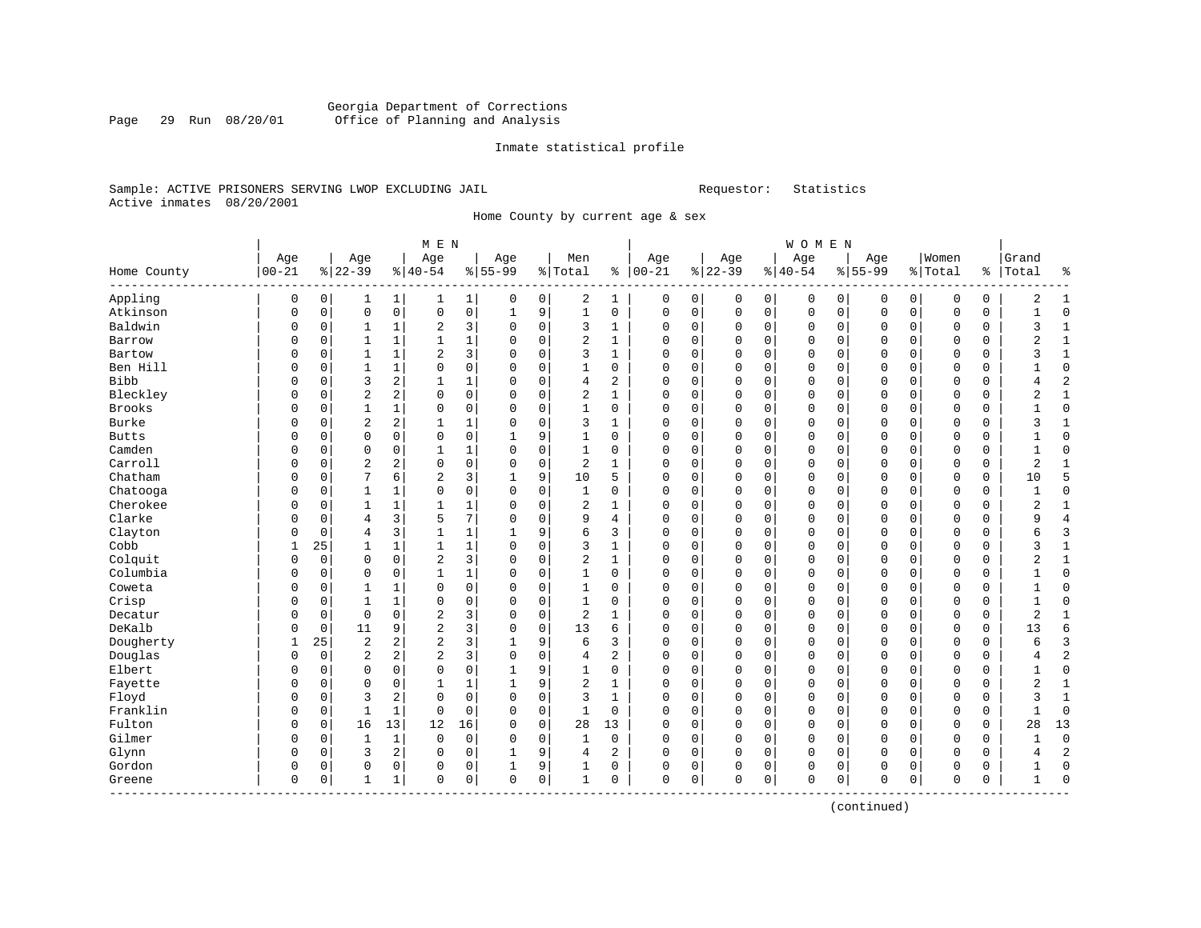Georgia Department of Corrections
Office of Planning and Analysis

Inmate statistical profile

Sample: ACTIVE PRISONERS SERVING LWOP EXCLUDING JAIL                Requestor: Statistics
Active inmates 08/20/2001

Home County by current age & sex

| Home County | MEN Age 00-21 | % | Age 22-39 | % | Age 40-54 | % | Age 55-99 | % | Men Total | % | WOMEN Age 00-21 | % | Age 22-39 | % | Age 40-54 | % | Age 55-99 | % | Women Total | % | Grand Total | % |
|---|---|---|---|---|---|---|---|---|---|---|---|---|---|---|---|---|---|---|---|---|---|---|
| Appling | 0 | 0 | 1 | 1 | 1 | 1 | 0 | 0 | 2 | 1 | 0 | 0 | 0 | 0 | 0 | 0 | 0 | 0 | 0 | 0 | 2 | 1 |
| Atkinson | 0 | 0 | 0 | 0 | 0 | 0 | 1 | 9 | 1 | 0 | 0 | 0 | 0 | 0 | 0 | 0 | 0 | 0 | 0 | 0 | 1 | 0 |
| Baldwin | 0 | 0 | 1 | 1 | 2 | 3 | 0 | 0 | 3 | 1 | 0 | 0 | 0 | 0 | 0 | 0 | 0 | 0 | 0 | 0 | 3 | 1 |
| Barrow | 0 | 0 | 1 | 1 | 1 | 1 | 0 | 0 | 2 | 1 | 0 | 0 | 0 | 0 | 0 | 0 | 0 | 0 | 0 | 0 | 2 | 1 |
| Bartow | 0 | 0 | 1 | 1 | 2 | 3 | 0 | 0 | 3 | 1 | 0 | 0 | 0 | 0 | 0 | 0 | 0 | 0 | 0 | 0 | 3 | 1 |
| Ben Hill | 0 | 0 | 1 | 1 | 0 | 0 | 0 | 0 | 1 | 0 | 0 | 0 | 0 | 0 | 0 | 0 | 0 | 0 | 0 | 0 | 1 | 0 |
| Bibb | 0 | 0 | 3 | 2 | 1 | 1 | 0 | 0 | 4 | 2 | 0 | 0 | 0 | 0 | 0 | 0 | 0 | 0 | 0 | 0 | 4 | 2 |
| Bleckley | 0 | 0 | 2 | 2 | 0 | 0 | 0 | 0 | 2 | 1 | 0 | 0 | 0 | 0 | 0 | 0 | 0 | 0 | 0 | 0 | 2 | 1 |
| Brooks | 0 | 0 | 1 | 1 | 0 | 0 | 0 | 0 | 1 | 0 | 0 | 0 | 0 | 0 | 0 | 0 | 0 | 0 | 0 | 0 | 1 | 0 |
| Burke | 0 | 0 | 2 | 2 | 1 | 1 | 0 | 0 | 3 | 1 | 0 | 0 | 0 | 0 | 0 | 0 | 0 | 0 | 0 | 0 | 3 | 1 |
| Butts | 0 | 0 | 0 | 0 | 0 | 0 | 1 | 9 | 1 | 0 | 0 | 0 | 0 | 0 | 0 | 0 | 0 | 0 | 0 | 0 | 1 | 0 |
| Camden | 0 | 0 | 0 | 0 | 1 | 1 | 0 | 0 | 1 | 0 | 0 | 0 | 0 | 0 | 0 | 0 | 0 | 0 | 0 | 0 | 1 | 0 |
| Carroll | 0 | 0 | 2 | 2 | 0 | 0 | 0 | 0 | 2 | 1 | 0 | 0 | 0 | 0 | 0 | 0 | 0 | 0 | 0 | 0 | 2 | 1 |
| Chatham | 0 | 0 | 7 | 6 | 2 | 3 | 1 | 9 | 10 | 5 | 0 | 0 | 0 | 0 | 0 | 0 | 0 | 0 | 0 | 0 | 10 | 5 |
| Chatooga | 0 | 0 | 1 | 1 | 0 | 0 | 0 | 0 | 1 | 0 | 0 | 0 | 0 | 0 | 0 | 0 | 0 | 0 | 0 | 0 | 1 | 0 |
| Cherokee | 0 | 0 | 1 | 1 | 1 | 1 | 0 | 0 | 2 | 1 | 0 | 0 | 0 | 0 | 0 | 0 | 0 | 0 | 0 | 0 | 2 | 1 |
| Clarke | 0 | 0 | 4 | 3 | 5 | 7 | 0 | 0 | 9 | 4 | 0 | 0 | 0 | 0 | 0 | 0 | 0 | 0 | 0 | 0 | 9 | 4 |
| Clayton | 0 | 0 | 4 | 3 | 1 | 1 | 1 | 9 | 6 | 3 | 0 | 0 | 0 | 0 | 0 | 0 | 0 | 0 | 0 | 0 | 6 | 3 |
| Cobb | 1 | 25 | 1 | 1 | 1 | 1 | 0 | 0 | 3 | 1 | 0 | 0 | 0 | 0 | 0 | 0 | 0 | 0 | 0 | 0 | 3 | 1 |
| Colquit | 0 | 0 | 0 | 0 | 2 | 3 | 0 | 0 | 2 | 1 | 0 | 0 | 0 | 0 | 0 | 0 | 0 | 0 | 0 | 0 | 2 | 1 |
| Columbia | 0 | 0 | 0 | 0 | 1 | 1 | 0 | 0 | 1 | 0 | 0 | 0 | 0 | 0 | 0 | 0 | 0 | 0 | 0 | 0 | 1 | 0 |
| Coweta | 0 | 0 | 1 | 1 | 0 | 0 | 0 | 0 | 1 | 0 | 0 | 0 | 0 | 0 | 0 | 0 | 0 | 0 | 0 | 0 | 1 | 0 |
| Crisp | 0 | 0 | 1 | 1 | 0 | 0 | 0 | 0 | 1 | 0 | 0 | 0 | 0 | 0 | 0 | 0 | 0 | 0 | 0 | 0 | 1 | 0 |
| Decatur | 0 | 0 | 0 | 0 | 2 | 3 | 0 | 0 | 2 | 1 | 0 | 0 | 0 | 0 | 0 | 0 | 0 | 0 | 0 | 0 | 2 | 1 |
| DeKalb | 0 | 0 | 11 | 9 | 2 | 3 | 0 | 0 | 13 | 6 | 0 | 0 | 0 | 0 | 0 | 0 | 0 | 0 | 0 | 0 | 13 | 6 |
| Dougherty | 1 | 25 | 2 | 2 | 2 | 3 | 1 | 9 | 6 | 3 | 0 | 0 | 0 | 0 | 0 | 0 | 0 | 0 | 0 | 0 | 6 | 3 |
| Douglas | 0 | 0 | 2 | 2 | 2 | 3 | 0 | 0 | 4 | 2 | 0 | 0 | 0 | 0 | 0 | 0 | 0 | 0 | 0 | 0 | 4 | 2 |
| Elbert | 0 | 0 | 0 | 0 | 0 | 0 | 1 | 9 | 1 | 0 | 0 | 0 | 0 | 0 | 0 | 0 | 0 | 0 | 0 | 0 | 1 | 0 |
| Fayette | 0 | 0 | 0 | 0 | 1 | 1 | 1 | 9 | 2 | 1 | 0 | 0 | 0 | 0 | 0 | 0 | 0 | 0 | 0 | 0 | 2 | 1 |
| Floyd | 0 | 0 | 3 | 2 | 0 | 0 | 0 | 0 | 3 | 1 | 0 | 0 | 0 | 0 | 0 | 0 | 0 | 0 | 0 | 0 | 3 | 1 |
| Franklin | 0 | 0 | 1 | 1 | 0 | 0 | 0 | 0 | 1 | 0 | 0 | 0 | 0 | 0 | 0 | 0 | 0 | 0 | 0 | 0 | 1 | 0 |
| Fulton | 0 | 0 | 16 | 13 | 12 | 16 | 0 | 0 | 28 | 13 | 0 | 0 | 0 | 0 | 0 | 0 | 0 | 0 | 0 | 0 | 28 | 13 |
| Gilmer | 0 | 0 | 1 | 1 | 0 | 0 | 0 | 0 | 1 | 0 | 0 | 0 | 0 | 0 | 0 | 0 | 0 | 0 | 0 | 0 | 1 | 0 |
| Glynn | 0 | 0 | 3 | 2 | 0 | 0 | 1 | 9 | 4 | 2 | 0 | 0 | 0 | 0 | 0 | 0 | 0 | 0 | 0 | 0 | 4 | 2 |
| Gordon | 0 | 0 | 0 | 0 | 0 | 0 | 1 | 9 | 1 | 0 | 0 | 0 | 0 | 0 | 0 | 0 | 0 | 0 | 0 | 0 | 1 | 0 |
| Greene | 0 | 0 | 1 | 1 | 0 | 0 | 0 | 0 | 1 | 0 | 0 | 0 | 0 | 0 | 0 | 0 | 0 | 0 | 0 | 0 | 1 | 0 |

(continued)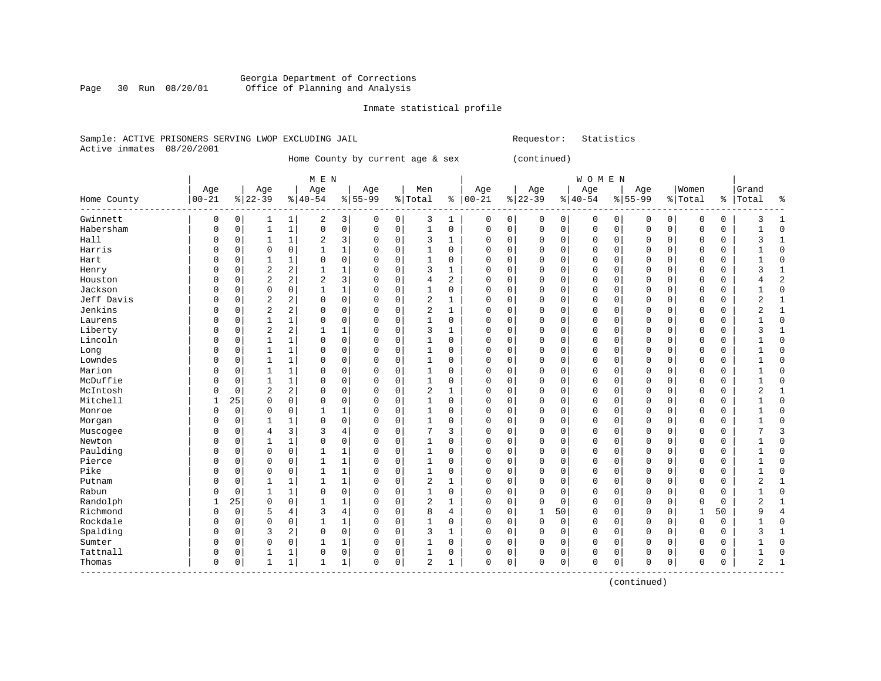Georgia Department of Corrections
Office of Planning and Analysis

Inmate statistical profile

Sample: ACTIVE PRISONERS SERVING LWOP EXCLUDING JAIL  Requestor: Statistics
Active inmates 08/20/2001

Home County by current age & sex (continued)

| Home County | MEN Age 00-21 | % | Age 22-39 | % | Age 40-54 | % | Age 55-99 | % | Men Total | % | WOMEN Age 00-21 | % | Age 22-39 | % | Age 40-54 | % | Age 55-99 | % | Women Total | % | Grand Total | % |
|---|---|---|---|---|---|---|---|---|---|---|---|---|---|---|---|---|---|---|---|---|---|---|
| Gwinnett | 0 | 0 | 1 | 1 | 2 | 3 | 0 | 0 | 3 | 1 | 0 | 0 | 0 | 0 | 0 | 0 | 0 | 0 | 0 | 0 | 3 | 1 |
| Habersham | 0 | 0 | 1 | 1 | 0 | 0 | 0 | 0 | 1 | 0 | 0 | 0 | 0 | 0 | 0 | 0 | 0 | 0 | 0 | 0 | 1 | 0 |
| Hall | 0 | 0 | 1 | 1 | 2 | 3 | 0 | 0 | 3 | 1 | 0 | 0 | 0 | 0 | 0 | 0 | 0 | 0 | 0 | 0 | 3 | 1 |
| Harris | 0 | 0 | 0 | 0 | 1 | 1 | 0 | 0 | 1 | 0 | 0 | 0 | 0 | 0 | 0 | 0 | 0 | 0 | 0 | 0 | 1 | 0 |
| Hart | 0 | 0 | 1 | 1 | 0 | 0 | 0 | 0 | 1 | 0 | 0 | 0 | 0 | 0 | 0 | 0 | 0 | 0 | 0 | 0 | 1 | 0 |
| Henry | 0 | 0 | 2 | 2 | 1 | 1 | 0 | 0 | 3 | 1 | 0 | 0 | 0 | 0 | 0 | 0 | 0 | 0 | 0 | 0 | 3 | 1 |
| Houston | 0 | 0 | 2 | 2 | 2 | 3 | 0 | 0 | 4 | 2 | 0 | 0 | 0 | 0 | 0 | 0 | 0 | 0 | 0 | 0 | 4 | 2 |
| Jackson | 0 | 0 | 0 | 0 | 1 | 1 | 0 | 0 | 1 | 0 | 0 | 0 | 0 | 0 | 0 | 0 | 0 | 0 | 0 | 0 | 1 | 0 |
| Jeff Davis | 0 | 0 | 2 | 2 | 0 | 0 | 0 | 0 | 2 | 1 | 0 | 0 | 0 | 0 | 0 | 0 | 0 | 0 | 0 | 0 | 2 | 1 |
| Jenkins | 0 | 0 | 2 | 2 | 0 | 0 | 0 | 0 | 2 | 1 | 0 | 0 | 0 | 0 | 0 | 0 | 0 | 0 | 0 | 0 | 2 | 1 |
| Laurens | 0 | 0 | 1 | 1 | 0 | 0 | 0 | 0 | 1 | 0 | 0 | 0 | 0 | 0 | 0 | 0 | 0 | 0 | 0 | 0 | 1 | 0 |
| Liberty | 0 | 0 | 2 | 2 | 1 | 1 | 0 | 0 | 3 | 1 | 0 | 0 | 0 | 0 | 0 | 0 | 0 | 0 | 0 | 0 | 3 | 1 |
| Lincoln | 0 | 0 | 1 | 1 | 0 | 0 | 0 | 0 | 1 | 0 | 0 | 0 | 0 | 0 | 0 | 0 | 0 | 0 | 0 | 0 | 1 | 0 |
| Long | 0 | 0 | 1 | 1 | 0 | 0 | 0 | 0 | 1 | 0 | 0 | 0 | 0 | 0 | 0 | 0 | 0 | 0 | 0 | 0 | 1 | 0 |
| Lowndes | 0 | 0 | 1 | 1 | 0 | 0 | 0 | 0 | 1 | 0 | 0 | 0 | 0 | 0 | 0 | 0 | 0 | 0 | 0 | 0 | 1 | 0 |
| Marion | 0 | 0 | 1 | 1 | 0 | 0 | 0 | 0 | 1 | 0 | 0 | 0 | 0 | 0 | 0 | 0 | 0 | 0 | 0 | 0 | 1 | 0 |
| McDuffie | 0 | 0 | 1 | 1 | 0 | 0 | 0 | 0 | 1 | 0 | 0 | 0 | 0 | 0 | 0 | 0 | 0 | 0 | 0 | 0 | 1 | 0 |
| McIntosh | 0 | 0 | 2 | 2 | 0 | 0 | 0 | 0 | 2 | 1 | 0 | 0 | 0 | 0 | 0 | 0 | 0 | 0 | 0 | 0 | 2 | 1 |
| Mitchell | 1 | 25 | 0 | 0 | 0 | 0 | 0 | 0 | 1 | 0 | 0 | 0 | 0 | 0 | 0 | 0 | 0 | 0 | 0 | 0 | 1 | 0 |
| Monroe | 0 | 0 | 0 | 0 | 1 | 1 | 0 | 0 | 1 | 0 | 0 | 0 | 0 | 0 | 0 | 0 | 0 | 0 | 0 | 0 | 1 | 0 |
| Morgan | 0 | 0 | 1 | 1 | 0 | 0 | 0 | 0 | 1 | 0 | 0 | 0 | 0 | 0 | 0 | 0 | 0 | 0 | 0 | 0 | 1 | 0 |
| Muscogee | 0 | 0 | 4 | 3 | 3 | 4 | 0 | 0 | 7 | 3 | 0 | 0 | 0 | 0 | 0 | 0 | 0 | 0 | 0 | 0 | 7 | 3 |
| Newton | 0 | 0 | 1 | 1 | 0 | 0 | 0 | 0 | 1 | 0 | 0 | 0 | 0 | 0 | 0 | 0 | 0 | 0 | 0 | 0 | 1 | 0 |
| Paulding | 0 | 0 | 0 | 0 | 1 | 1 | 0 | 0 | 1 | 0 | 0 | 0 | 0 | 0 | 0 | 0 | 0 | 0 | 0 | 0 | 1 | 0 |
| Pierce | 0 | 0 | 0 | 0 | 1 | 1 | 0 | 0 | 1 | 0 | 0 | 0 | 0 | 0 | 0 | 0 | 0 | 0 | 0 | 0 | 1 | 0 |
| Pike | 0 | 0 | 0 | 0 | 1 | 1 | 0 | 0 | 1 | 0 | 0 | 0 | 0 | 0 | 0 | 0 | 0 | 0 | 0 | 0 | 1 | 0 |
| Putnam | 0 | 0 | 1 | 1 | 1 | 1 | 0 | 0 | 2 | 1 | 0 | 0 | 0 | 0 | 0 | 0 | 0 | 0 | 0 | 0 | 2 | 1 |
| Rabun | 0 | 0 | 1 | 1 | 0 | 0 | 0 | 0 | 1 | 0 | 0 | 0 | 0 | 0 | 0 | 0 | 0 | 0 | 0 | 0 | 1 | 0 |
| Randolph | 1 | 25 | 0 | 0 | 1 | 1 | 0 | 0 | 2 | 1 | 0 | 0 | 0 | 0 | 0 | 0 | 0 | 0 | 0 | 0 | 2 | 1 |
| Richmond | 0 | 0 | 5 | 4 | 3 | 4 | 0 | 0 | 8 | 4 | 0 | 0 | 1 | 50 | 0 | 0 | 0 | 0 | 1 | 50 | 9 | 4 |
| Rockdale | 0 | 0 | 0 | 0 | 1 | 1 | 0 | 0 | 1 | 0 | 0 | 0 | 0 | 0 | 0 | 0 | 0 | 0 | 0 | 0 | 1 | 0 |
| Spalding | 0 | 0 | 3 | 2 | 0 | 0 | 0 | 0 | 3 | 1 | 0 | 0 | 0 | 0 | 0 | 0 | 0 | 0 | 0 | 0 | 3 | 1 |
| Sumter | 0 | 0 | 0 | 0 | 1 | 1 | 0 | 0 | 1 | 0 | 0 | 0 | 0 | 0 | 0 | 0 | 0 | 0 | 0 | 0 | 1 | 0 |
| Tattnall | 0 | 0 | 1 | 1 | 0 | 0 | 0 | 0 | 1 | 0 | 0 | 0 | 0 | 0 | 0 | 0 | 0 | 0 | 0 | 0 | 1 | 0 |
| Thomas | 0 | 0 | 1 | 1 | 1 | 1 | 0 | 0 | 2 | 1 | 0 | 0 | 0 | 0 | 0 | 0 | 0 | 0 | 0 | 0 | 2 | 1 |

(continued)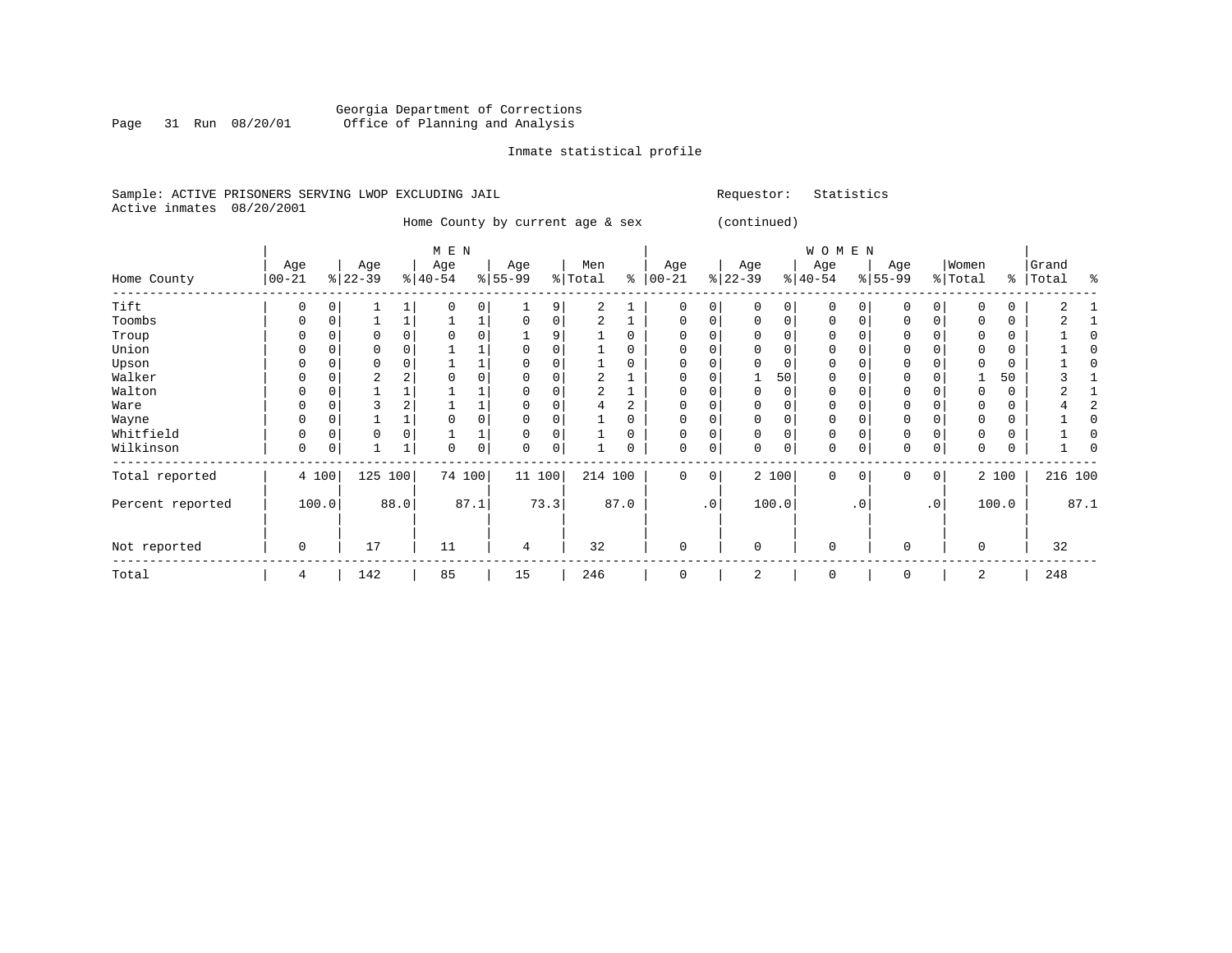Georgia Department of Corrections
Office of Planning and Analysis

Inmate statistical profile

Sample: ACTIVE PRISONERS SERVING LWOP EXCLUDING JAIL
Active inmates 08/20/2001

Requestor: Statistics

Home County by current age & sex (continued)

| Home County | MEN Age 00-21 | % | Age 22-39 | % | Age 40-54 | % | Age 55-99 | % | Men Total | % | WOMEN Age 00-21 | % | Age 22-39 | % | Age 40-54 | % | Age 55-99 | % | Women Total | % | Grand Total | % |
|---|---|---|---|---|---|---|---|---|---|---|---|---|---|---|---|---|---|---|---|---|---|---|
| Tift | 0 | 0 | 1 | 1 | 0 | 0 | 1 | 9 | 2 | 1 | 0 | 0 | 0 | 0 | 0 | 0 | 0 | 0 | 0 | 0 | 2 | 1 |
| Toombs | 0 | 0 | 1 | 1 | 1 | 1 | 0 | 0 | 2 | 1 | 0 | 0 | 0 | 0 | 0 | 0 | 0 | 0 | 0 | 0 | 2 | 1 |
| Troup | 0 | 0 | 0 | 0 | 0 | 0 | 1 | 9 | 1 | 0 | 0 | 0 | 0 | 0 | 0 | 0 | 0 | 0 | 0 | 0 | 1 | 0 |
| Union | 0 | 0 | 0 | 0 | 1 | 1 | 0 | 0 | 1 | 0 | 0 | 0 | 0 | 0 | 0 | 0 | 0 | 0 | 0 | 0 | 1 | 0 |
| Upson | 0 | 0 | 0 | 0 | 1 | 1 | 0 | 0 | 1 | 0 | 0 | 0 | 0 | 0 | 0 | 0 | 0 | 0 | 0 | 0 | 1 | 0 |
| Walker | 0 | 0 | 2 | 2 | 0 | 0 | 0 | 0 | 2 | 1 | 0 | 0 | 1 | 50 | 0 | 0 | 0 | 0 | 1 | 50 | 3 | 1 |
| Walton | 0 | 0 | 1 | 1 | 1 | 1 | 0 | 0 | 2 | 1 | 0 | 0 | 0 | 0 | 0 | 0 | 0 | 0 | 0 | 0 | 2 | 1 |
| Ware | 0 | 0 | 3 | 2 | 1 | 1 | 0 | 0 | 4 | 2 | 0 | 0 | 0 | 0 | 0 | 0 | 0 | 0 | 0 | 0 | 4 | 2 |
| Wayne | 0 | 0 | 1 | 1 | 0 | 0 | 0 | 0 | 1 | 0 | 0 | 0 | 0 | 0 | 0 | 0 | 0 | 0 | 0 | 0 | 1 | 0 |
| Whitfield | 0 | 0 | 0 | 0 | 1 | 1 | 0 | 0 | 1 | 0 | 0 | 0 | 0 | 0 | 0 | 0 | 0 | 0 | 0 | 0 | 1 | 0 |
| Wilkinson | 0 | 0 | 1 | 1 | 0 | 0 | 0 | 0 | 1 | 0 | 0 | 0 | 0 | 0 | 0 | 0 | 0 | 0 | 0 | 0 | 1 | 0 |
| Total reported | 4 | 100 | 125 | 100 | 74 | 100 | 11 | 100 | 214 | 100 | 0 | 0 | 2 | 100 | 0 | 0 | 0 | 0 | 2 | 100 | 216 | 100 |
| Percent reported | | 100.0 | | 88.0 | | 87.1 | | 73.3 | | 87.0 | | .0 | | 100.0 | | .0 | | .0 | | 100.0 | | 87.1 |
| Not reported | 0 | | 17 | | 11 | | 4 | | 32 | | 0 | | 0 | | 0 | | 0 | | 0 | | 32 | |
| Total | 4 | | 142 | | 85 | | 15 | | 246 | | 0 | | 2 | | 0 | | 0 | | 2 | | 248 | |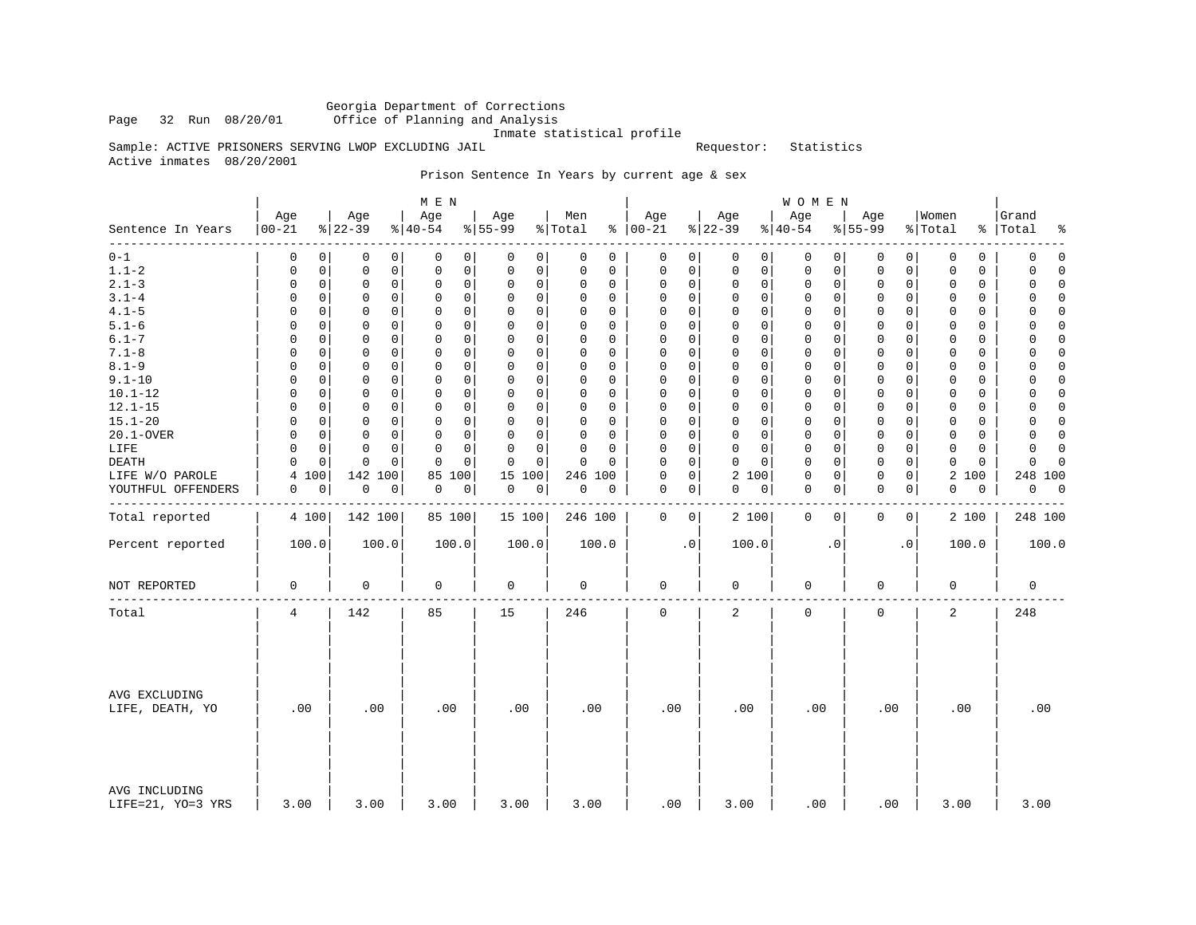Georgia Department of Corrections
Office of Planning and Analysis
Inmate statistical profile

Page 32 Run 08/20/01

Sample: ACTIVE PRISONERS SERVING LWOP EXCLUDING JAIL

Requestor: Statistics

Active inmates 08/20/2001

Prison Sentence In Years by current age & sex

| Sentence In Years | MEN Age 00-21 | % | Age 22-39 | % | Age 40-54 | % | Age 55-99 | % | Men Total | % | WOMEN Age 00-21 | % | Age 22-39 | % | Age 40-54 | % | Age 55-99 | % | Women Total | % | Grand Total | % |
|---|---|---|---|---|---|---|---|---|---|---|---|---|---|---|---|---|---|---|---|---|---|---|
| 0-1 | 0 | 0 | 0 | 0 | 0 | 0 | 0 | 0 | 0 | 0 | 0 | 0 | 0 | 0 | 0 | 0 | 0 | 0 | 0 | 0 | 0 | 0 |
| 1.1-2 | 0 | 0 | 0 | 0 | 0 | 0 | 0 | 0 | 0 | 0 | 0 | 0 | 0 | 0 | 0 | 0 | 0 | 0 | 0 | 0 | 0 | 0 |
| 2.1-3 | 0 | 0 | 0 | 0 | 0 | 0 | 0 | 0 | 0 | 0 | 0 | 0 | 0 | 0 | 0 | 0 | 0 | 0 | 0 | 0 | 0 | 0 |
| 3.1-4 | 0 | 0 | 0 | 0 | 0 | 0 | 0 | 0 | 0 | 0 | 0 | 0 | 0 | 0 | 0 | 0 | 0 | 0 | 0 | 0 | 0 | 0 |
| 4.1-5 | 0 | 0 | 0 | 0 | 0 | 0 | 0 | 0 | 0 | 0 | 0 | 0 | 0 | 0 | 0 | 0 | 0 | 0 | 0 | 0 | 0 | 0 |
| 5.1-6 | 0 | 0 | 0 | 0 | 0 | 0 | 0 | 0 | 0 | 0 | 0 | 0 | 0 | 0 | 0 | 0 | 0 | 0 | 0 | 0 | 0 | 0 |
| 6.1-7 | 0 | 0 | 0 | 0 | 0 | 0 | 0 | 0 | 0 | 0 | 0 | 0 | 0 | 0 | 0 | 0 | 0 | 0 | 0 | 0 | 0 | 0 |
| 7.1-8 | 0 | 0 | 0 | 0 | 0 | 0 | 0 | 0 | 0 | 0 | 0 | 0 | 0 | 0 | 0 | 0 | 0 | 0 | 0 | 0 | 0 | 0 |
| 8.1-9 | 0 | 0 | 0 | 0 | 0 | 0 | 0 | 0 | 0 | 0 | 0 | 0 | 0 | 0 | 0 | 0 | 0 | 0 | 0 | 0 | 0 | 0 |
| 9.1-10 | 0 | 0 | 0 | 0 | 0 | 0 | 0 | 0 | 0 | 0 | 0 | 0 | 0 | 0 | 0 | 0 | 0 | 0 | 0 | 0 | 0 | 0 |
| 10.1-12 | 0 | 0 | 0 | 0 | 0 | 0 | 0 | 0 | 0 | 0 | 0 | 0 | 0 | 0 | 0 | 0 | 0 | 0 | 0 | 0 | 0 | 0 |
| 12.1-15 | 0 | 0 | 0 | 0 | 0 | 0 | 0 | 0 | 0 | 0 | 0 | 0 | 0 | 0 | 0 | 0 | 0 | 0 | 0 | 0 | 0 | 0 |
| 15.1-20 | 0 | 0 | 0 | 0 | 0 | 0 | 0 | 0 | 0 | 0 | 0 | 0 | 0 | 0 | 0 | 0 | 0 | 0 | 0 | 0 | 0 | 0 |
| 20.1-OVER | 0 | 0 | 0 | 0 | 0 | 0 | 0 | 0 | 0 | 0 | 0 | 0 | 0 | 0 | 0 | 0 | 0 | 0 | 0 | 0 | 0 | 0 |
| LIFE | 0 | 0 | 0 | 0 | 0 | 0 | 0 | 0 | 0 | 0 | 0 | 0 | 0 | 0 | 0 | 0 | 0 | 0 | 0 | 0 | 0 | 0 |
| DEATH | 0 | 0 | 0 | 0 | 0 | 0 | 0 | 0 | 0 | 0 | 0 | 0 | 0 | 0 | 0 | 0 | 0 | 0 | 0 | 0 | 0 | 0 |
| LIFE W/O PAROLE | 4 | 100 | 142 | 100 | 85 | 100 | 15 | 100 | 246 | 100 | 0 | 0 | 2 | 100 | 0 | 0 | 0 | 0 | 2 | 100 | 248 | 100 |
| YOUTHFUL OFFENDERS | 0 | 0 | 0 | 0 | 0 | 0 | 0 | 0 | 0 | 0 | 0 | 0 | 0 | 0 | 0 | 0 | 0 | 0 | 0 | 0 | 0 | 0 |
| Total reported | 4 | 100 | 142 | 100 | 85 | 100 | 15 | 100 | 246 | 100 | 0 | 0 | 2 | 100 | 0 | 0 | 0 | 0 | 2 | 100 | 248 | 100 |
| Percent reported | 100.0 | | 100.0 | | 100.0 | | 100.0 | | 100.0 | | .0 | | 100.0 | | .0 | | .0 | | 100.0 | | 100.0 | |
| NOT REPORTED | 0 | | 0 | | 0 | | 0 | | 0 | | 0 | | 0 | | 0 | | 0 | | 0 | | 0 | |
| Total | 4 | | 142 | | 85 | | 15 | | 246 | | 0 | | 2 | | 0 | | 0 | | 2 | | 248 | |
| AVG EXCLUDING LIFE, DEATH, YO | .00 | | .00 | | .00 | | .00 | | .00 | | .00 | | .00 | | .00 | | .00 | | .00 | | .00 | |
| AVG INCLUDING LIFE=21, YO=3 YRS | 3.00 | | 3.00 | | 3.00 | | 3.00 | | 3.00 | | .00 | | 3.00 | | .00 | | .00 | | 3.00 | | 3.00 | |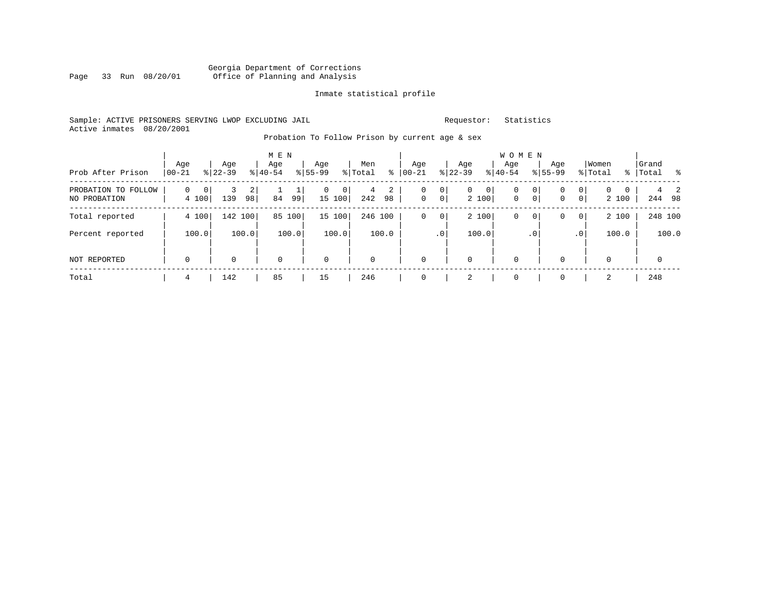Georgia Department of Corrections
Office of Planning and Analysis

Inmate statistical profile

Sample: ACTIVE PRISONERS SERVING LWOP EXCLUDING JAIL    Requestor: Statistics
Active inmates 08/20/2001

Probation To Follow Prison by current age & sex

| Prob After Prison | MEN Age 00-21 | % | Age 22-39 | % | Age 40-54 | % | Age 55-99 | % | Men Total | % | WOMEN Age 00-21 | % | Age 22-39 | % | Age 40-54 | % | Age 55-99 | % | Women Total | % | Grand Total | % |
|---|---|---|---|---|---|---|---|---|---|---|---|---|---|---|---|---|---|---|---|---|---|---|
| PROBATION TO FOLLOW | 0 | 0 | 3 | 2 | 1 | 1 | 0 | 0 | 4 | 2 | 0 | 0 | 0 | 0 | 0 | 0 | 0 | 0 | 0 | 0 | 4 | 2 |
| NO PROBATION | 4 | 100 | 139 | 98 | 84 | 99 | 15 | 100 | 242 | 98 | 0 | 0 | 2 | 100 | 0 | 0 | 0 | 0 | 2 | 100 | 244 | 98 |
| Total reported | 4 | 100 | 142 | 100 | 85 | 100 | 15 | 100 | 246 | 100 | 0 | 0 | 2 | 100 | 0 | 0 | 0 | 0 | 2 | 100 | 248 | 100 |
| Percent reported | | 100.0 | | 100.0 | | 100.0 | | 100.0 | | 100.0 | | .0 | | 100.0 | | .0 | | .0 | | 100.0 | | 100.0 |
| NOT REPORTED | 0 | | 0 | | 0 | | 0 | | 0 | | 0 | | 0 | | 0 | | 0 | | 0 | | 0 | |
| Total | 4 | | 142 | | 85 | | 15 | | 246 | | 0 | | 2 | | 0 | | 0 | | 2 | | 248 | |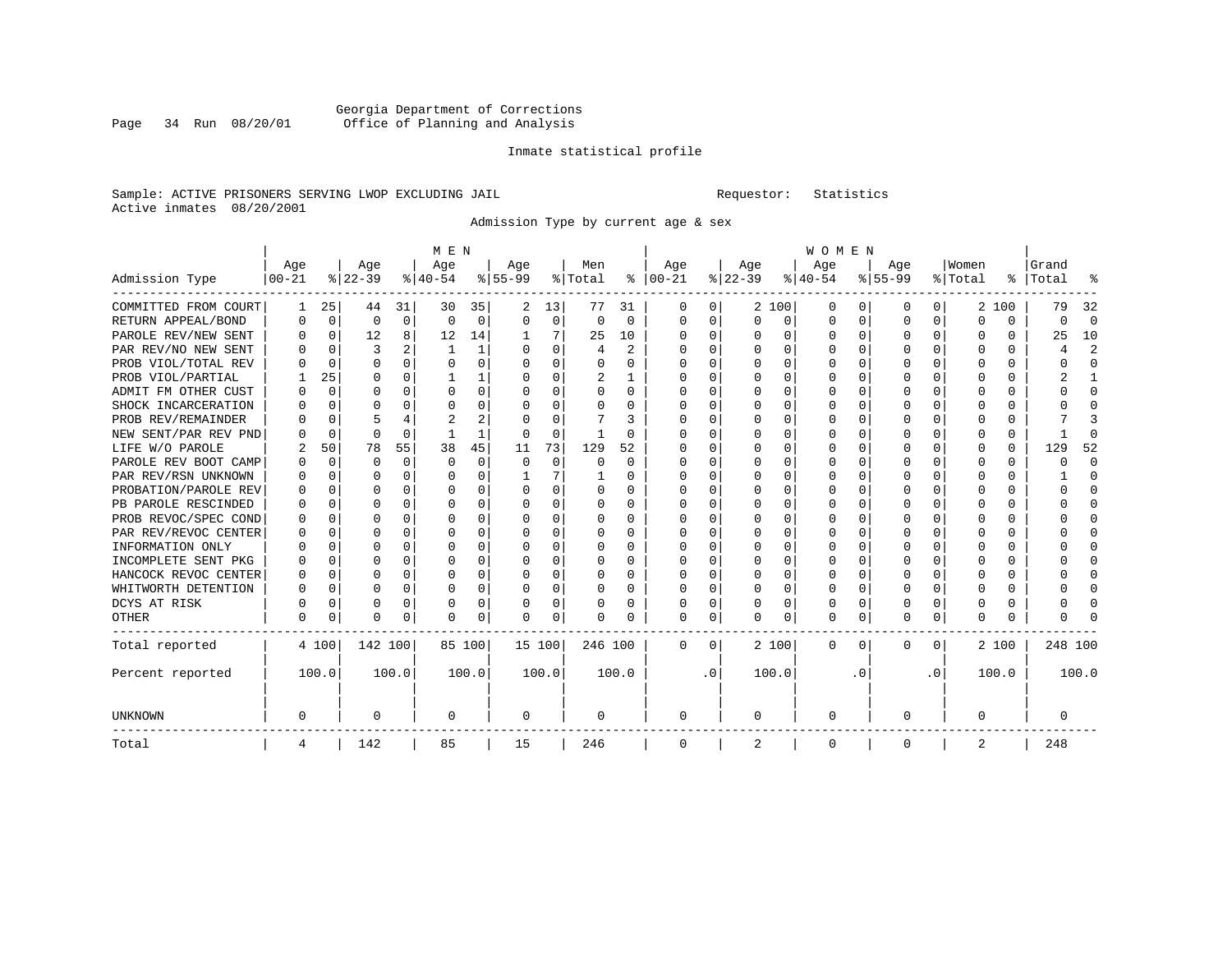Georgia Department of Corrections
Office of Planning and Analysis

Inmate statistical profile

Sample: ACTIVE PRISONERS SERVING LWOP EXCLUDING JAIL
Requestor: Statistics
Active inmates 08/20/2001

Admission Type by current age & sex

| Admission Type | MEN Age 00-21 | % | Age 22-39 | % | Age 40-54 | % | Age 55-99 | % | Men Total | % | WOMEN Age 00-21 | % | Age 22-39 | % | Age 40-54 | % | Age 55-99 | % | Women Total | % | Grand Total | % |
|---|---|---|---|---|---|---|---|---|---|---|---|---|---|---|---|---|---|---|---|---|---|---|
| COMMITTED FROM COURT | 1 | 25 | 44 | 31 | 30 | 35 | 2 | 13 | 77 | 31 | 0 | 0 | 2 | 100 | 0 | 0 | 0 | 0 | 2 | 100 | 79 | 32 |
| RETURN APPEAL/BOND | 0 | 0 | 0 | 0 | 0 | 0 | 0 | 0 | 0 | 0 | 0 | 0 | 0 | 0 | 0 | 0 | 0 | 0 | 0 | 0 | 0 | 0 |
| PAROLE REV/NEW SENT | 0 | 0 | 12 | 8 | 12 | 14 | 1 | 7 | 25 | 10 | 0 | 0 | 0 | 0 | 0 | 0 | 0 | 0 | 0 | 0 | 25 | 10 |
| PAR REV/NO NEW SENT | 0 | 0 | 3 | 2 | 1 | 1 | 0 | 0 | 4 | 2 | 0 | 0 | 0 | 0 | 0 | 0 | 0 | 0 | 0 | 0 | 4 | 2 |
| PROB VIOL/TOTAL REV | 0 | 0 | 0 | 0 | 0 | 0 | 0 | 0 | 0 | 0 | 0 | 0 | 0 | 0 | 0 | 0 | 0 | 0 | 0 | 0 | 0 | 0 |
| PROB VIOL/PARTIAL | 1 | 25 | 0 | 0 | 1 | 1 | 0 | 0 | 2 | 1 | 0 | 0 | 0 | 0 | 0 | 0 | 0 | 0 | 0 | 0 | 2 | 1 |
| ADMIT FM OTHER CUST | 0 | 0 | 0 | 0 | 0 | 0 | 0 | 0 | 0 | 0 | 0 | 0 | 0 | 0 | 0 | 0 | 0 | 0 | 0 | 0 | 0 | 0 |
| SHOCK INCARCERATION | 0 | 0 | 0 | 0 | 0 | 0 | 0 | 0 | 0 | 0 | 0 | 0 | 0 | 0 | 0 | 0 | 0 | 0 | 0 | 0 | 0 | 0 |
| PROB REV/REMAINDER | 0 | 0 | 5 | 4 | 2 | 2 | 0 | 0 | 7 | 3 | 0 | 0 | 0 | 0 | 0 | 0 | 0 | 0 | 0 | 0 | 7 | 3 |
| NEW SENT/PAR REV PND | 0 | 0 | 0 | 0 | 1 | 1 | 0 | 0 | 1 | 0 | 0 | 0 | 0 | 0 | 0 | 0 | 0 | 0 | 0 | 0 | 1 | 0 |
| LIFE W/O PAROLE | 2 | 50 | 78 | 55 | 38 | 45 | 11 | 73 | 129 | 52 | 0 | 0 | 0 | 0 | 0 | 0 | 0 | 0 | 0 | 0 | 129 | 52 |
| PAROLE REV BOOT CAMP | 0 | 0 | 0 | 0 | 0 | 0 | 0 | 0 | 0 | 0 | 0 | 0 | 0 | 0 | 0 | 0 | 0 | 0 | 0 | 0 | 0 | 0 |
| PAR REV/RSN UNKNOWN | 0 | 0 | 0 | 0 | 0 | 0 | 1 | 7 | 1 | 0 | 0 | 0 | 0 | 0 | 0 | 0 | 0 | 0 | 0 | 0 | 1 | 0 |
| PROBATION/PAROLE REV | 0 | 0 | 0 | 0 | 0 | 0 | 0 | 0 | 0 | 0 | 0 | 0 | 0 | 0 | 0 | 0 | 0 | 0 | 0 | 0 | 0 | 0 |
| PB PAROLE RESCINDED | 0 | 0 | 0 | 0 | 0 | 0 | 0 | 0 | 0 | 0 | 0 | 0 | 0 | 0 | 0 | 0 | 0 | 0 | 0 | 0 | 0 | 0 |
| PROB REVOC/SPEC COND | 0 | 0 | 0 | 0 | 0 | 0 | 0 | 0 | 0 | 0 | 0 | 0 | 0 | 0 | 0 | 0 | 0 | 0 | 0 | 0 | 0 | 0 |
| PAR REV/REVOC CENTER | 0 | 0 | 0 | 0 | 0 | 0 | 0 | 0 | 0 | 0 | 0 | 0 | 0 | 0 | 0 | 0 | 0 | 0 | 0 | 0 | 0 | 0 |
| INFORMATION ONLY | 0 | 0 | 0 | 0 | 0 | 0 | 0 | 0 | 0 | 0 | 0 | 0 | 0 | 0 | 0 | 0 | 0 | 0 | 0 | 0 | 0 | 0 |
| INCOMPLETE SENT PKG | 0 | 0 | 0 | 0 | 0 | 0 | 0 | 0 | 0 | 0 | 0 | 0 | 0 | 0 | 0 | 0 | 0 | 0 | 0 | 0 | 0 | 0 |
| HANCOCK REVOC CENTER | 0 | 0 | 0 | 0 | 0 | 0 | 0 | 0 | 0 | 0 | 0 | 0 | 0 | 0 | 0 | 0 | 0 | 0 | 0 | 0 | 0 | 0 |
| WHITWORTH DETENTION | 0 | 0 | 0 | 0 | 0 | 0 | 0 | 0 | 0 | 0 | 0 | 0 | 0 | 0 | 0 | 0 | 0 | 0 | 0 | 0 | 0 | 0 |
| DCYS AT RISK | 0 | 0 | 0 | 0 | 0 | 0 | 0 | 0 | 0 | 0 | 0 | 0 | 0 | 0 | 0 | 0 | 0 | 0 | 0 | 0 | 0 | 0 |
| OTHER | 0 | 0 | 0 | 0 | 0 | 0 | 0 | 0 | 0 | 0 | 0 | 0 | 0 | 0 | 0 | 0 | 0 | 0 | 0 | 0 | 0 | 0 |
| Total reported | 4 | 100 | 142 | 100 | 85 | 100 | 15 | 100 | 246 | 100 | 0 | 0 | 2 | 100 | 0 | 0 | 0 | 0 | 2 | 100 | 248 | 100 |
| Percent reported | | 100.0 | | 100.0 | | 100.0 | | 100.0 | | 100.0 | | .0 | | 100.0 | | .0 | | .0 | | 100.0 | | 100.0 |
| UNKNOWN | 0 | | 0 | | 0 | | 0 | | 0 | | 0 | | 0 | | 0 | | 0 | | 0 | | 0 | |
| Total | 4 | | 142 | | 85 | | 15 | | 246 | | 0 | | 2 | | 0 | | 0 | | 2 | | 248 | |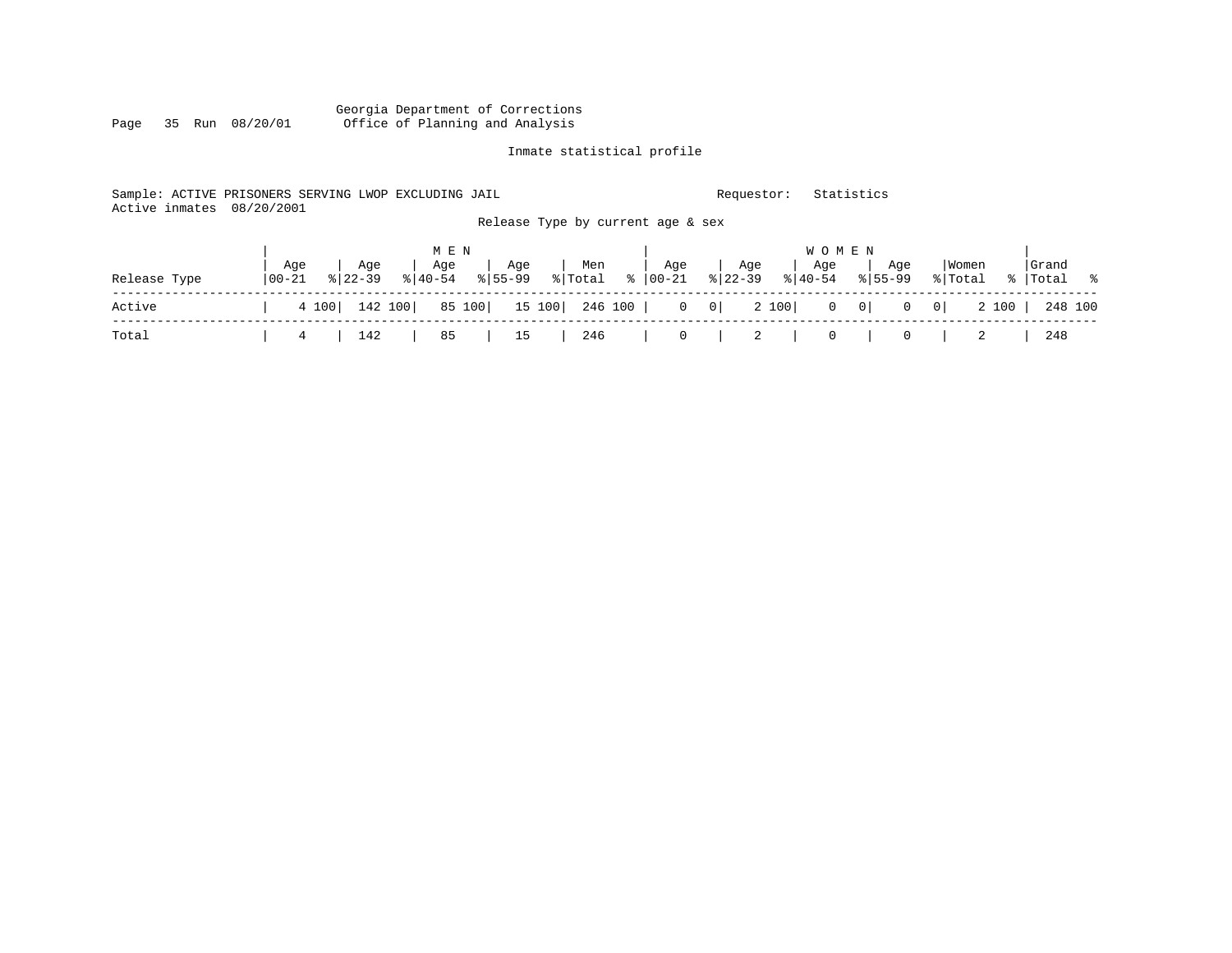Georgia Department of Corrections
Office of Planning and Analysis

Inmate statistical profile

Sample: ACTIVE PRISONERS SERVING LWOP EXCLUDING JAIL                    Requestor: Statistics
Active inmates 08/20/2001

Release Type by current age & sex

| Release Type | MEN Age 00-21 | % | Age 22-39 | % | Age 40-54 | % | Age 55-99 | % | Men Total | % | WOMEN Age 00-21 | % | Age 22-39 | % | Age 40-54 | % | Age 55-99 | % | Women Total | % | Grand Total | % |
|---|---|---|---|---|---|---|---|---|---|---|---|---|---|---|---|---|---|---|---|---|---|---|
| Active | 4 | 100 | 142 | 100 | 85 | 100 | 15 | 100 | 246 | 100 | 0 | 0 | 2 | 100 | 0 | 0 | 0 | 0 | 2 | 100 | 248 | 100 |
| Total | 4 | | 142 | | 85 | | 15 | | 246 | | 0 | | 2 | | 0 | | 0 | | 2 | | 248 | |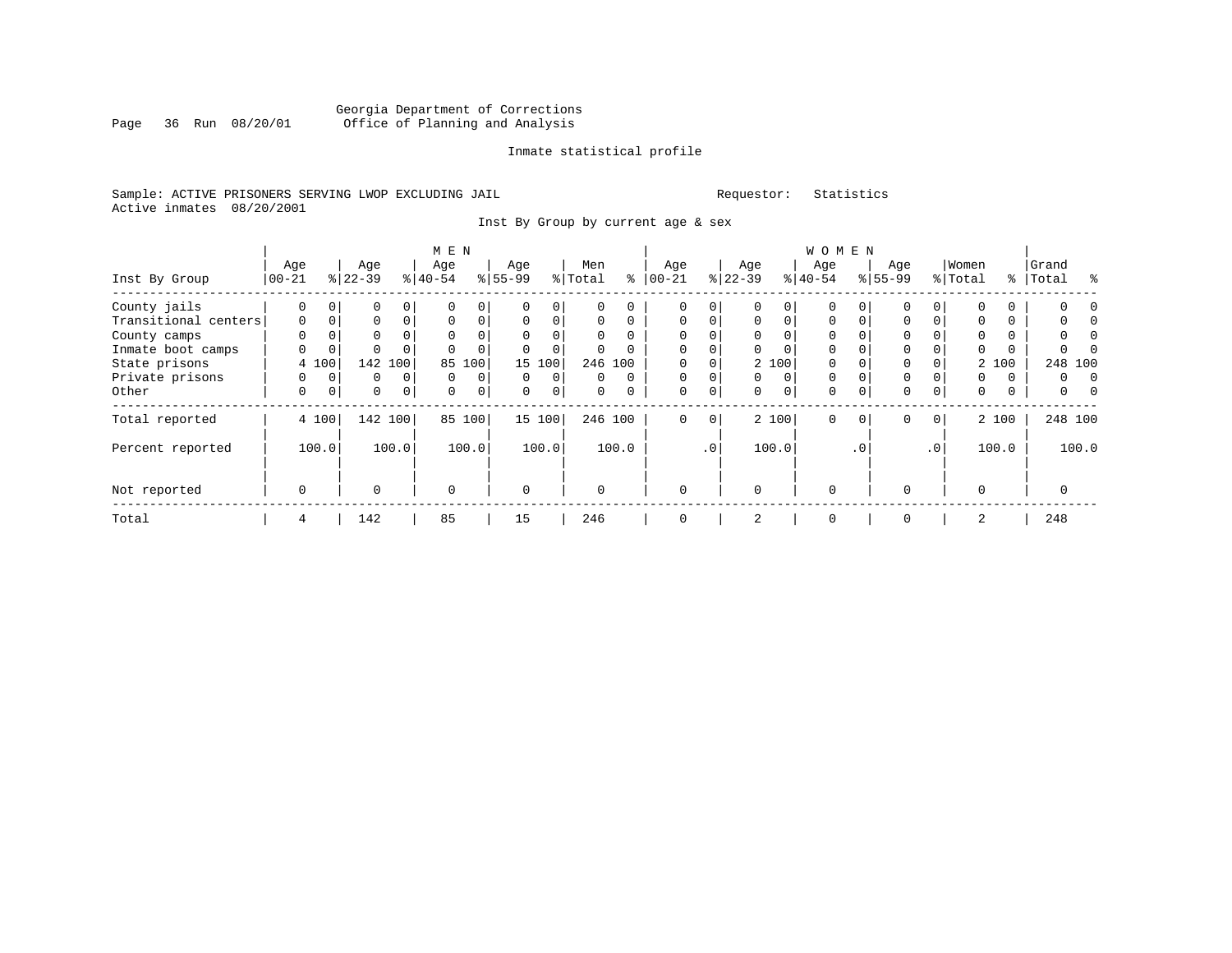Georgia Department of Corrections
Office of Planning and Analysis

Inmate statistical profile

Sample: ACTIVE PRISONERS SERVING LWOP EXCLUDING JAIL                    Requestor: Statistics
Active inmates 08/20/2001

Inst By Group by current age & sex

| Inst By Group | MEN Age 00-21 | % | Age 22-39 | % | Age 40-54 | % | Age 55-99 | % | Men Total | % | WOMEN Age 00-21 | % | Age 22-39 | % | Age 40-54 | % | Age 55-99 | % | Women Total | % | Grand Total | % |
|---|---|---|---|---|---|---|---|---|---|---|---|---|---|---|---|---|---|---|---|---|---|---|
| County jails | 0 | 0 | 0 | 0 | 0 | 0 | 0 | 0 | 0 | 0 | 0 | 0 | 0 | 0 | 0 | 0 | 0 | 0 | 0 | 0 | 0 | 0 |
| Transitional centers | 0 | 0 | 0 | 0 | 0 | 0 | 0 | 0 | 0 | 0 | 0 | 0 | 0 | 0 | 0 | 0 | 0 | 0 | 0 | 0 | 0 | 0 |
| County camps | 0 | 0 | 0 | 0 | 0 | 0 | 0 | 0 | 0 | 0 | 0 | 0 | 0 | 0 | 0 | 0 | 0 | 0 | 0 | 0 | 0 | 0 |
| Inmate boot camps | 0 | 0 | 0 | 0 | 0 | 0 | 0 | 0 | 0 | 0 | 0 | 0 | 0 | 0 | 0 | 0 | 0 | 0 | 0 | 0 | 0 | 0 |
| State prisons | 4 | 100 | 142 | 100 | 85 | 100 | 15 | 100 | 246 | 100 | 0 | 0 | 2 | 100 | 0 | 0 | 0 | 0 | 2 | 100 | 248 | 100 |
| Private prisons | 0 | 0 | 0 | 0 | 0 | 0 | 0 | 0 | 0 | 0 | 0 | 0 | 0 | 0 | 0 | 0 | 0 | 0 | 0 | 0 | 0 | 0 |
| Other | 0 | 0 | 0 | 0 | 0 | 0 | 0 | 0 | 0 | 0 | 0 | 0 | 0 | 0 | 0 | 0 | 0 | 0 | 0 | 0 | 0 | 0 |
| Total reported | 4 | 100 | 142 | 100 | 85 | 100 | 15 | 100 | 246 | 100 | 0 | 0 | 2 | 100 | 0 | 0 | 0 | 0 | 2 | 100 | 248 | 100 |
| Percent reported | | 100.0 | | 100.0 | | 100.0 | | 100.0 | | 100.0 | | .0 | | 100.0 | | .0 | | .0 | | 100.0 | | 100.0 |
| Not reported | 0 | | 0 | | 0 | | 0 | | 0 | | 0 | | 0 | | 0 | | 0 | | 0 | | 0 | |
| Total | 4 | | 142 | | 85 | | 15 | | 246 | | 0 | | 2 | | 0 | | 0 | | 2 | | 248 | |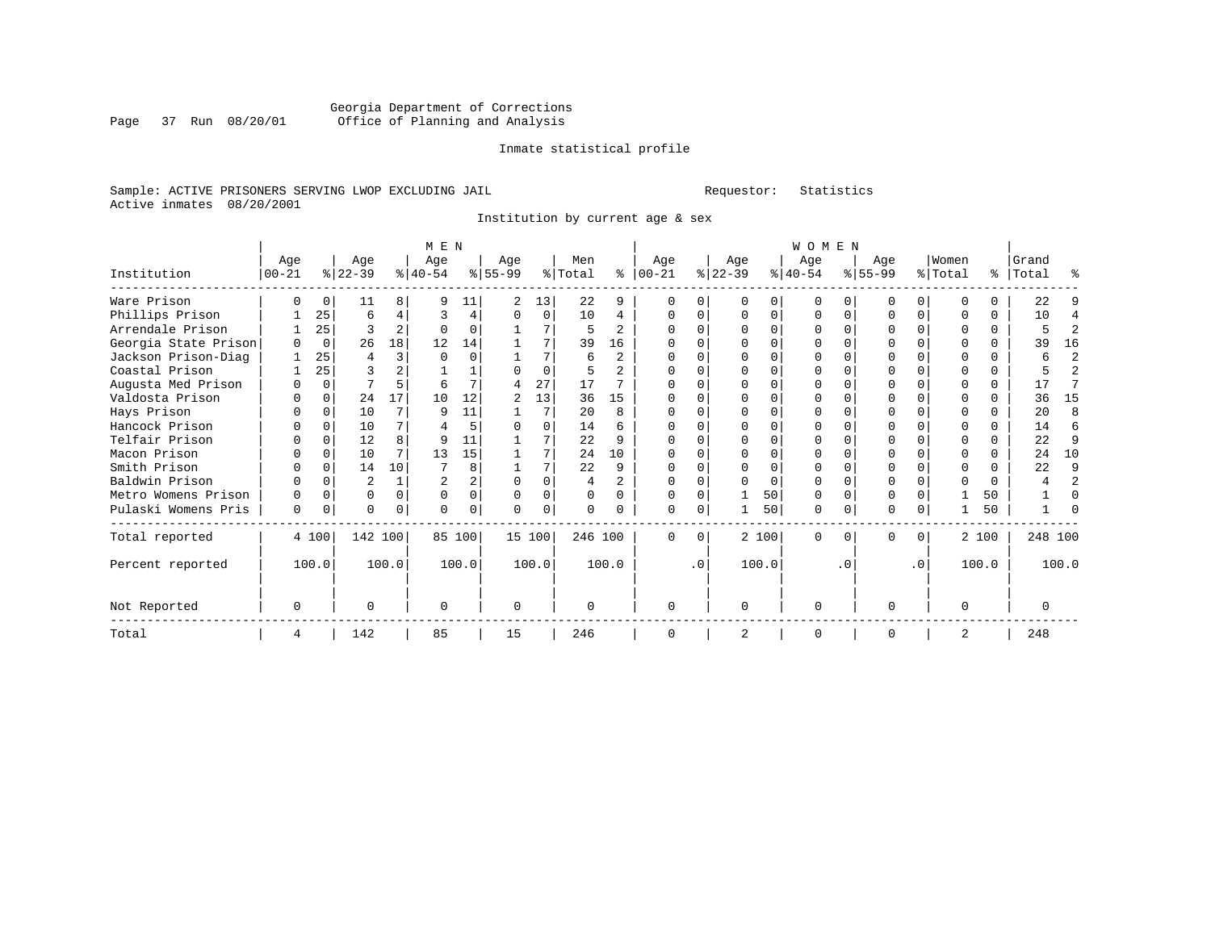Georgia Department of Corrections
Office of Planning and Analysis

Inmate statistical profile

Sample: ACTIVE PRISONERS SERVING LWOP EXCLUDING JAIL                Requestor: Statistics
Active inmates 08/20/2001

Institution by current age & sex

| Institution | MEN Age 00-21 | % | Age 22-39 | % | Age 40-54 | % | Age 55-99 | % | Men Total | % | WOMEN Age 00-21 | % | Age 22-39 | % | Age 40-54 | % | Age 55-99 | % | Women Total | % | Grand Total | % |
|---|---|---|---|---|---|---|---|---|---|---|---|---|---|---|---|---|---|---|---|---|---|---|
| Ware Prison | 0 | 0 | 11 | 8 | 9 | 11 | 2 | 13 | 22 | 9 | 0 | 0 | 0 | 0 | 0 | 0 | 0 | 0 | 0 | 0 | 22 | 9 |
| Phillips Prison | 1 | 25 | 6 | 4 | 3 | 4 | 0 | 0 | 10 | 4 | 0 | 0 | 0 | 0 | 0 | 0 | 0 | 0 | 0 | 0 | 10 | 4 |
| Arrendale Prison | 1 | 25 | 3 | 2 | 0 | 0 | 1 | 7 | 5 | 2 | 0 | 0 | 0 | 0 | 0 | 0 | 0 | 0 | 0 | 0 | 5 | 2 |
| Georgia State Prison | 0 | 0 | 26 | 18 | 12 | 14 | 1 | 7 | 39 | 16 | 0 | 0 | 0 | 0 | 0 | 0 | 0 | 0 | 0 | 0 | 39 | 16 |
| Jackson Prison-Diag | 1 | 25 | 4 | 3 | 0 | 0 | 1 | 7 | 6 | 2 | 0 | 0 | 0 | 0 | 0 | 0 | 0 | 0 | 0 | 0 | 6 | 2 |
| Coastal Prison | 1 | 25 | 3 | 2 | 1 | 1 | 0 | 0 | 5 | 2 | 0 | 0 | 0 | 0 | 0 | 0 | 0 | 0 | 0 | 0 | 5 | 2 |
| Augusta Med Prison | 0 | 0 | 7 | 5 | 6 | 7 | 4 | 27 | 17 | 7 | 0 | 0 | 0 | 0 | 0 | 0 | 0 | 0 | 0 | 0 | 17 | 7 |
| Valdosta Prison | 0 | 0 | 24 | 17 | 10 | 12 | 2 | 13 | 36 | 15 | 0 | 0 | 0 | 0 | 0 | 0 | 0 | 0 | 0 | 0 | 36 | 15 |
| Hays Prison | 0 | 0 | 10 | 7 | 9 | 11 | 1 | 7 | 20 | 8 | 0 | 0 | 0 | 0 | 0 | 0 | 0 | 0 | 0 | 0 | 20 | 8 |
| Hancock Prison | 0 | 0 | 10 | 7 | 4 | 5 | 0 | 0 | 14 | 6 | 0 | 0 | 0 | 0 | 0 | 0 | 0 | 0 | 0 | 0 | 14 | 6 |
| Telfair Prison | 0 | 0 | 12 | 8 | 9 | 11 | 1 | 7 | 22 | 9 | 0 | 0 | 0 | 0 | 0 | 0 | 0 | 0 | 0 | 0 | 22 | 9 |
| Macon Prison | 0 | 0 | 10 | 7 | 13 | 15 | 1 | 7 | 24 | 10 | 0 | 0 | 0 | 0 | 0 | 0 | 0 | 0 | 0 | 0 | 24 | 10 |
| Smith Prison | 0 | 0 | 14 | 10 | 7 | 8 | 1 | 7 | 22 | 9 | 0 | 0 | 0 | 0 | 0 | 0 | 0 | 0 | 0 | 0 | 22 | 9 |
| Baldwin Prison | 0 | 0 | 2 | 1 | 2 | 2 | 0 | 0 | 4 | 2 | 0 | 0 | 0 | 0 | 0 | 0 | 0 | 0 | 0 | 0 | 4 | 2 |
| Metro Womens Prison | 0 | 0 | 0 | 0 | 0 | 0 | 0 | 0 | 0 | 0 | 0 | 0 | 1 | 50 | 0 | 0 | 0 | 0 | 1 | 50 | 1 | 0 |
| Pulaski Womens Pris | 0 | 0 | 0 | 0 | 0 | 0 | 0 | 0 | 0 | 0 | 0 | 0 | 1 | 50 | 0 | 0 | 0 | 0 | 1 | 50 | 1 | 0 |
| Total reported | 4 | 100 | 142 | 100 | 85 | 100 | 15 | 100 | 246 | 100 | 0 | 0 | 2 | 100 | 0 | 0 | 0 | 0 | 2 | 100 | 248 | 100 |
| Percent reported | | 100.0 | | 100.0 | | 100.0 | | 100.0 | | 100.0 | | .0 | | 100.0 | | .0 | | .0 | | 100.0 | | 100.0 |
| Not Reported | 0 | | 0 | | 0 | | 0 | | 0 | | 0 | | 0 | | 0 | | 0 | | 0 | | 0 | |
| Total | 4 | | 142 | | 85 | | 15 | | 246 | | 0 | | 2 | | 0 | | 0 | | 2 | | 248 | |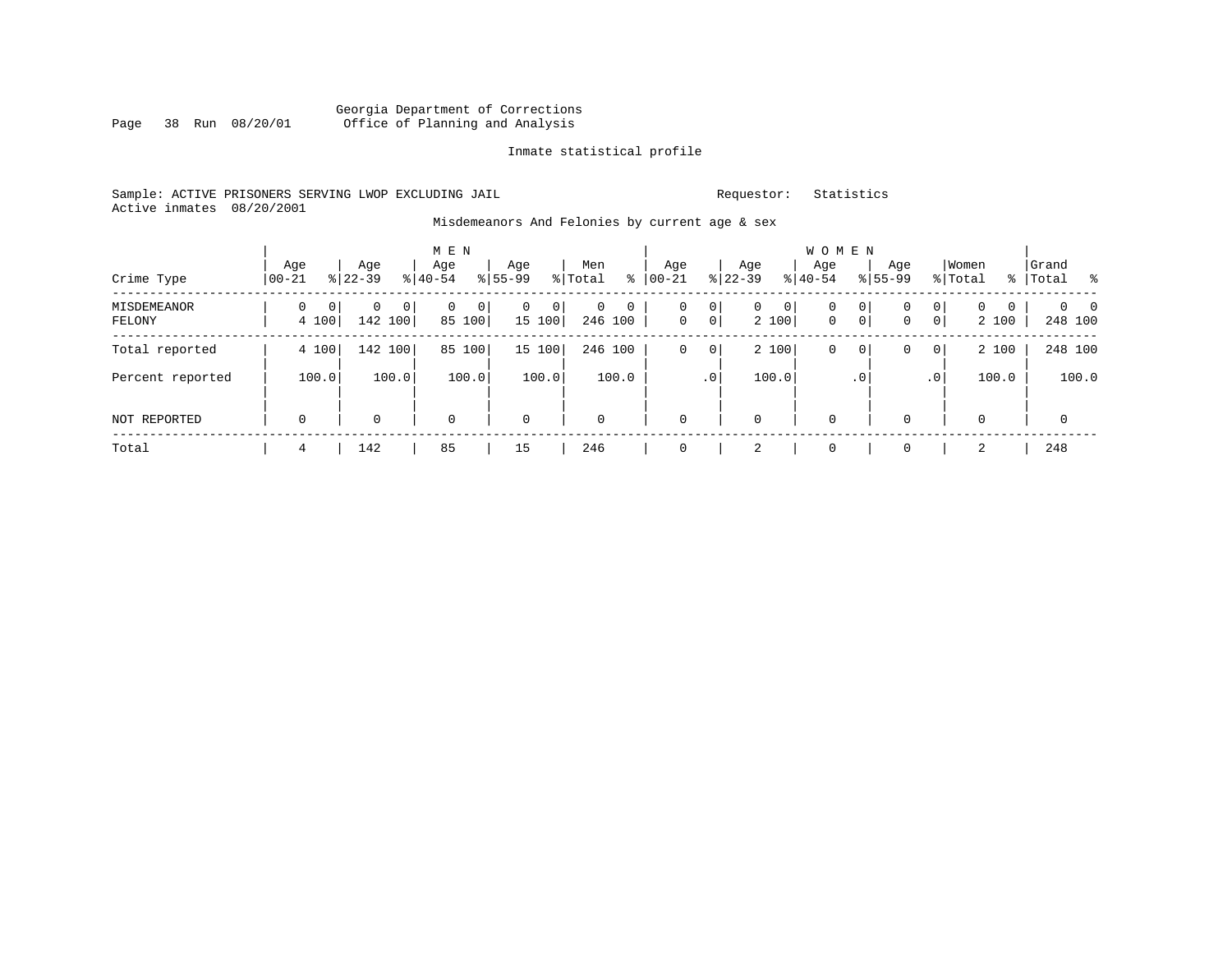Georgia Department of Corrections
Office of Planning and Analysis

Inmate statistical profile

Sample: ACTIVE PRISONERS SERVING LWOP EXCLUDING JAIL

Requestor: Statistics

Active inmates 08/20/2001

Misdemeanors And Felonies by current age & sex

| Crime Type | MEN Age 00-21 | % | Age 22-39 | % | Age 40-54 | % | Age 55-99 | % | Men Total | % | WOMEN Age 00-21 | % | Age 22-39 | % | Age 40-54 | % | Age 55-99 | % | Women Total | % | Grand Total | % |
|---|---|---|---|---|---|---|---|---|---|---|---|---|---|---|---|---|---|---|---|---|---|---|
| MISDEMEANOR | 0 | 0 | 0 | 0 | 0 | 0 | 0 | 0 | 0 | 0 | 0 | 0 | 0 | 0 | 0 | 0 | 0 | 0 | 0 | 0 | 0 | 0 |
| FELONY | 4 | 100 | 142 | 100 | 85 | 100 | 15 | 100 | 246 | 100 | 0 | 0 | 2 | 100 | 0 | 0 | 0 | 0 | 2 | 100 | 248 | 100 |
| Total reported | 4 | 100 | 142 | 100 | 85 | 100 | 15 | 100 | 246 | 100 | 0 | 0 | 2 | 100 | 0 | 0 | 0 | 0 | 2 | 100 | 248 | 100 |
| Percent reported | | 100.0 | | 100.0 | | 100.0 | | 100.0 | | 100.0 | | .0 | | 100.0 | | .0 | | .0 | | 100.0 | | 100.0 |
| NOT REPORTED | 0 | | 0 | | 0 | | 0 | | 0 | | 0 | | 0 | | 0 | | 0 | | 0 | | 0 | |
| Total | 4 | | 142 | | 85 | | 15 | | 246 | | 0 | | 2 | | 0 | | 0 | | 2 | | 248 | |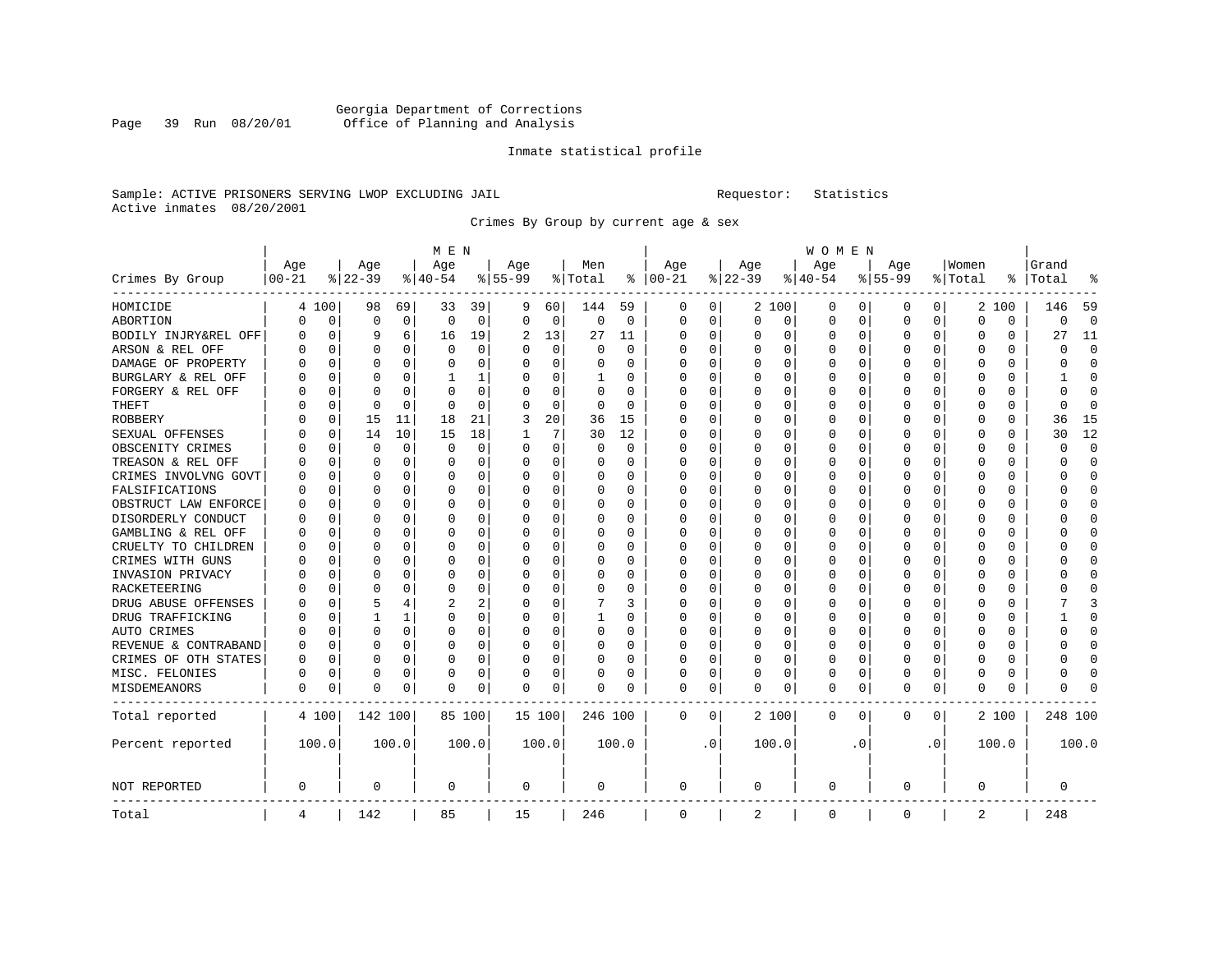Georgia Department of Corrections
Office of Planning and Analysis

Inmate statistical profile

Sample: ACTIVE PRISONERS SERVING LWOP EXCLUDING JAIL    Requestor: Statistics
Active inmates 08/20/2001

Crimes By Group by current age & sex

| Crimes By Group | MEN Age 00-21 | % | Age 22-39 | % | Age 40-54 | % | Age 55-99 | % | Men Total | % | WOMEN Age 00-21 | % | Age 22-39 | % | Age 40-54 | % | Age 55-99 | % | Women Total | % | Grand Total | % |
|---|---|---|---|---|---|---|---|---|---|---|---|---|---|---|---|---|---|---|---|---|---|---|
| HOMICIDE | 4 | 100 | 98 | 69 | 33 | 39 | 9 | 60 | 144 | 59 | 0 | 0 | 2 | 100 | 0 | 0 | 0 | 0 | 2 | 100 | 146 | 59 |
| ABORTION | 0 | 0 | 0 | 0 | 0 | 0 | 0 | 0 | 0 | 0 | 0 | 0 | 0 | 0 | 0 | 0 | 0 | 0 | 0 | 0 | 0 | 0 |
| BODILY INJRY&REL OFF | 0 | 0 | 9 | 6 | 16 | 19 | 2 | 13 | 27 | 11 | 0 | 0 | 0 | 0 | 0 | 0 | 0 | 0 | 0 | 0 | 27 | 11 |
| ARSON & REL OFF | 0 | 0 | 0 | 0 | 0 | 0 | 0 | 0 | 0 | 0 | 0 | 0 | 0 | 0 | 0 | 0 | 0 | 0 | 0 | 0 | 0 | 0 |
| DAMAGE OF PROPERTY | 0 | 0 | 0 | 0 | 0 | 0 | 0 | 0 | 0 | 0 | 0 | 0 | 0 | 0 | 0 | 0 | 0 | 0 | 0 | 0 | 0 | 0 |
| BURGLARY & REL OFF | 0 | 0 | 0 | 0 | 1 | 1 | 0 | 0 | 1 | 0 | 0 | 0 | 0 | 0 | 0 | 0 | 0 | 0 | 0 | 0 | 1 | 0 |
| FORGERY & REL OFF | 0 | 0 | 0 | 0 | 0 | 0 | 0 | 0 | 0 | 0 | 0 | 0 | 0 | 0 | 0 | 0 | 0 | 0 | 0 | 0 | 0 | 0 |
| THEFT | 0 | 0 | 0 | 0 | 0 | 0 | 0 | 0 | 0 | 0 | 0 | 0 | 0 | 0 | 0 | 0 | 0 | 0 | 0 | 0 | 0 | 0 |
| ROBBERY | 0 | 0 | 15 | 11 | 18 | 21 | 3 | 20 | 36 | 15 | 0 | 0 | 0 | 0 | 0 | 0 | 0 | 0 | 0 | 0 | 36 | 15 |
| SEXUAL OFFENSES | 0 | 0 | 14 | 10 | 15 | 18 | 1 | 7 | 30 | 12 | 0 | 0 | 0 | 0 | 0 | 0 | 0 | 0 | 0 | 0 | 30 | 12 |
| OBSCENITY CRIMES | 0 | 0 | 0 | 0 | 0 | 0 | 0 | 0 | 0 | 0 | 0 | 0 | 0 | 0 | 0 | 0 | 0 | 0 | 0 | 0 | 0 | 0 |
| TREASON & REL OFF | 0 | 0 | 0 | 0 | 0 | 0 | 0 | 0 | 0 | 0 | 0 | 0 | 0 | 0 | 0 | 0 | 0 | 0 | 0 | 0 | 0 | 0 |
| CRIMES INVOLVNG GOVT | 0 | 0 | 0 | 0 | 0 | 0 | 0 | 0 | 0 | 0 | 0 | 0 | 0 | 0 | 0 | 0 | 0 | 0 | 0 | 0 | 0 | 0 |
| FALSIFICATIONS | 0 | 0 | 0 | 0 | 0 | 0 | 0 | 0 | 0 | 0 | 0 | 0 | 0 | 0 | 0 | 0 | 0 | 0 | 0 | 0 | 0 | 0 |
| OBSTRUCT LAW ENFORCE | 0 | 0 | 0 | 0 | 0 | 0 | 0 | 0 | 0 | 0 | 0 | 0 | 0 | 0 | 0 | 0 | 0 | 0 | 0 | 0 | 0 | 0 |
| DISORDERLY CONDUCT | 0 | 0 | 0 | 0 | 0 | 0 | 0 | 0 | 0 | 0 | 0 | 0 | 0 | 0 | 0 | 0 | 0 | 0 | 0 | 0 | 0 | 0 |
| GAMBLING & REL OFF | 0 | 0 | 0 | 0 | 0 | 0 | 0 | 0 | 0 | 0 | 0 | 0 | 0 | 0 | 0 | 0 | 0 | 0 | 0 | 0 | 0 | 0 |
| CRUELTY TO CHILDREN | 0 | 0 | 0 | 0 | 0 | 0 | 0 | 0 | 0 | 0 | 0 | 0 | 0 | 0 | 0 | 0 | 0 | 0 | 0 | 0 | 0 | 0 |
| CRIMES WITH GUNS | 0 | 0 | 0 | 0 | 0 | 0 | 0 | 0 | 0 | 0 | 0 | 0 | 0 | 0 | 0 | 0 | 0 | 0 | 0 | 0 | 0 | 0 |
| INVASION PRIVACY | 0 | 0 | 0 | 0 | 0 | 0 | 0 | 0 | 0 | 0 | 0 | 0 | 0 | 0 | 0 | 0 | 0 | 0 | 0 | 0 | 0 | 0 |
| RACKETEERING | 0 | 0 | 0 | 0 | 0 | 0 | 0 | 0 | 0 | 0 | 0 | 0 | 0 | 0 | 0 | 0 | 0 | 0 | 0 | 0 | 0 | 0 |
| DRUG ABUSE OFFENSES | 0 | 0 | 5 | 4 | 2 | 2 | 0 | 0 | 7 | 3 | 0 | 0 | 0 | 0 | 0 | 0 | 0 | 0 | 0 | 0 | 7 | 3 |
| DRUG TRAFFICKING | 0 | 0 | 1 | 1 | 0 | 0 | 0 | 0 | 1 | 0 | 0 | 0 | 0 | 0 | 0 | 0 | 0 | 0 | 0 | 0 | 1 | 0 |
| AUTO CRIMES | 0 | 0 | 0 | 0 | 0 | 0 | 0 | 0 | 0 | 0 | 0 | 0 | 0 | 0 | 0 | 0 | 0 | 0 | 0 | 0 | 0 | 0 |
| REVENUE & CONTRABAND | 0 | 0 | 0 | 0 | 0 | 0 | 0 | 0 | 0 | 0 | 0 | 0 | 0 | 0 | 0 | 0 | 0 | 0 | 0 | 0 | 0 | 0 |
| CRIMES OF OTH STATES | 0 | 0 | 0 | 0 | 0 | 0 | 0 | 0 | 0 | 0 | 0 | 0 | 0 | 0 | 0 | 0 | 0 | 0 | 0 | 0 | 0 | 0 |
| MISC. FELONIES | 0 | 0 | 0 | 0 | 0 | 0 | 0 | 0 | 0 | 0 | 0 | 0 | 0 | 0 | 0 | 0 | 0 | 0 | 0 | 0 | 0 | 0 |
| MISDEMEANORS | 0 | 0 | 0 | 0 | 0 | 0 | 0 | 0 | 0 | 0 | 0 | 0 | 0 | 0 | 0 | 0 | 0 | 0 | 0 | 0 | 0 | 0 |
| Total reported | 4 | 100 | 142 | 100 | 85 | 100 | 15 | 100 | 246 | 100 | 0 | 0 | 2 | 100 | 0 | 0 | 0 | 0 | 2 | 100 | 248 | 100 |
| Percent reported | 100.0 | | 100.0 | | 100.0 | | 100.0 | | 100.0 | | .0 | | 100.0 | | .0 | | .0 | | 100.0 | | 100.0 | |
| NOT REPORTED | 0 | | 0 | | 0 | | 0 | | 0 | | 0 | | 0 | | 0 | | 0 | | 0 | | 0 | |
| Total | 4 | | 142 | | 85 | | 15 | | 246 | | 0 | | 2 | | 0 | | 0 | | 2 | | 248 | |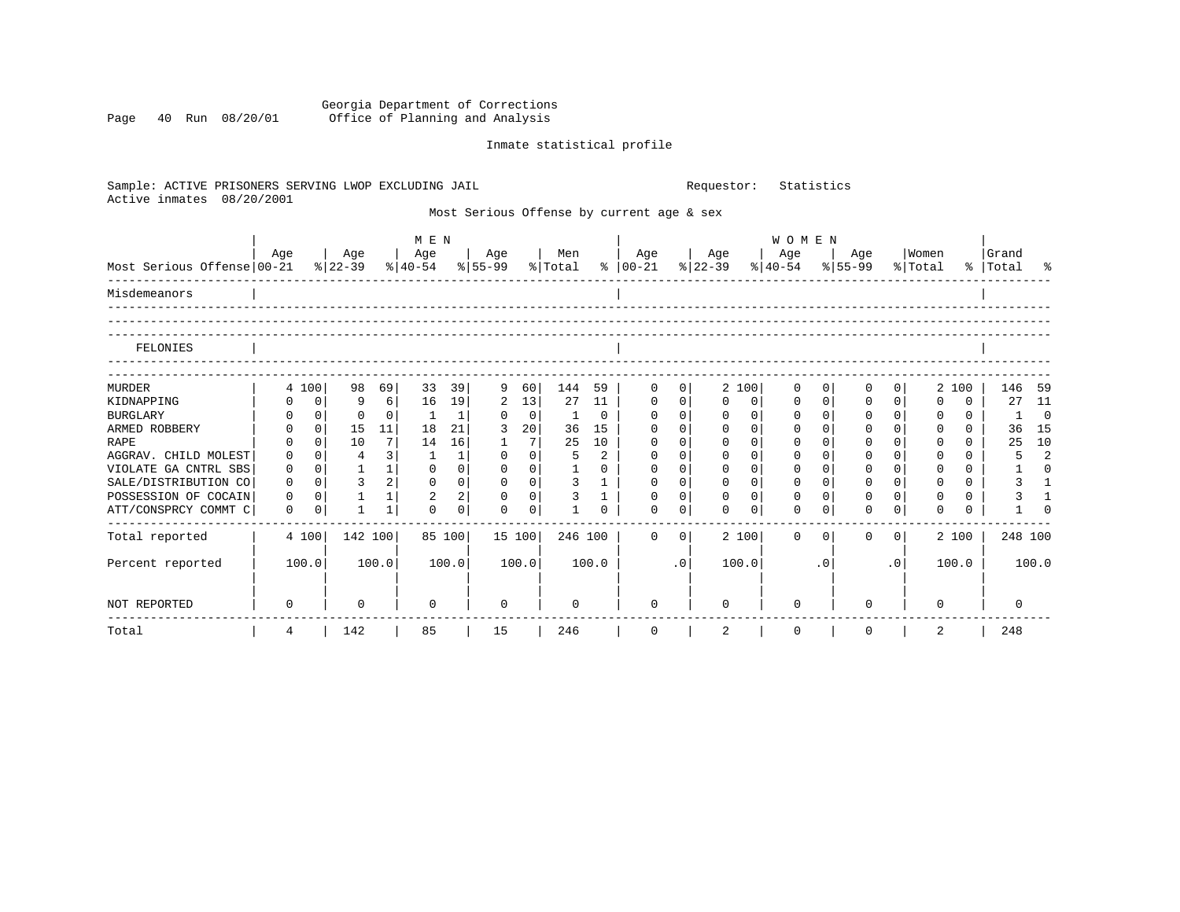Georgia Department of Corrections
Office of Planning and Analysis

Inmate statistical profile

Sample: ACTIVE PRISONERS SERVING LWOP EXCLUDING JAIL     Requestor: Statistics
Active inmates 08/20/2001

Most Serious Offense by current age & sex

| | MEN | | | | | | | | | | WOMEN | | | | | | | | | | | |
|---|---|---|---|---|---|---|---|---|---|---|---|---|---|---|---|---|---|---|---|---|---|---|
| Most Serious Offense | Age 00-21 | % | Age 22-39 | % | Age 40-54 | % | Age 55-99 | % | Men Total | % | Age 00-21 | % | Age 22-39 | % | Age 40-54 | % | Age 55-99 | % | Women Total | % | Grand Total | % |
| Misdemeanors | | | | | | | | | | | | | | | | | | | | | | |
| FELONIES | | | | | | | | | | | | | | | | | | | | | | |
| MURDER | 4 | 100 | 98 | 69 | 33 | 39 | 9 | 60 | 144 | 59 | 0 | 0 | 2 | 100 | 0 | 0 | 0 | 0 | 2 | 100 | 146 | 59 |
| KIDNAPPING | 0 | 0 | 9 | 6 | 16 | 19 | 2 | 13 | 27 | 11 | 0 | 0 | 0 | 0 | 0 | 0 | 0 | 0 | 0 | 0 | 27 | 11 |
| BURGLARY | 0 | 0 | 0 | 0 | 1 | 1 | 0 | 0 | 1 | 0 | 0 | 0 | 0 | 0 | 0 | 0 | 0 | 0 | 0 | 0 | 1 | 0 |
| ARMED ROBBERY | 0 | 0 | 15 | 11 | 18 | 21 | 3 | 20 | 36 | 15 | 0 | 0 | 0 | 0 | 0 | 0 | 0 | 0 | 0 | 0 | 36 | 15 |
| RAPE | 0 | 0 | 10 | 7 | 14 | 16 | 1 | 7 | 25 | 10 | 0 | 0 | 0 | 0 | 0 | 0 | 0 | 0 | 0 | 0 | 25 | 10 |
| AGGRAV. CHILD MOLEST | 0 | 0 | 4 | 3 | 1 | 1 | 0 | 0 | 5 | 2 | 0 | 0 | 0 | 0 | 0 | 0 | 0 | 0 | 0 | 0 | 5 | 2 |
| VIOLATE GA CNTRL SBS | 0 | 0 | 1 | 1 | 0 | 0 | 0 | 0 | 1 | 0 | 0 | 0 | 0 | 0 | 0 | 0 | 0 | 0 | 0 | 0 | 1 | 0 |
| SALE/DISTRIBUTION CO | 0 | 0 | 3 | 2 | 0 | 0 | 0 | 0 | 3 | 1 | 0 | 0 | 0 | 0 | 0 | 0 | 0 | 0 | 0 | 0 | 3 | 1 |
| POSSESSION OF COCAIN | 0 | 0 | 1 | 1 | 2 | 2 | 0 | 0 | 3 | 1 | 0 | 0 | 0 | 0 | 0 | 0 | 0 | 0 | 0 | 0 | 3 | 1 |
| ATT/CONSPRCY COMMT C | 0 | 0 | 1 | 1 | 0 | 0 | 0 | 0 | 1 | 0 | 0 | 0 | 0 | 0 | 0 | 0 | 0 | 0 | 0 | 0 | 1 | 0 |
| Total reported | 4 | 100 | 142 | 100 | 85 | 100 | 15 | 100 | 246 | 100 | 0 | 0 | 2 | 100 | 0 | 0 | 0 | 0 | 2 | 100 | 248 | 100 |
| Percent reported | | 100.0 | | 100.0 | | 100.0 | | 100.0 | | 100.0 | | .0 | | 100.0 | | .0 | | .0 | | 100.0 | | 100.0 |
| NOT REPORTED | 0 | | 0 | | 0 | | 0 | | 0 | | 0 | | 0 | | 0 | | 0 | | 0 | | 0 | |
| Total | 4 | | 142 | | 85 | | 15 | | 246 | | 0 | | 2 | | 0 | | 0 | | 2 | | 248 | |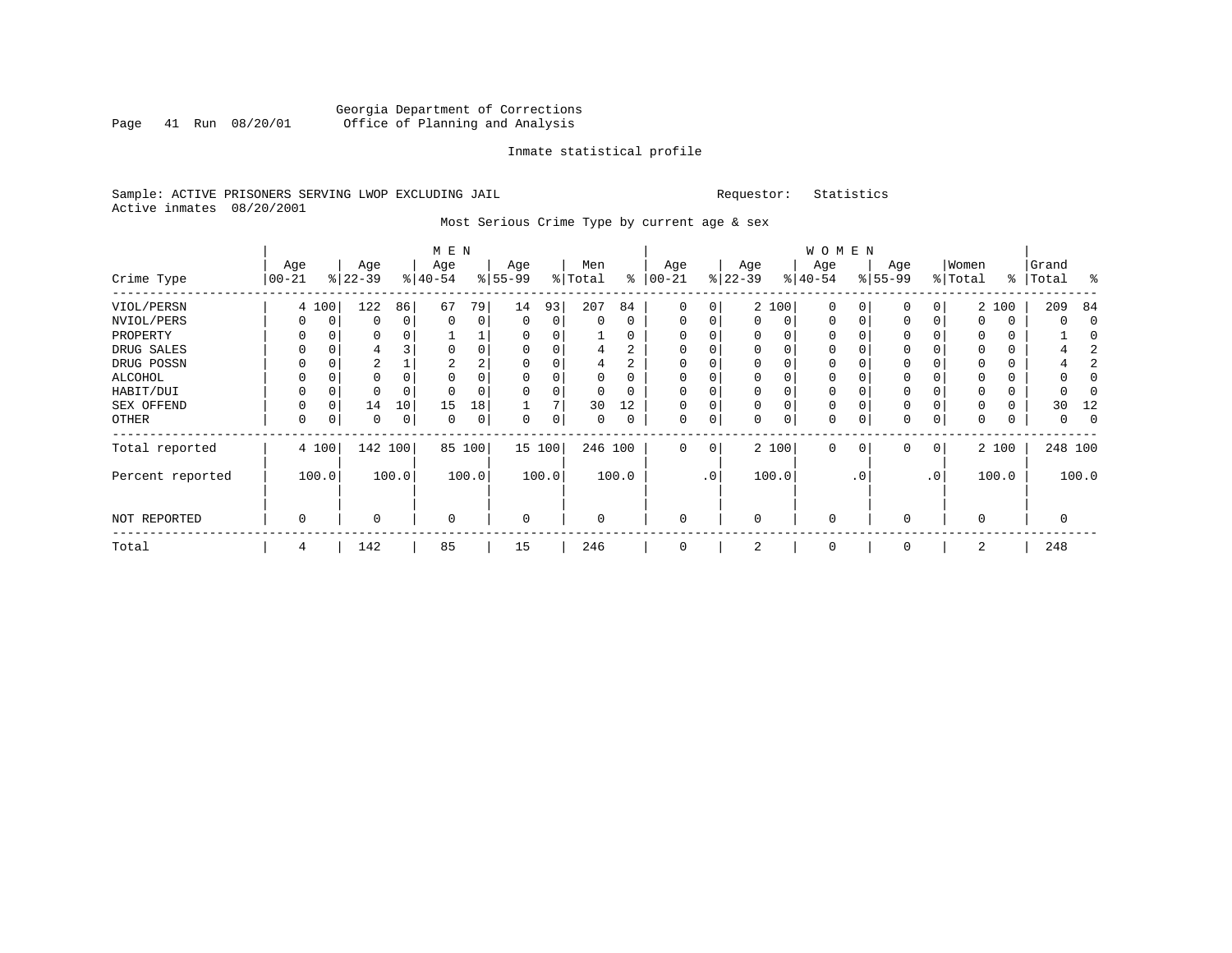Georgia Department of Corrections
Office of Planning and Analysis

Inmate statistical profile

Sample: ACTIVE PRISONERS SERVING LWOP EXCLUDING JAIL

Requestor: Statistics

Active inmates 08/20/2001

Most Serious Crime Type by current age & sex

| | MEN | | | | | | | | | | WOMEN | | | | | | | | | | | |
|---|---|---|---|---|---|---|---|---|---|---|---|---|---|---|---|---|---|---|---|---|---|---|
| Crime Type | Age 00-21 | % | Age 22-39 | % | Age 40-54 | % | Age 55-99 | % | Men Total | % | Age 00-21 | % | Age 22-39 | % | Age 40-54 | % | Age 55-99 | % | Women Total | % | Grand Total | % |
| VIOL/PERSN | 4 | 100 | 122 | 86 | 67 | 79 | 14 | 93 | 207 | 84 | 0 | 0 | 2 | 100 | 0 | 0 | 0 | 0 | 2 | 100 | 209 | 84 |
| NVIOL/PERS | 0 | 0 | 0 | 0 | 0 | 0 | 0 | 0 | 0 | 0 | 0 | 0 | 0 | 0 | 0 | 0 | 0 | 0 | 0 | 0 | 0 | 0 |
| PROPERTY | 0 | 0 | 0 | 0 | 1 | 1 | 0 | 0 | 1 | 0 | 0 | 0 | 0 | 0 | 0 | 0 | 0 | 0 | 0 | 0 | 1 | 0 |
| DRUG SALES | 0 | 0 | 4 | 3 | 0 | 0 | 0 | 0 | 4 | 2 | 0 | 0 | 0 | 0 | 0 | 0 | 0 | 0 | 0 | 0 | 4 | 2 |
| DRUG POSSN | 0 | 0 | 2 | 1 | 2 | 2 | 0 | 0 | 4 | 2 | 0 | 0 | 0 | 0 | 0 | 0 | 0 | 0 | 0 | 0 | 4 | 2 |
| ALCOHOL | 0 | 0 | 0 | 0 | 0 | 0 | 0 | 0 | 0 | 0 | 0 | 0 | 0 | 0 | 0 | 0 | 0 | 0 | 0 | 0 | 0 | 0 |
| HABIT/DUI | 0 | 0 | 0 | 0 | 0 | 0 | 0 | 0 | 0 | 0 | 0 | 0 | 0 | 0 | 0 | 0 | 0 | 0 | 0 | 0 | 0 | 0 |
| SEX OFFEND | 0 | 0 | 14 | 10 | 15 | 18 | 1 | 7 | 30 | 12 | 0 | 0 | 0 | 0 | 0 | 0 | 0 | 0 | 0 | 0 | 30 | 12 |
| OTHER | 0 | 0 | 0 | 0 | 0 | 0 | 0 | 0 | 0 | 0 | 0 | 0 | 0 | 0 | 0 | 0 | 0 | 0 | 0 | 0 | 0 | 0 |
| Total reported | 4 | 100 | 142 | 100 | 85 | 100 | 15 | 100 | 246 | 100 | 0 | 0 | 2 | 100 | 0 | 0 | 0 | 0 | 2 | 100 | 248 | 100 |
| Percent reported | | 100.0 | | 100.0 | | 100.0 | | 100.0 | | 100.0 | | .0 | | 100.0 | | .0 | | .0 | | 100.0 | | 100.0 |
| NOT REPORTED | 0 | | 0 | | 0 | | 0 | | 0 | | 0 | | 0 | | 0 | | 0 | | 0 | | 0 | |
| Total | 4 | | 142 | | 85 | | 15 | | 246 | | 0 | | 2 | | 0 | | 0 | | 2 | | 248 | |